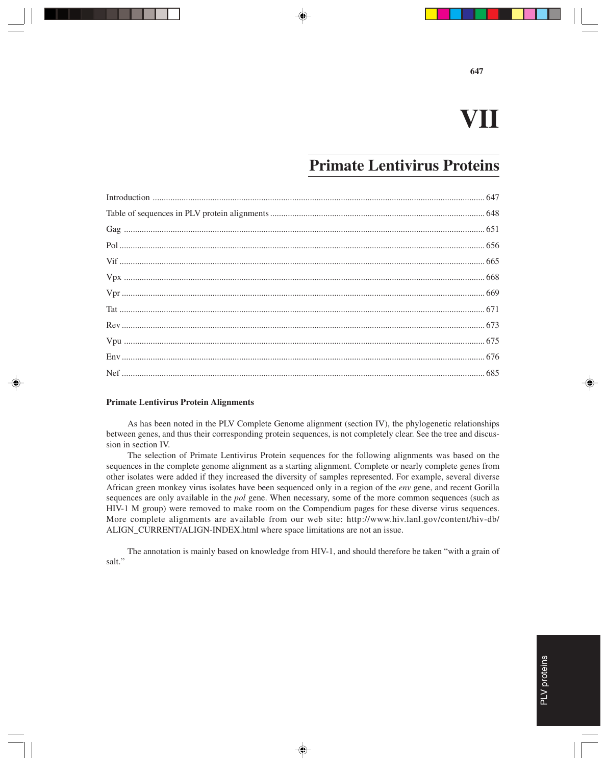# VII

## Primate Lentivirus Proteins

| | |
|---|---|
| Introduction | 647 |
| Table of sequences in PLV protein alignments | 648 |
| Gag | 651 |
| Pol | 656 |
| Vif | 665 |
| Vpx | 668 |
| Vpr | 669 |
| Tat | 671 |
| Rev | 673 |
| Vpu | 675 |
| Env | 676 |
| Nef | 685 |

### Primate Lentivirus Protein Alignments

As has been noted in the PLV Complete Genome alignment (section IV), the phylogenetic relationships between genes, and thus their corresponding protein sequences, is not completely clear. See the tree and discussion in section IV.

The selection of Primate Lentivirus Protein sequences for the following alignments was based on the sequences in the complete genome alignment as a starting alignment. Complete or nearly complete genes from other isolates were added if they increased the diversity of samples represented. For example, several diverse African green monkey virus isolates have been sequenced only in a region of the *env* gene, and recent Gorilla sequences are only available in the *pol* gene. When necessary, some of the more common sequences (such as HIV-1 M group) were removed to make room on the Compendium pages for these diverse virus sequences. More complete alignments are available from our web site: http://www.hiv.lanl.gov/content/hiv-db/ALIGN_CURRENT/ALIGN-INDEX.html where space limitations are not an issue.

The annotation is mainly based on knowledge from HIV-1, and should therefore be taken "with a grain of salt."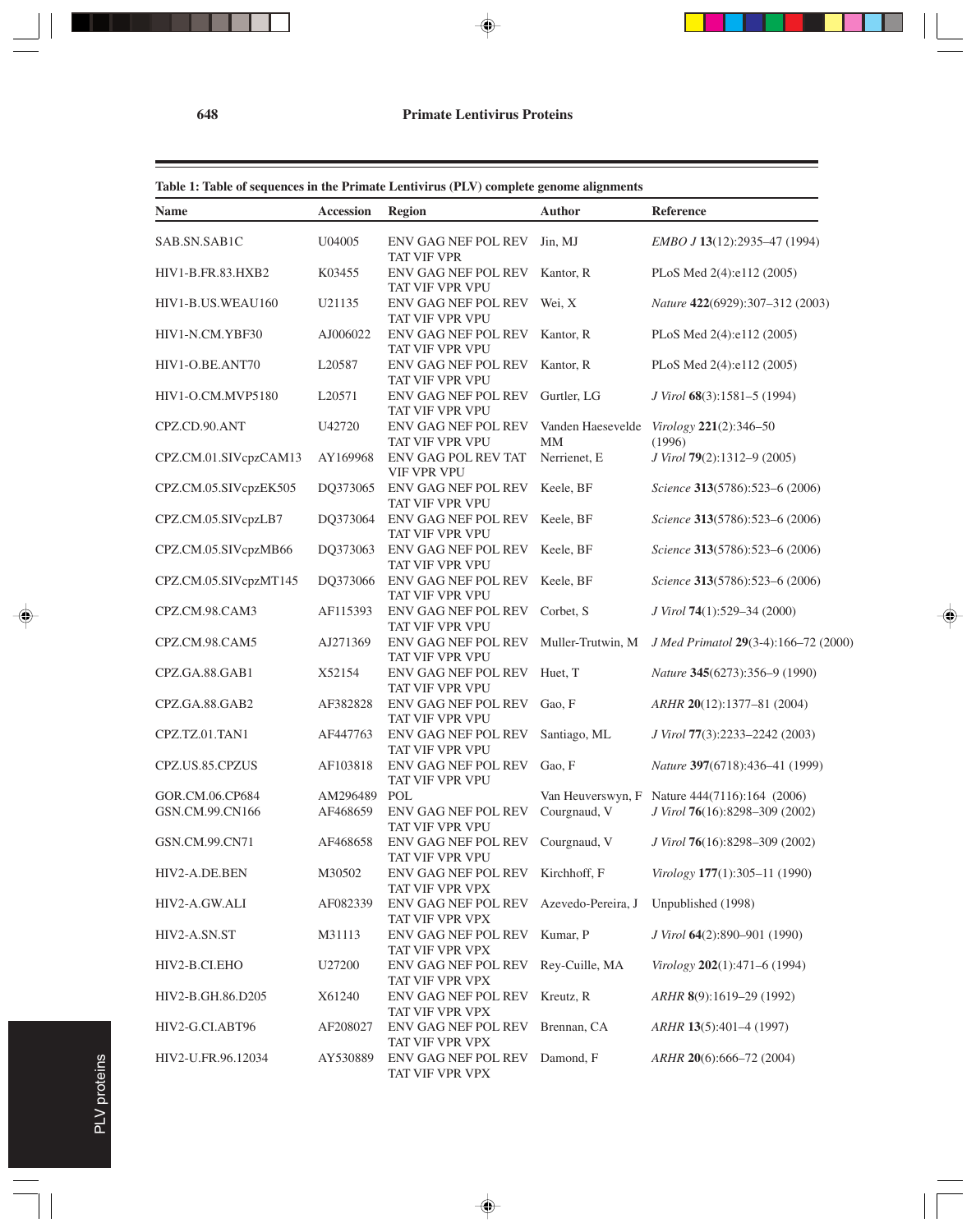**Table 1: Table of sequences in the Primate Lentivirus (PLV) complete genome alignments**

| Name | Accession | Region | Author | Reference |
|---|---|---|---|---|
| SAB.SN.SAB1C | U04005 | ENV GAG NEF POL REV TAT VIF VPR | Jin, MJ | *EMBO J* **13**(12):2935–47 (1994) |
| HIV1-B.FR.83.HXB2 | K03455 | ENV GAG NEF POL REV TAT VIF VPR VPU | Kantor, R | PLoS Med 2(4):e112 (2005) |
| HIV1-B.US.WEAU160 | U21135 | ENV GAG NEF POL REV TAT VIF VPR VPU | Wei, X | *Nature* **422**(6929):307–312 (2003) |
| HIV1-N.CM.YBF30 | AJ006022 | ENV GAG NEF POL REV TAT VIF VPR VPU | Kantor, R | PLoS Med 2(4):e112 (2005) |
| HIV1-O.BE.ANT70 | L20587 | ENV GAG NEF POL REV TAT VIF VPR VPU | Kantor, R | PLoS Med 2(4):e112 (2005) |
| HIV1-O.CM.MVP5180 | L20571 | ENV GAG NEF POL REV TAT VIF VPR VPU | Gurtler, LG | *J Virol* **68**(3):1581–5 (1994) |
| CPZ.CD.90.ANT | U42720 | ENV GAG NEF POL REV TAT VIF VPR VPU | Vanden Haesevelde MM | *Virology* **221**(2):346–50 (1996) |
| CPZ.CM.01.SIVcpzCAM13 | AY169968 | ENV GAG POL REV TAT VIF VPR VPU | Nerrienet, E | *J Virol* **79**(2):1312–9 (2005) |
| CPZ.CM.05.SIVcpzEK505 | DQ373065 | ENV GAG NEF POL REV TAT VIF VPR VPU | Keele, BF | *Science* **313**(5786):523–6 (2006) |
| CPZ.CM.05.SIVcpzLB7 | DQ373064 | ENV GAG NEF POL REV TAT VIF VPR VPU | Keele, BF | *Science* **313**(5786):523–6 (2006) |
| CPZ.CM.05.SIVcpzMB66 | DQ373063 | ENV GAG NEF POL REV TAT VIF VPR VPU | Keele, BF | *Science* **313**(5786):523–6 (2006) |
| CPZ.CM.05.SIVcpzMT145 | DQ373066 | ENV GAG NEF POL REV TAT VIF VPR VPU | Keele, BF | *Science* **313**(5786):523–6 (2006) |
| CPZ.CM.98.CAM3 | AF115393 | ENV GAG NEF POL REV TAT VIF VPR VPU | Corbet, S | *J Virol* **74**(1):529–34 (2000) |
| CPZ.CM.98.CAM5 | AJ271369 | ENV GAG NEF POL REV TAT VIF VPR VPU | Muller-Trutwin, M | *J Med Primatol* **29**(3-4):166–72 (2000) |
| CPZ.GA.88.GAB1 | X52154 | ENV GAG NEF POL REV TAT VIF VPR VPU | Huet, T | *Nature* **345**(6273):356–9 (1990) |
| CPZ.GA.88.GAB2 | AF382828 | ENV GAG NEF POL REV TAT VIF VPR VPU | Gao, F | *ARHR* **20**(12):1377–81 (2004) |
| CPZ.TZ.01.TAN1 | AF447763 | ENV GAG NEF POL REV TAT VIF VPR VPU | Santiago, ML | *J Virol* **77**(3):2233–2242 (2003) |
| CPZ.US.85.CPZUS | AF103818 | ENV GAG NEF POL REV TAT VIF VPR VPU | Gao, F | *Nature* **397**(6718):436–41 (1999) |
| GOR.CM.06.CP684 | AM296489 | POL | Van Heuverswyn, F | Nature 444(7116):164 (2006) |
| GSN.CM.99.CN166 | AF468659 | ENV GAG NEF POL REV TAT VIF VPR VPU | Courgnaud, V | *J Virol* **76**(16):8298–309 (2002) |
| GSN.CM.99.CN71 | AF468658 | ENV GAG NEF POL REV TAT VIF VPR VPU | Courgnaud, V | *J Virol* **76**(16):8298–309 (2002) |
| HIV2-A.DE.BEN | M30502 | ENV GAG NEF POL REV TAT VIF VPR VPX | Kirchhoff, F | *Virology* **177**(1):305–11 (1990) |
| HIV2-A.GW.ALI | AF082339 | ENV GAG NEF POL REV TAT VIF VPR VPX | Azevedo-Pereira, J | Unpublished (1998) |
| HIV2-A.SN.ST | M31113 | ENV GAG NEF POL REV TAT VIF VPR VPX | Kumar, P | *J Virol* **64**(2):890–901 (1990) |
| HIV2-B.CI.EHO | U27200 | ENV GAG NEF POL REV TAT VIF VPR VPX | Rey-Cuille, MA | *Virology* **202**(1):471–6 (1994) |
| HIV2-B.GH.86.D205 | X61240 | ENV GAG NEF POL REV TAT VIF VPR VPX | Kreutz, R | *ARHR* **8**(9):1619–29 (1992) |
| HIV2-G.CI.ABT96 | AF208027 | ENV GAG NEF POL REV TAT VIF VPR VPX | Brennan, CA | *ARHR* **13**(5):401–4 (1997) |
| HIV2-U.FR.96.12034 | AY530889 | ENV GAG NEF POL REV TAT VIF VPR VPX | Damond, F | *ARHR* **20**(6):666–72 (2004) |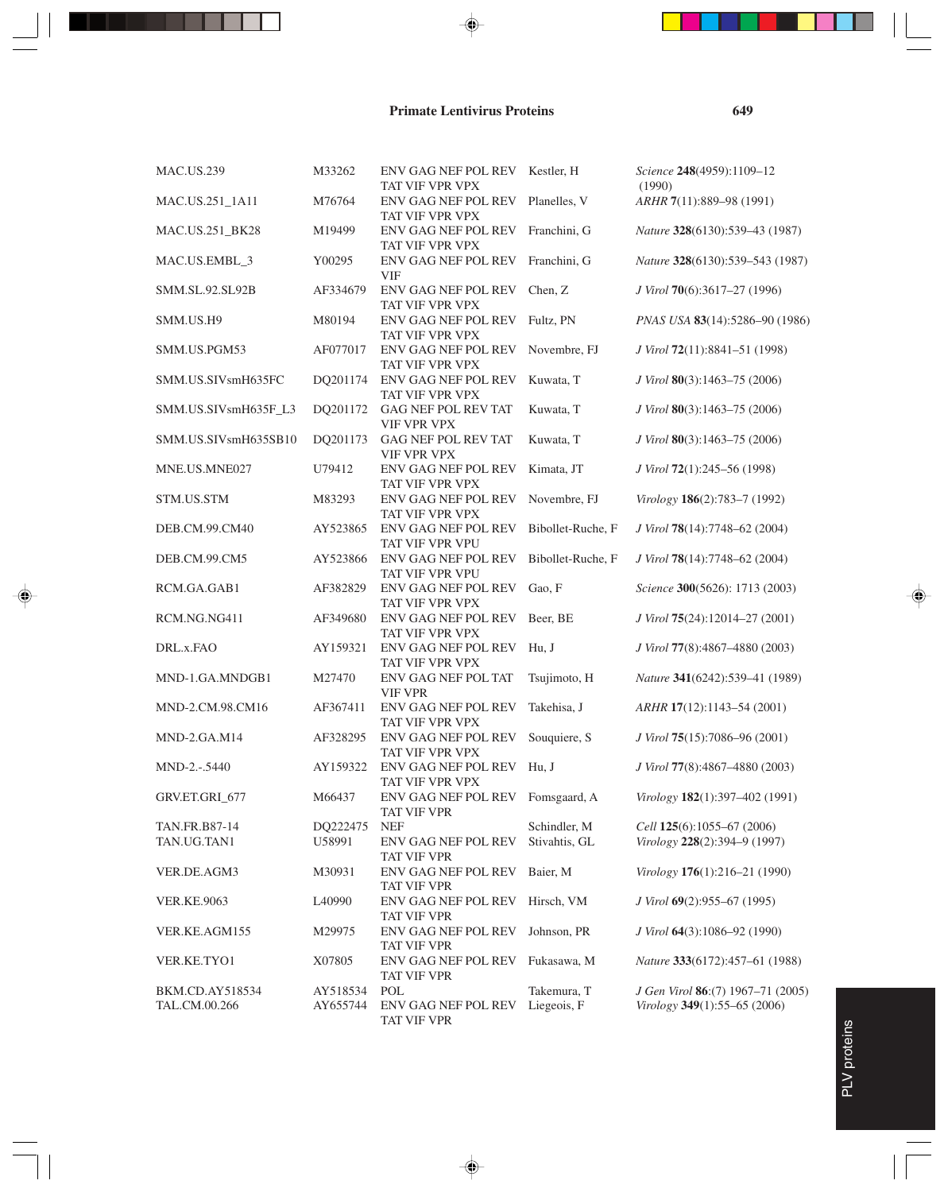| | | | | |
|---|---|---|---|---|
| MAC.US.239 | M33262 | ENV GAG NEF POL REV TAT VIF VPR VPX | Kestler, H | *Science* **248**(4959):1109–12 (1990) |
| MAC.US.251_1A11 | M76764 | ENV GAG NEF POL REV TAT VIF VPR VPX | Planelles, V | *ARHR* **7**(11):889–98 (1991) |
| MAC.US.251_BK28 | M19499 | ENV GAG NEF POL REV TAT VIF VPR VPX | Franchini, G | *Nature* **328**(6130):539–43 (1987) |
| MAC.US.EMBL_3 | Y00295 | ENV GAG NEF POL REV VIF | Franchini, G | *Nature* **328**(6130):539–543 (1987) |
| SMM.SL.92.SL92B | AF334679 | ENV GAG NEF POL REV TAT VIF VPR VPX | Chen, Z | *J Virol* **70**(6):3617–27 (1996) |
| SMM.US.H9 | M80194 | ENV GAG NEF POL REV TAT VIF VPR VPX | Fultz, PN | *PNAS USA* **83**(14):5286–90 (1986) |
| SMM.US.PGM53 | AF077017 | ENV GAG NEF POL REV TAT VIF VPR VPX | Novembre, FJ | *J Virol* **72**(11):8841–51 (1998) |
| SMM.US.SIVsmH635FC | DQ201174 | ENV GAG NEF POL REV TAT VIF VPR VPX | Kuwata, T | *J Virol* **80**(3):1463–75 (2006) |
| SMM.US.SIVsmH635F_L3 | DQ201172 | GAG NEF POL REV TAT VIF VPR VPX | Kuwata, T | *J Virol* **80**(3):1463–75 (2006) |
| SMM.US.SIVsmH635SB10 | DQ201173 | GAG NEF POL REV TAT VIF VPR VPX | Kuwata, T | *J Virol* **80**(3):1463–75 (2006) |
| MNE.US.MNE027 | U79412 | ENV GAG NEF POL REV TAT VIF VPR VPX | Kimata, JT | *J Virol* **72**(1):245–56 (1998) |
| STM.US.STM | M83293 | ENV GAG NEF POL REV TAT VIF VPR VPX | Novembre, FJ | *Virology* **186**(2):783–7 (1992) |
| DEB.CM.99.CM40 | AY523865 | ENV GAG NEF POL REV TAT VIF VPR VPU | Bibollet-Ruche, F | *J Virol* **78**(14):7748–62 (2004) |
| DEB.CM.99.CM5 | AY523866 | ENV GAG NEF POL REV TAT VIF VPR VPU | Bibollet-Ruche, F | *J Virol* **78**(14):7748–62 (2004) |
| RCM.GA.GAB1 | AF382829 | ENV GAG NEF POL REV TAT VIF VPR VPX | Gao, F | *Science* **300**(5626): 1713 (2003) |
| RCM.NG.NG411 | AF349680 | ENV GAG NEF POL REV TAT VIF VPR VPX | Beer, BE | *J Virol* **75**(24):12014–27 (2001) |
| DRL.x.FAO | AY159321 | ENV GAG NEF POL REV TAT VIF VPR VPX | Hu, J | *J Virol* **77**(8):4867–4880 (2003) |
| MND-1.GA.MNDGB1 | M27470 | ENV GAG NEF POL TAT VIF VPR | Tsujimoto, H | *Nature* **341**(6242):539–41 (1989) |
| MND-2.CM.98.CM16 | AF367411 | ENV GAG NEF POL REV TAT VIF VPR VPX | Takehisa, J | *ARHR* **17**(12):1143–54 (2001) |
| MND-2.GA.M14 | AF328295 | ENV GAG NEF POL REV TAT VIF VPR VPX | Souquiere, S | *J Virol* **75**(15):7086–96 (2001) |
| MND-2.-.5440 | AY159322 | ENV GAG NEF POL REV TAT VIF VPR VPX | Hu, J | *J Virol* **77**(8):4867–4880 (2003) |
| GRV.ET.GRI_677 | M66437 | ENV GAG NEF POL REV TAT VIF VPR | Fomsgaard, A | *Virology* **182**(1):397–402 (1991) |
| TAN.FR.B87-14 | DQ222475 | NEF | Schindler, M | *Cell* **125**(6):1055–67 (2006) |
| TAN.UG.TAN1 | U58991 | ENV GAG NEF POL REV TAT VIF VPR | Stivahtis, GL | *Virology* **228**(2):394–9 (1997) |
| VER.DE.AGM3 | M30931 | ENV GAG NEF POL REV TAT VIF VPR | Baier, M | *Virology* **176**(1):216–21 (1990) |
| VER.KE.9063 | L40990 | ENV GAG NEF POL REV TAT VIF VPR | Hirsch, VM | *J Virol* **69**(2):955–67 (1995) |
| VER.KE.AGM155 | M29975 | ENV GAG NEF POL REV TAT VIF VPR | Johnson, PR | *J Virol* **64**(3):1086–92 (1990) |
| VER.KE.TYO1 | X07805 | ENV GAG NEF POL REV TAT VIF VPR | Fukasawa, M | *Nature* **333**(6172):457–61 (1988) |
| BKM.CD.AY518534 | AY518534 | POL | Takemura, T | *J Gen Virol* **86**:(7) 1967–71 (2005) |
| TAL.CM.00.266 | AY655744 | ENV GAG NEF POL REV TAT VIF VPR | Liegeois, F | *Virology* **349**(1):55–65 (2006) |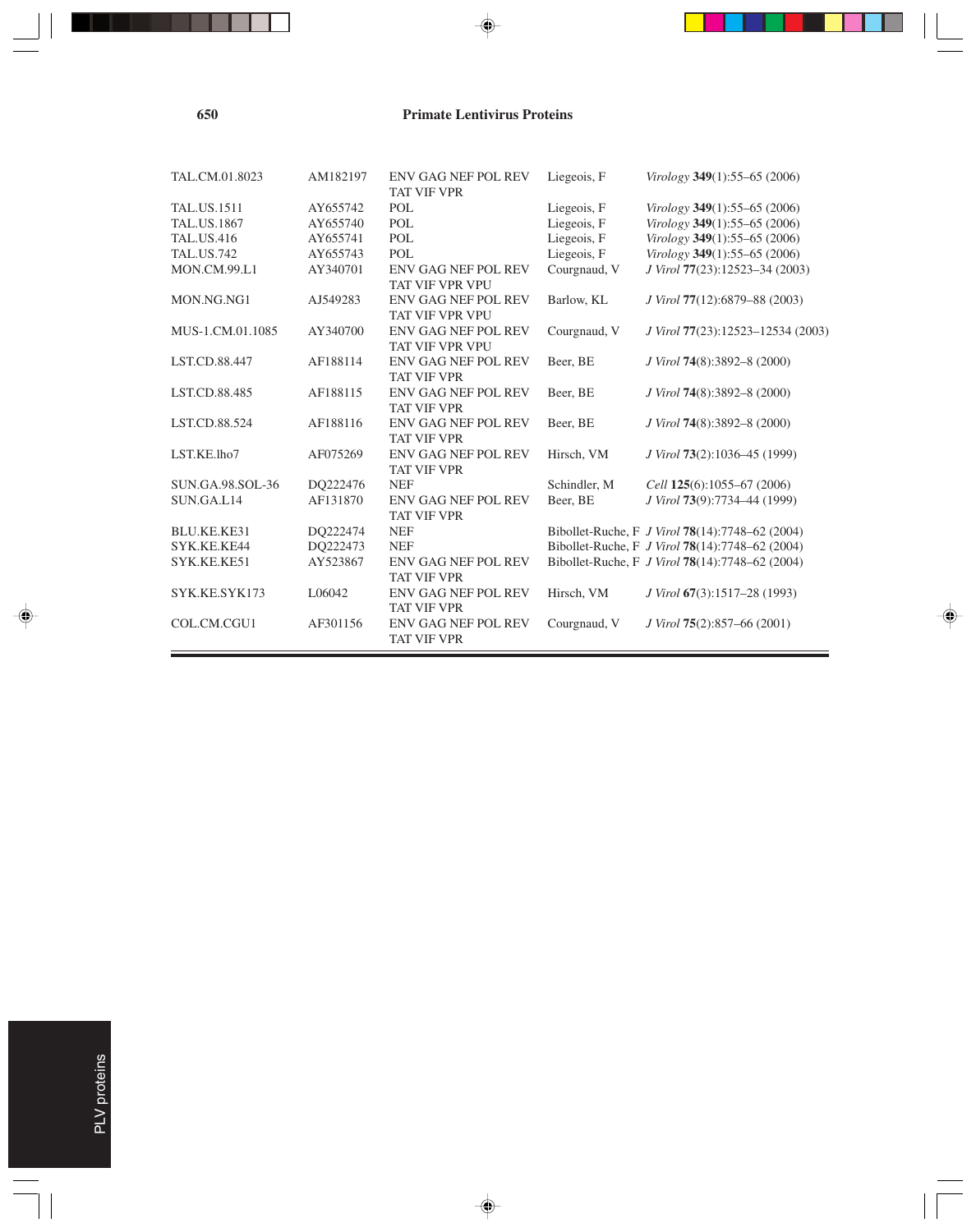| | | | | |
|---|---|---|---|---|
| TAL.CM.01.8023 | AM182197 | ENV GAG NEF POL REV TAT VIF VPR | Liegeois, F | *Virology* **349**(1):55–65 (2006) |
| TAL.US.1511 | AY655742 | POL | Liegeois, F | *Virology* **349**(1):55–65 (2006) |
| TAL.US.1867 | AY655740 | POL | Liegeois, F | *Virology* **349**(1):55–65 (2006) |
| TAL.US.416 | AY655741 | POL | Liegeois, F | *Virology* **349**(1):55–65 (2006) |
| TAL.US.742 | AY655743 | POL | Liegeois, F | *Virology* **349**(1):55–65 (2006) |
| MON.CM.99.L1 | AY340701 | ENV GAG NEF POL REV TAT VIF VPR VPU | Courgnaud, V | *J Virol* **77**(23):12523–34 (2003) |
| MON.NG.NG1 | AJ549283 | ENV GAG NEF POL REV TAT VIF VPR VPU | Barlow, KL | *J Virol* **77**(12):6879–88 (2003) |
| MUS-1.CM.01.1085 | AY340700 | ENV GAG NEF POL REV TAT VIF VPR VPU | Courgnaud, V | *J Virol* **77**(23):12523–12534 (2003) |
| LST.CD.88.447 | AF188114 | ENV GAG NEF POL REV TAT VIF VPR | Beer, BE | *J Virol* **74**(8):3892–8 (2000) |
| LST.CD.88.485 | AF188115 | ENV GAG NEF POL REV TAT VIF VPR | Beer, BE | *J Virol* **74**(8):3892–8 (2000) |
| LST.CD.88.524 | AF188116 | ENV GAG NEF POL REV TAT VIF VPR | Beer, BE | *J Virol* **74**(8):3892–8 (2000) |
| LST.KE.lho7 | AF075269 | ENV GAG NEF POL REV TAT VIF VPR | Hirsch, VM | *J Virol* **73**(2):1036–45 (1999) |
| SUN.GA.98.SOL-36 | DQ222476 | NEF | Schindler, M | *Cell* **125**(6):1055–67 (2006) |
| SUN.GA.L14 | AF131870 | ENV GAG NEF POL REV TAT VIF VPR | Beer, BE | *J Virol* **73**(9):7734–44 (1999) |
| BLU.KE.KE31 | DQ222474 | NEF | Bibollet-Ruche, F | *J Virol* **78**(14):7748–62 (2004) |
| SYK.KE.KE44 | DQ222473 | NEF | Bibollet-Ruche, F | *J Virol* **78**(14):7748–62 (2004) |
| SYK.KE.KE51 | AY523867 | ENV GAG NEF POL REV TAT VIF VPR | Bibollet-Ruche, F | *J Virol* **78**(14):7748–62 (2004) |
| SYK.KE.SYK173 | L06042 | ENV GAG NEF POL REV TAT VIF VPR | Hirsch, VM | *J Virol* **67**(3):1517–28 (1993) |
| COL.CM.CGU1 | AF301156 | ENV GAG NEF POL REV TAT VIF VPR | Courgnaud, V | *J Virol* **75**(2):857–66 (2001) |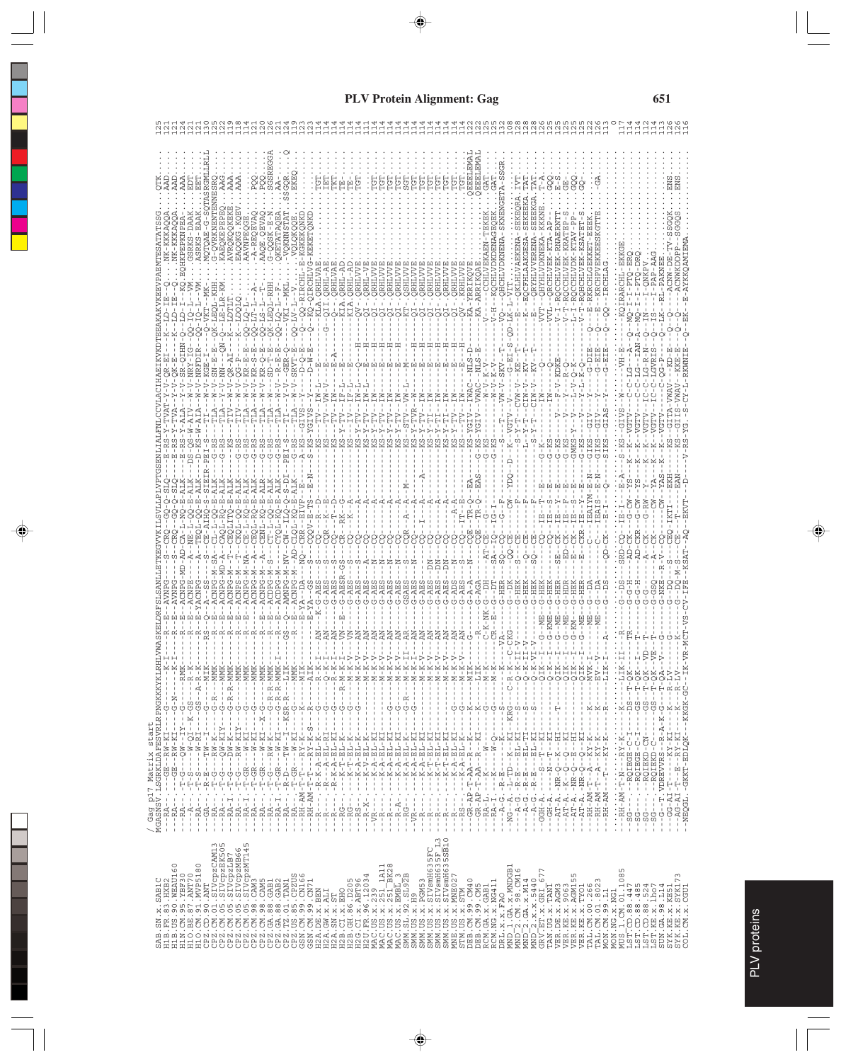```
          / Gag p17 Matrix start
SAB.SN.x.SAB1C           MGARNSVLSGRKADEFESIRLRPNGKKKYKLKHLVWASKELDRFSLSANLLETKEGYVKILSVLLPLVPTGSENLIALFNLCCVLACIHAEIKVKDTEEAKAKVKEEVPAEMTESATATSSG  QTK      125
H1B.FR.83.HXB2
H1B.US.90.WEAU160
H1N.CM.95.YBF30
H1O.BE.87.ANT70
H1O.CM.91.MVP5180
CPZ.CD.90.ANT
CPZ.CM.01.SIVcpzCAM13
CPZ.CM.05.SIVcpzEK505
CPZ.CM.05.SIVcpzLB7
CPZ.CM.05.SIVcpzMB66
CPZ.CM.05.SIVcpzMT145
CPZ.CM.98.CAM3
CPZ.CM.98.CAM5
CPZ.GA.88.GAB1
CPZ.GA.88.GAB2
CPZ.TZ.01.TAN1
CPZ.US.85.CPZUS
GSN.CM.99.CN166
GSN.CM.99.CN71
H2A.DE.x.BEN
H2A.GW.x.ALI
H2A.SN.x.ST
H2B.CI.x.EHO
H2B.GH.86.D205
H2G.CI.x.ABT96
H2U.FR.96.12034
MAC.US.x.239
MAC.US.x.251_1A11
MAC.US.x.251_BK28
MAC.US.x.EMBL_3
SMM.SL.92.SL92B
SMM.US.x.H9
SMM.US.x.PGM53
SMM.US.x.SIVsmH635FC
SMM.US.x.SIVsmH635F_L3
SMM.US.x.SIVsmH635SB10
MNE.US.x.MNE027
STM.US.x.STM
DEB.CM.99.CM40
DEB.CM.99.CM5
RCM.GA.x.GAB1
RCM.NG.x.NG411
DRL.x.x.FAO
MND_1.GA.x.MNDGB1
MND_2.CM.98.CM16
MND_2.GA.x.M14
MND_2.x.x.5440
GRV.ET.x.GRI_677
TAN.UG.x.TAN1
VER.DE.x.AGM3
VER.KE.x.9063
VER.KE.x.AGM155
VER.KE.x.TYO1
TAL.CM.00.266
TAL.CM.01.8023
MON.CM.99.L1
MON.NG.x.NG1
MUS_1.CM.01.1085
LST.CD.88.447
LST.CD.88.485
LST.CD.88.524
LST.KE.x.lho7
SUN.GA.98.L14
SYK.KE.x.KE51
SYK.KE.x.SYK173
COL.CM.x.CGU1
```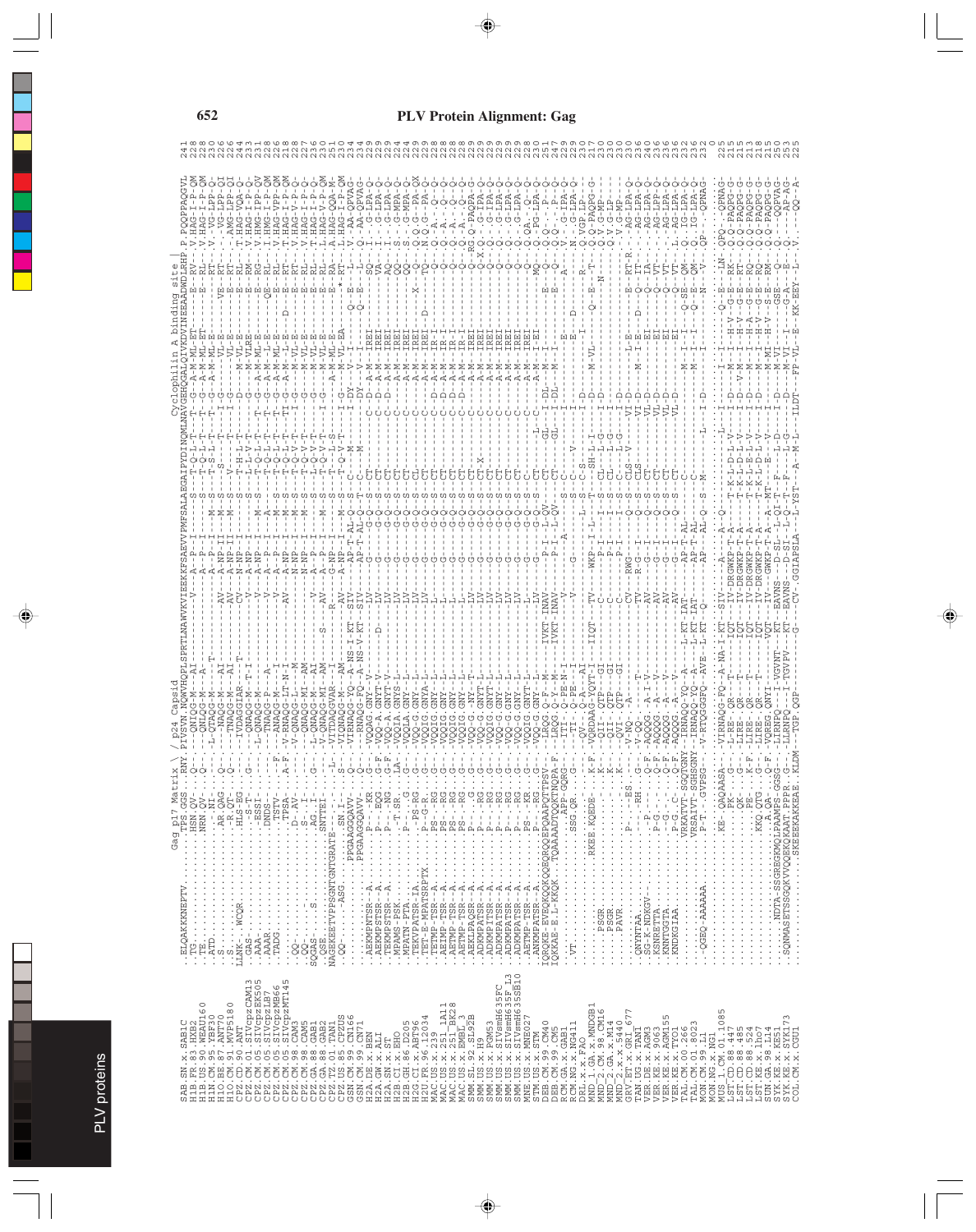# PLV Protein Alignment: Gag

```
                          Gag p17 Matrix \ / p24 Capsid                              Cyclophilin A binding site

SAB.SN.x.SAB1C                241
H1B.FR.83.HXB2                228
H1B.US.90.WEAU160             228
H1N.CM.95.YBF30               230
H1O.BE.87.ANT70               226
H1O.CM.91.MVP5180             226
CPZ.CD.90.ANT                 244
CPZ.CM.01.SIVcpzCAM13         233
CPZ.CM.05.SIVcpzEK505         231
CPZ.CM.05.SIVcpzLB7           228
CPZ.CM.05.SIVcpzMB66          226
CPZ.CM.05.SIVcpzMT145         218
CPZ.CM.98.CAM3                228
CPZ.CM.98.CAM5                227
CPZ.GA.88.GAB1                236
CPZ.GA.88.GAB2                227
CPZ.TZ.01.TAN1                251
CPZ.US.85.CPZUS               230
GSN.CM.99.CN166               234
GSN.CM.99.CN71                234
H2A.DE.x.BEN                  229
H2A.GH.x.GH1                  229
H2A.SN.x.ST                   229
H2B.CI.x.EHO                  224
H2B.GH.86.D205                224
H2G.CI.x.ABT96                229
H2U.FR.96.12034               229
MAC.US.x.239                  228
MAC.US.x.251_1A11             228
MAC.US.x.251_BK28             228
MAC.US.x.EMBL_3               228
SMM.SL.92.SL92B               228
SMM.US.x.H9                   229
SMM.US.x.PGM53                229
SMM.US.x.SIVsmH635FC          229
SMM.US.x.SIVsmH635F_L3        229
SMM.US.x.SIVsmH635SB10        229
MNE.US.x.MNE027               228
STM.US.x.STM                  230
DEB.CM.99.CM40                251
DEB.CM.99.CM5                 247
RCM.GA.x.GAB1                 229
RCM.NG.x.NG411                229
DRL.x.x.FAO                   230
MND_1.GA.x.MNDGB1             217
MND_2.CM.98.CM16              230
MND_2.GA.x.M14                230
MND_2.x.x.5440                230
GRV.ET.x.GRI_677              230
TAN.UG.x.TAN1                 236
VER.DE.x.AGM3                 240
VER.KE.x.9063                 236
VER.KE.x.AGM155               236
VER.KE.x.TYO1                 236
TAL.CM.00.266                 232
TAL.CM.01.8023                236
MON.CM.99.L1                  232
MON.NG.x.NG1                  0
MUS_1.CM.01.1085              225
LST.CD.88.447                 215
LST.CD.88.485                 215
LST.CD.88.524                 213
LST.KE.x.lho7                 218
SUN.GA.98.L14                 215
SYK.KE.x.KE51                 250
SYK.KE.x.SYK173               253
COL.CM.x.CGU1                 225
```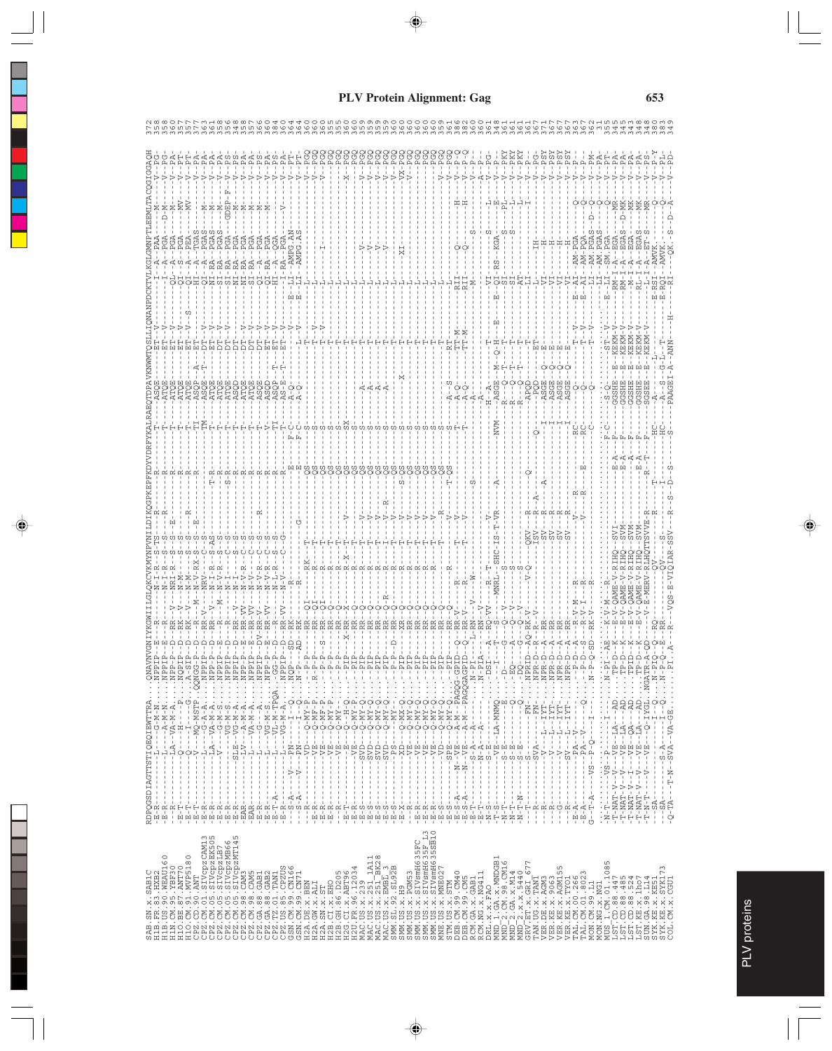# PLV Protein Alignment: Gag

```
RDPQGSDIAGTTSTIQEQIEWITRA....QNAVNVGNIYKGWIILGLQKCVKMYNPVNILDIKQGPKEPFKDYVDRFYKALRAEQTDPAVKNWMTQSLLIQNANPDCKTVLKGLGMNPTLEEMLTACQGIGGPGH
```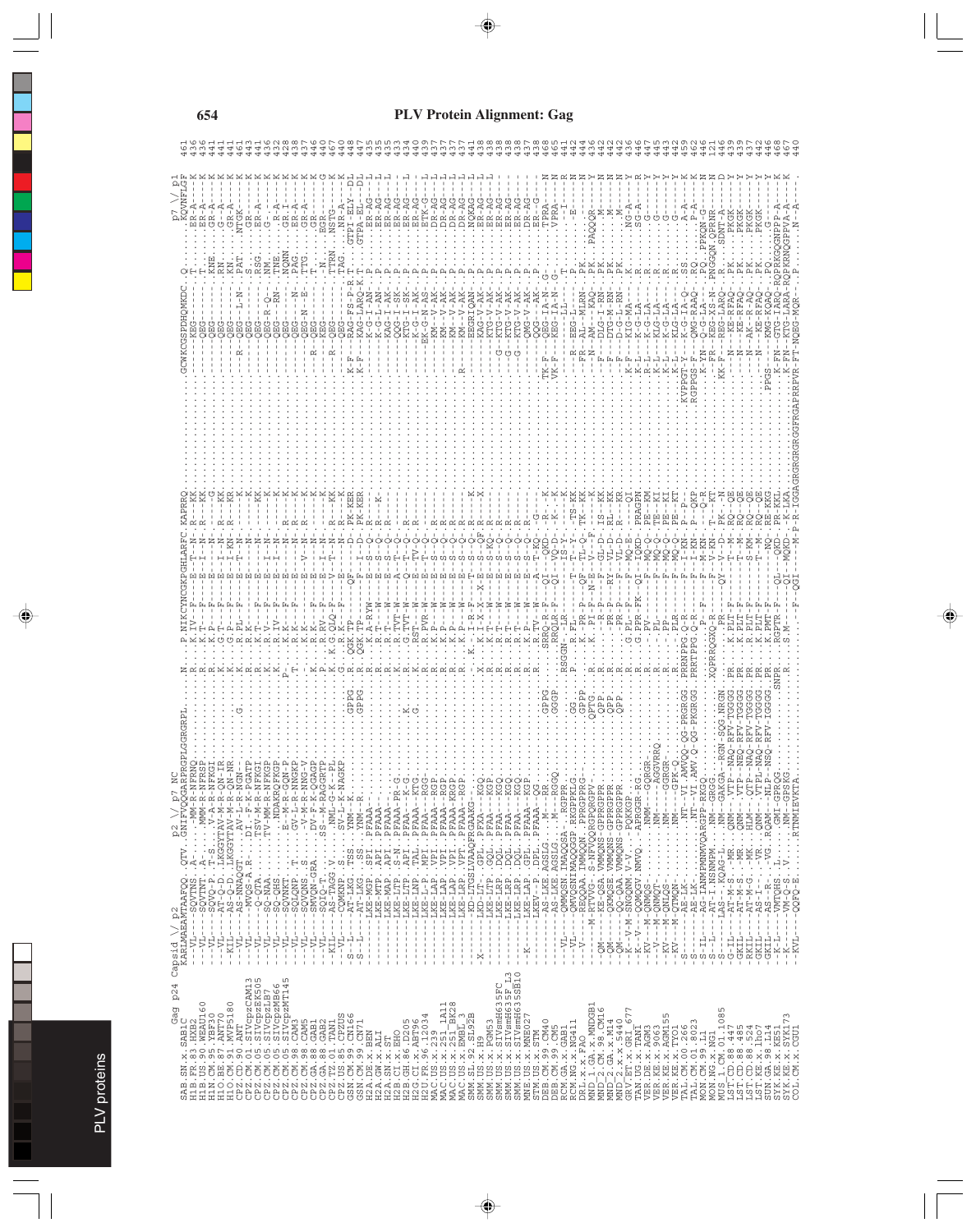| Gag p24 Capsid \/ p2 … p2 \/ p7 NC … p7 \/ p1 | |
|---|---|
| SAB.SN.x.SAB1C | 461 |
| H1B.FR.83.HXB2 | 436 |
| H1B.US.90.WEAU160 | 436 |
| H1N.CM.95.YBF30 | 441 |
| H1O.BE.87.ANT70 | 441 |
| H1O.CM.91.MVP5180 | 441 |
| CPZ.CD.90.ANT | 461 |
| CPZ.CM.01.SIVcpzCAM13 | 443 |
| CPZ.CM.05.SIVcpzEK505 | 441 |
| CPZ.CM.05.SIVcpzLB7 | 436 |
| CPZ.CM.05.SIVcpzMB66 | 432 |
| CPZ.CM.05.SIVcpzMT145 | 428 |
| CPZ.CM.98.CAM3 | 438 |
| CPZ.CM.98.CAM5 | 437 |
| CPZ.GA.88.GAB1 | 446 |
| CPZ.GA.88.GAB2 | 440 |
| CPZ.TZ.00.TAN1 | 467 |
| CPZ.US.85.CPZUS | 440 |
| GSN.CM.99.CN166 | 448 |
| GSN.CM.99.CN71 | 447 |
| H2A.CM.x.BEN | 435 |
| H2A.GW.x.ALI | 438 |
| H2A.SN.x.ST | 435 |
| H2B.CI.x.EHO | 433 |
| H2B.GH.86.D205 | 434 |
| H2G.CI.x.ABT96 | 440 |
| H2U.FR.96.12034 | 439 |
| MAC.US.x.239 | 437 |
| MAC.US.x.251_1A11 | 437 |
| MAC.US.x.251_BK28 | 437 |
| MAC.US.x.EMBL_3 | 437 |
| SMM.SL.92.SL92B | 441 |
| SMM.US.x.H9 | 438 |
| SMM.US.x.PGM53 | 438 |
| SMM.US.x.SIVsmH635FC | 438 |
| SMM.US.x.SIVsmH635F_L3 | 438 |
| SMM.US.x.SIVsmH635SB10 | 438 |
| MNE.US.x.MNE027 | 437 |
| STM.US.x.STM | 438 |
| DEB.CM.99.CM40 | 468 |
| DEB.CM.99.CM5 | 465 |
| RCM.GA.x.GAB1 | 441 |
| RCM.NG.x.NG411 | 442 |
| DRL.x.x.FAO | 444 |
| MND_1.GA.x.MNDGB1 | 436 |
| MND_2.CM.98.CM16 | 442 |
| MND_2.GA.x.M14 | 442 |
| MND_2.x.x.5440 | 442 |
| GRV.ET.x.GRI_677 | 436 |
| TAN.UG.x.TAN1 | 446 |
| VER.DE.x.AGM3 | 447 |
| VER.KE.x.9063 | 445 |
| VER.KE.x.AGM155 | 443 |
| VER.KE.x.TYO1 | 442 |
| TAL.CM.00.266 | 459 |
| TAL.CM.01.8023 | 462 |
| MON.CM.99.L1 | 446 |
| MON.NG.x.NG1 | 121 |
| MUS_1.CM.01.1085 | 446 |
| LST.CD.88.447 | 439 |
| LST.CD.88.485 | 439 |
| LST.CD.88.524 | 437 |
| LST.KE.x.lho7 | 442 |
| SUN.GA.98.L14 | 446 |
| SYK.KE.x.KE51 | 468 |
| SYK.KE.x.SYK173 | 467 |
| COL.CM.x.CGU1 | 440 |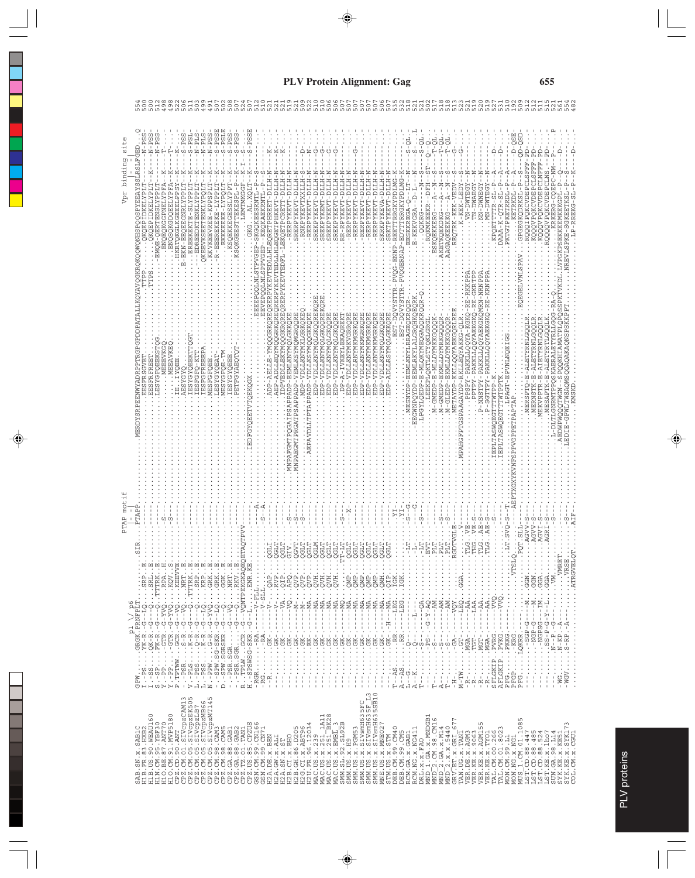# PLV Protein Alignment: Gag

```
                              p1 \/ p6                     PTAP motif                                                                                                  Vpr binding site
                                                               |                                                                                                         |
SAB.SN.x.SAB1C               GPW.....GRGK.PRNFPLT..........STR....PTAPP........MERDYSRPEENWYADRPPTRGPDDPATALLKQYAVQGKRQKQQWNHSPQQSPYEEAYSSLRSLFGED..Q  554
H1B.FR.83.HXB2               I..-PS....YK-R.-G--LQ..........SRP..E.............................TTPP.............................................QKQEPIDKELYPLT---N-PSS  500
H1B.US.90.WEAU160            I..-SS....QK-R.-G--Q..........SRL..E..............................EESFRSGVET.......................................QKQEPIDKELYPLT--K---N-PSS  500
H1B.CM.95.YBF30              S.-SP.....FK-R.-G--Q..........SRL..E..............................EESFRFREET.......TTPS.............................QKQEPIDKELYPLT--K---N-PSS  512
H1O.BE.87.ANT70              S.-SP.....GTR.-G--Q-TTTRK..E.......................................LESYGFKESTQG.....................................EMQE-QERTENSLYPPLT---N-PSS  498
H1O.CM.91.MVP5180            Y.-PP.....GTR.-G-YVQ....RPA..H...........-S-.......................MDEEVKEQ.......................................ENQSQKGPNELYPPA---K--T---  498
CPZ.CD.90.ANT                P.TPTWW...GCR.-G--VQ....KEEVVE...........-S-.......................MEEAVKEQ.......................................ENQSQKGDQEELYPPA---K--T---  522
CPZ.CM.01.SIVcpzCAM13        -.-PSR....S-R.-G--VQ...NRT..E.......................................IE..IYQEE.....................................HKRTQKGLKGEELPPSY---K---  506
CPZ.CM.05.SIVcpzEK505        V.-PLS....K-R.-G--Q..TTTRK..E........................................AESYGYQ.......................................E-EKN-EEQEEGNRLYPPLT--K--S-PSS  511
CPZ.CM.05.SIVcpzLB7          L.-PSS....Q-R.-G--Q.....SRP..E......................................IESYGYQEEKTTQGT..................................EREEKEKTE-SLYPPLT--K--S-PSL  503
CPZ.CM.05.SIVcpzMB66         L.-PSS....K-R.-G--LQ....KRP..E......................................IESFGFREEKTT.......................................EDREEDKTENKLYPPLT--K--N-PLS  499
CPZ.CM.05.SIVcpzMT145        N.-PPW....G-R.-G-YVQ....GRK..E......................................IESFGFREEEPA.......................................QKEEVKSEETENKLYPQLT--K--N-PLS  491
CPZ.CM.98.CAM3               -.-SPW.SG-SKR.-G--LQ....GRK..E......................................MESFGFQEE..........................................KKVKEEVREE-KPPSPLT--K--N-PSS  507
CPZ.CM.98.CAM5               D.-SPW.SGRSKR.-G--Q.....GGK..E......................................LESYGYQEAT-......................................R-EEEREKEKE-LYPPLT--K--S-PSSE  502
CPZ.GA.88.GAB1               -.-PSR.GSR....-G--VQ....NRV..E......................................MESYGYQE-TM......................................EKKKEKE-LYPQLT--K--S-PSLE  508
CPZ.GA.88.GAB2               -.-PSR.SGR....-G--VQ....RKV..E......................................IESYGYQEEE......................................KKQEKKEKSEESLYPT-P--K--S-PSS  507
CPZ.TZ.01.TAN1               R..TPLW...GCR..G--VQNTPEKGKAQEQETAQTPVV...................................PETPGYAEQTQT-...........................KSQKEEETEENFKELSSPP--K--S---  524
CPZ.US.85.CPZUS              H.-SPSWSG-SKR.-G--L.....ENR.KE.......................................IEDFGYQEETVTQEKQGX...........................................LEMTMKGGF--K-I--S--  507
GSN.CM.99.CN166              -RGR.......-RA.....-V-FLL.........................................................................EEEEPQQLNLSTPVGEP-SKQGKEESRNTL-P--S-PSSE  512
GSN.CM.99.CN71               -RG........-RA.....-V-SLL.........-S--A...........................................................EEVEPQQLNLSTPVGEP-SKQEKEEKRNTL-P--S--  510
H2A.DE.x.BEN                 -.-R.......-GK-......-V-.......QAP........QGLT.....ADP-AELLE-YMQQGRKQREQRERPYKEVTEDLLHLEQGETPHREETEDLLH-N---K---  521
H2A.GW.x.ALI                 -..........GK-......-V-.......RVP.........QGLT.....AEP-ADLLEQYMQQGRKQREQRERPYKEVTEDLLHLEQGETPHKEVT-DLLH-N---K---  521
H2A.SN.x.ST                  -..........GK-......VA-.......QIP.........QGLT.....IDPVEDLLEKYMQQGRKQREQRERPYKEVTEDFL-LEKQETPCRETT-DLLH-N---K---  519
H2B.CI.x.EHO                 -..........GK-......-VQ.......APQ.........GIV.-S-..MNPAPGMTPQGAIPSAPPADP-EEMLKNYMQLGKKQKE................-RERPYKEVT-DLLH-N------  521
H2B.GH.86.D205               -..........GK-......-M-.......QVP.........QGVT.-S-..MNPAEGMTPRGATPSAPPADP-VEMLKSYMQMGRQQRE.............SRERPYKEVT-DLLH-N------  521
H2G.CI.x.ABT96               -..........GK-......-M-.......QVP.........QGLT.-S-.........................MPEPAPIVTPQGDS......................-RERPYKEVT-DLLH----D---  509
H2U.FR.96.12034              -..........EK-......-MA.......QVP.........QGLT.....AEPAVDLLTPTAPPADP-VDLLKSYMQQGKKQKE....................-RERPYKEVT-DLLH-N------  522
MAC.US.x.239                 -..........GK-......-MA.......QVH.........QGLM.....................EDP-VDLLKNYMQLGKQQREKQRE...............SREKPYKEVT-DLLH-N---G---  510
MAC.US.x.251_1A11            -..........GK-......-MA.......QVH.........QGLT.....................EDP-VDLLKNYMQLGKQQREKQRE...............SREKPYKEVT-DLLH-N---G---  510
MAC.US.x.251_BK28            -..........GK-......-MA.......QVH.........QGLT.....................EDP-VDLLKNYMQLGKQQRE.....................SREKPYKEVT-DLLH-N---G---  506
MAC.US.x.MM142_3             -..........GK-......-MA.......QVH.........QGLT.....................EDP-VDLLKNYMQLGKQQRE.....................SREKPYKEVT-DLLH-N---G---  506
SMM.SL.92.SL92B              -..........GK-......-MQ.......QVH.........TT-LT.-S-.................DP-A-IVKEYLEKAQRE-KT.................RR-RERPYKEVT-DLLH-N------  507
SMM.US.x.H9                  -..........GK-......-MA.......QMP-........QGLT.....-X-..............EDP-VDLLKNYMKVGRQRE...................-RERPYKEVT-DLLH-N------  507
SMM.US.x.PGM53               -..........GK-......-MA.......QMP.........QGLT.....................EDP-VDLLKNYMKMGRKQRE...................-RERPYKEVT-DLLH-N---G---  507
SMM.US.x.SIVsmH635FC         -..........GK-......-MA.......QMP.........QGLT.....................EDP-VDLLKNYMKMGRKQRE...................-RERPYKEVT-DLLH-N------  507
SMM.US.x.SIVsmH635FC_L3      -..........GK-......-MA.......QMP.........QGLT.....................EDP-VDLLKNYMKMGRKQRE...................-RERPYKEVT-DLLH-N------  507
SMM.US.x.SIVsmH635SB10       -..........GK-......-MA.......QMP.........QGLT.....................EDP-VDLLKNYMKMGRKQRE...................-RERPYKEVT-DLLH-N------  507
MNE.US.x.MNE027              -..........GK-......-MA.......QMH.........QGLT.....................EDP-VDLLKNYMQLGKKQRE...................SKRKPYKEVA-DLLH-N------  506
STM.US.x.STM                 -..........GK--H.....-MA.......QIP.........QGLT.....................EDP-ADLLRSYMQLGKKQRE...................SRKTPYKEVT-DLLH-N------  507
DEB.CM.99.CM40               T-AS.......RR.......LEG.......IGK...........YI-.......................................................EST-DQVYSTTR-PVQG-ENNP-REETTRRGKYPDLMS-K---  535
DEB.CM.99.CM5                T-AS.......RR.......LEG.......IGK...........YI-.......................................................EST-DQVYSTTR-PVQGERNAP-RETTRRGKYPDLMS-K---  535
RCM.GA.x.GAB1                L--G.......Q-......................-LT.......-S-G..............MESNYDP-EEMLKNYLRAGEQKRQQR............EESKKREGA-Q-T---N------  518
RCM.NG.x.NG411               A--K.......Q--......-L-.............-L-.........-G..............EEGWNPQYDP-EEMLRKYLALGRQHKQEQRK........E-KEKVGRA--D-L-----N------S-QL  521
DRL.x.x.FAO                  T--.......-S-.......QA.............-LT........-S-...............LPGYLQEDP-E-MLQKYMEQGAQQKRQQR-Q......QQKRG.......-N-----S---S-QL  521
MND_1.GA.x.MNDGB1            T--.......-PS-......-G-Y-AQ........EVT..................................LEEKPIQKTLSTYQKLGRGL................RQKMKEEKR---DFH----ST-----Q-Q.  502
MND_2.CM.98.CM16             -..........-S-......-AM.............PLT..................................M-GMEDP-E-MLLDYMKKGQQQK.............ESKQKEEKEKG---A----N-----S---T-QL  517
MND_2.GA.x.M14               A..........-S-......-AM.............PLT...........-S-....................M-GMEDP-E-KMLDYMKKGQQQR.............AKETKQEKKG---A----N----S---T-QL  518
MND_2.x.x.5440               T-.........-S-......-AM.............PLT...........-S-....................M-GLEDP-EKMLDYMKKGQQQR.............AAGAQKEEKG---A----N----S---T-QL  518
GRV.ET.x.GRI_677             -H.........-GA-.....-VQY.............RGDTVGLE-......................METAYDP-KKLLQQYAKKGRQLREE.................REQTRK-KEK-VEDV----S-----G--  513
TAN.UG.x.TAN1                M-TW.......GT-......LEQ...........GGA..............-V-......MPAHGFPTGSPAAGAYDP-RKLLEQYAKKG-QLR...................K-KEK-LEDY----S-----G--  523
VER.DE.x.AGM3                -R.........MGA-.....-AA..............TLG..VE-...............PESPY-PAKKLLQQYA-KGKQ-RE-RKKPPA........VN-DWTEGY----N------  521
VER.KE.x.AGM155              -R.........TGT-.....-LAA.............THG..VE-S-.............PTPY-PAKKLLQQYA-KGKQ-RE-GKKTPP........TN-DWAEGY----N------  519
VER.KE.x.TYO1                -R.........MGT-.....-AA..............TLG..AE-S-.............P-NNSTPY-PAKKLLQQYAEKGKQMRN-NRNPPA......NN-DWNEGY----N------  520
TAL.CM.00.266                -R.........MGA-.....-AA..............TLG..AE-S-.............P-SGTTPY-PAKKLLQQYAEKGKQ-RE-KRNPPA.......MN-DWTEGY----N------  519
TAL.CM.01.8023               SFLGKIP.PVRG.........-VVQ...................................IEPLTASWQEGTTTWTPP-K.....................KPQETTTTR-SL-P--A---D--  527
MON.CM.99.L1                 AFLGKIP.PVKG.........-VVQ...................................IEPLTASWQEGTTTWTPPTK....................DAAA-K-QTR-SL-P--A---D--  531
MON.NG.x.NG1                 PFG.......PKKG.........................LT-SVQ-S--T.......................LPAGT-EPVNLNQEIGS............PKTGTPKTRKDL-P--A------  510
MUS_1.CM.01.1085             PFGP......-KRG..........-VTSLQ.............AEPTXGXYKVNFSPPVGPPETPAPTAP..............................KETKRDL-P--A---D-QSE  192
LST.CD.88.447                PFG.......LQKRR.................PQT.SLL-...........................................EQEGELVNLSPAV.GPGEGKQDRKSL-P--S----QD-QSD  509
LST.CD.88.485                -..........-SGP-G--M.GGN...........AGVV-S-...............MERSPTQ-E-ALETYRNLGQQLR..........RQQQIPQKCVDEPCLSFFF-PD--  512
LST.CD.88.524                -..........-NGP-G--M.GGN...........AGVV-S-...............MERNSTK-E-ALETYRNLGQQLR..........KQQQVPQKCVDEPCLSFFF-PD--  511
LST.KE.x.lho7                -..........-NGPSG--IM.GGA...........AGVI-S-...............MEKVPETR-E-ALETYRNLGQQLR..........KQQQVPQKCVDEPCLNFFF-PD--  511
SUN.GA.98.L14                -..........-SS-P-G-Y-L.GGA..........AGRI-S-...............MESAPTK-E-ALETYRTLGQQLK..........ROQQQVPQKCVDEPCLNS-.PD--  515
SYK.KE.x.KE51                -..........-N--P-G-...VM............................L-DLTLGNRMTPPQSKAERALETYRLLGQQ-RA-Q.............KRKERG-CQEPC-NM-P--P  521
SYK.KE.x.SYK173              -WG........N-KP-A--...VMRET.........-S-......AEDWPQQQTWGN--SPQQKHIAMATPLQPQSSPKTVKDL.LVPGKPSEKKEEMKEKGPL-P--Q--D-  561
COL.CM.x.CGU1                -WGV.......S-RP-A--...VRSE..........-S-......LEDIE-GPWLTWSAQMSQQAQAKAQNSPSKPT.........NREVLSPKE-SGKEKTKSL-P--S-----  554
                             ...........S-RP-A--...ATRGVELQT.....AIF-...........KMSKD..........................................LP-RREKG-SL-P--K--D--  482
```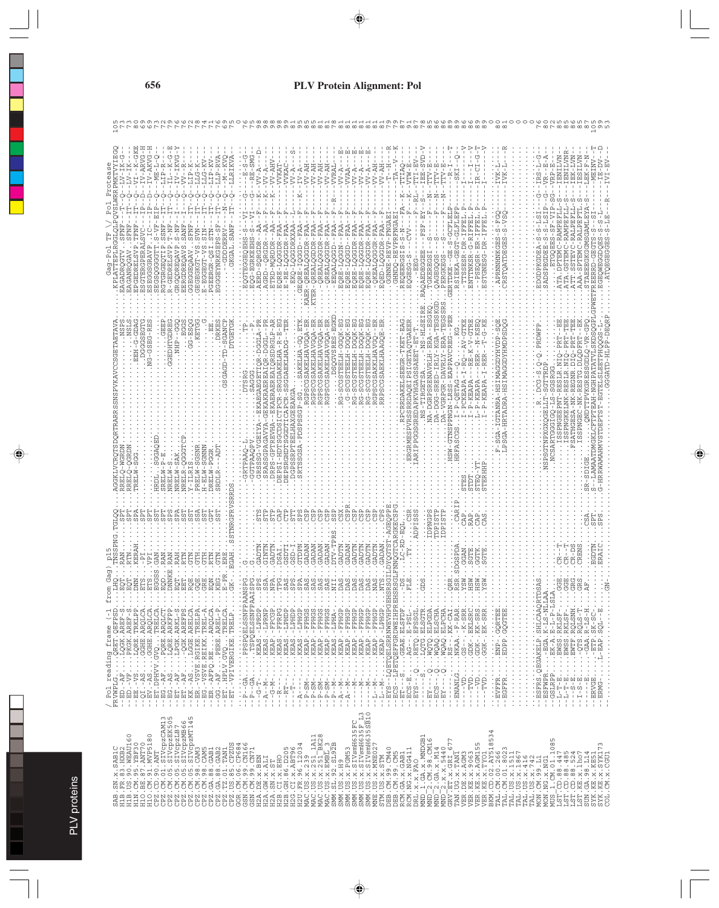```
/ Pol reading frame (-1 from Gag) p15                                    Gag-Pol TF \/ Pol Protease

SAB.SN.x.SAB1C
H1B.FR.83.HXB2
H1B.US.90.WEAU160
H1N.CM.95.YBF30
H1O.BE.87.ANT70
H1O.CM.91.MVP5180
CPZ.CD.90.ANT
CPZ.CM.01.SIVcpzCAM13
CPZ.CM.05.SIVcpzEK505
CPZ.CM.05.SIVcpzLB7
CPZ.CM.05.SIVcpzMB66
CPZ.CM.05.SIVcpzMT145
CPZ.CM.98.CAM3
CPZ.CM.98.CAM5
CPZ.GA.88.GAB1
CPZ.GA.88.GAB2
CPZ.TZ.01.TAN1
CPZ.US.85.CPZUS
GOR.CM.06.CP684
GSN.CM.99.CN166
GSN.CM.99.CN71
H2A.DE.x.BEN
H2A.GW.x.ALI
H2A.SN.x.ST
H2B.CI.x.EHO
H2B.GH.86.D205
H2G.CI.x.ABT96
H2U.FR.96.12034
MAC.US.x.239
MAC.US.x.251_1A11
MAC.US.x.251_BK28
MAC.US.x.EMBL_3
SMM.SL.92.SL92B
SMM.US.x.H9
SMM.US.x.PGM53
SMM.US.x.SIVsmH635FC
SMM.US.x.SIVsmH635F_L3
SMM.US.x.SIVsmH635SB10
MNE.US.x.MNE027
STM.US.x.STM
DEB.CM.99.CM40
DEB.CM.99.CM5
RCM.GA.x.GAB1
RCM.NG.x.NG411
DRL.x.x.FAO
MND_1.GA.x.MNDGB1
MND_2.CM.98.CM16
MND_2.GA.x.M14
MND_2.x.x.5440
GRV.ET.x.GRI_677
TAN.UG.x.TAN1
VER.DE.x.AGM3
VER.KE.x.9063
VER.KE.x.AGM155
VER.KE.x.TYO1
BKM.CD.02.AY518534
TAL.CM.00.266
TAL.CM.01.8023
TAL.US.x.1511
TAL.US.x.1867
TAL.US.x.416
TAL.US.x.742
MON.CM.99.L1
MON.NG.x.NG1
MUS_1.CM.01.1085
LST.CD.88.447
LST.CD.88.485
LST.CD.88.524
LST.KE.x.lho7
SUN.GA.98.L14
SYK.KE.x.KE51
SYK.KE.x.SYK173
COL.CM.x.CGU1
```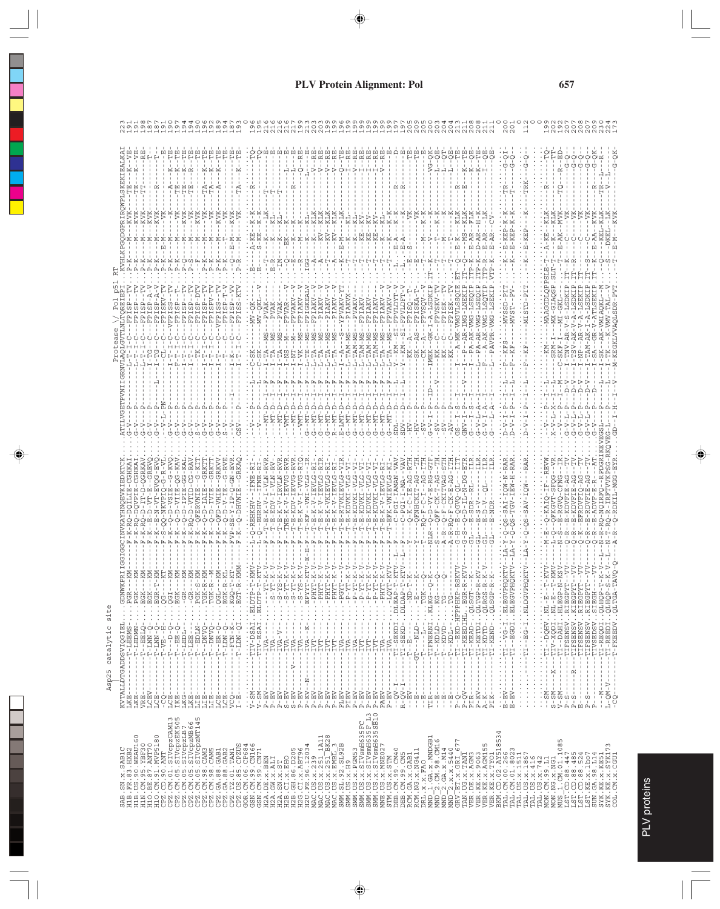# PLV Protein Alignment: Pol

```
Asp25 catalytic site                                                                                     Protease \/ Pol p51 RT
```

```
SAB.SN.x.SAB1C
H1B.FR.83.HXB2
H1B.US.90.WEAU160
H1N.CM.95.YBF30
H1O.BE.87.ANT70
H1O.CM.91.MVP5180
CPZ.CD.90.ANT
CPZ.CM.01.SIVcpzCAM13
CPZ.CM.05.SIVcpzEK505
CPZ.CM.05.SIVcpzLB7
CPZ.CM.05.SIVcpzMB66
CPZ.CM.05.SIVcpzMT145
CPZ.CM.98.CAM3
CPZ.CM.98.CAM5
CPZ.GA.88.GAB1
CPZ.GA.88.GAB2
CPZ.TZ.01.TAN1
CPZ.US.85.CPZUS
GOR.CM.06.CP684
GSN.CM.99.CN166
GSN.CM.99.CN71
H2A.DE.x.BEN
H2A.GW.x.ALI
H2A.SN.x.ST
H2B.CI.x.EHO
H2B.GH.86.D205
H2G.CI.x.ABT96
H2U.FR.96.12034
MAC.US.x.239
MAC.US.x.251_1A11
MAC.US.x.251_BK28
MAC.US.x.EMBL_3
SMM.SL.92.SL92B
SMM.US.x.H9
SMM.US.x.PGM53
SMM.US.x.SIVsmH635FC
SMM.US.x.SIVsmH635F_L3
SMM.US.x.SIVsmH635SB10
MNE.US.x.MNE027
STM.US.x.STM
DEB.CM.99.CM40
DEB.CM.99.CM5
RCM.GA.x.GAB1
RCM.NG.x.NG411
DRL.x.x.FAO
MND_1.GA.x.MNDGB1
MND_2.CM.98.CM16
MND_2.GA.x.M14
MND_2.x.x.5440
GRV.ET.x.GRI_677
TAN.UG.x.TAN1
VER.DE.x.AGM3
VER.KE.x.9063
VER.KE.x.AGM155
VER.x.x.TYO
BKM.CD.02.AY518534
TAL.CM.00.266
TAL.CM.01.8023
TAL.US.x.1511
TAL.US.x.1867
TAL.US.x.416
TAL.US.x.742
MON.CM.99.L1
MON.NG.x.NG1
MUS_1.CM.01.1085
LST.CD.88.447
LST.CD.88.485
LST.CD.88.524
LST.KE.x.lho7
SUN.GA.98.L14
SYK.KE.x.KE51
SYK.KE.x.SYK173
COL.CM.x.CGU1
```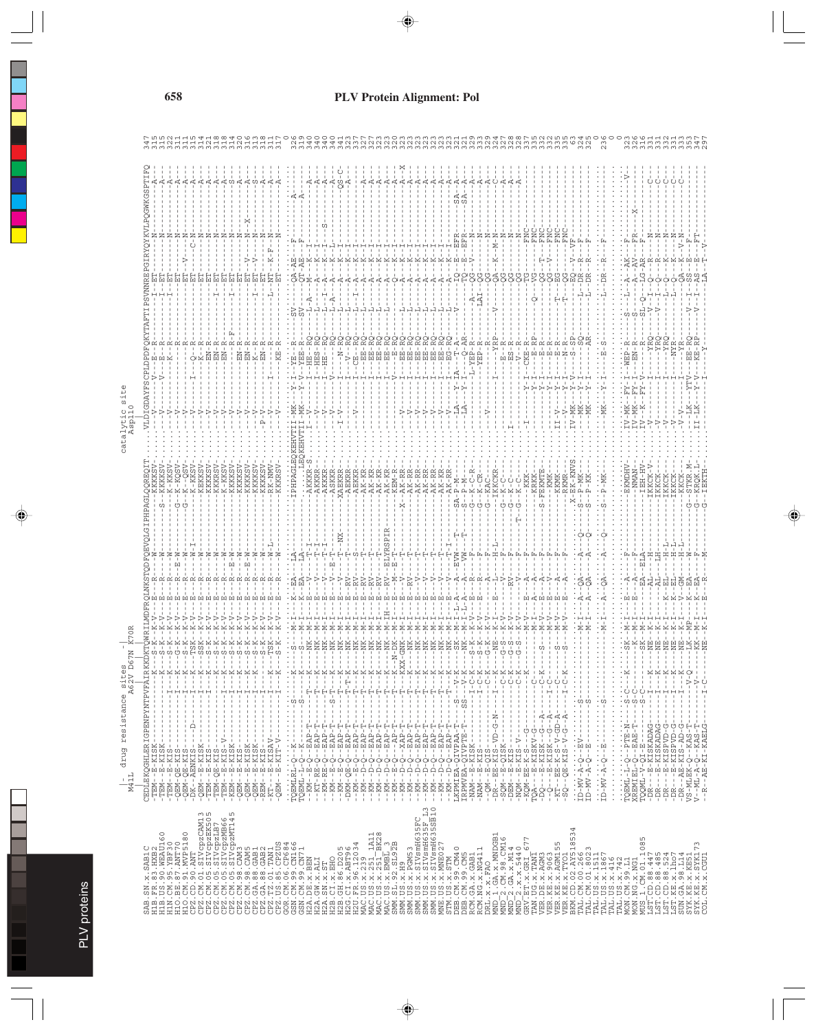# PLV Protein Alignment: Pol

```
                          |   drug resistance sites                    catalytic site
                         M41L              A62V D67N  K70R                    Asp110

SAB.SN.x.SAB1C          CEDLEKQGHLERIGPENPYNTPVFAIKKKDKTQWRILMDFRQLNKSTQDFQEVQLGIPHPAGLQQREQIT....VLDIGDAYFSCPLDPDFQKYTAFTIPSVNNREPGIRYQYKVLPQGWKGSPTIFQ  347
H1B.US.90.NEAU160       -TEM--E-KISK------------------K----S-K--K-V---E---R------W----------S--KKKKSV.....-----V--------E----R----------I--ET------N-------------A-- 315
H1B.LR.x.HIV2UC1        -TEM--E-KISK------------------K----S-K--K-V---E---R------W------------KKKKSV.....-----V--------E----R----------I--ET------N------------A--- 315
H1N.CM.95.YBF30         -TEM--E-KIS-----------------I--K----S-K--K-V---E---R------W------------K-KKSV.....-----V-------K----R----------I--ET------N------------A--- 322
H1O.BE.87.ANT70         -QEM-QE-KIS-----------------I--K----G-K--K-V---E---R--E-W----------G--K-KQSV.....-----V------------R------------ET------N------------A--- 311
H1O.CM.91.MVP5180       -QEM-QE-KIS-----------------I--K----S-K--K-V---E---R------W----------G--K--QSV.....-----V------------R------------ET---V--N------------A--- 311
CPZ.CM.90.ANT           -DK--AENKIS-------D--------I--K--TSK---K-V---E---R------W-I---------G--K--KKSV.....-----V------I---Q--R------------ET------C-N-----------A--- 315
CPZ.CM.05.SIVcpzCAM13   -QEM--E-KISK-----------------I--K--SSK---K-V---E---R------W-I----------KEKKSV.....-----V------------K------------ET------N------------A--- 314
CPZ.CM.05.SIVcpzEK505   -TEM--E-KIS-----------------I--K----S-K--K-V---E---R------W------------KKKKSV.....-----V-----------EN-R------------ET------N------------A--- 321
CPZ.CM.05.SIVcpzLB7     -TEM-QE-KIS-----------------I--K----S-K--K-V---E---R------W------------KKKRSV.....-----V-----------EN-R----------I--ET------N------------A--- 318
CPZ.CM.05.SIVcpzMB66    -TEM--E-KIS-V---------------I--K----S-K--K-V---E---R------W------------K-KKSV.....-----V-----------EN-R------------ET------N------------A--- 318
CPZ.CM.05.SIVcpzMT145   -KEM--E-KISK----------------I--K----S-K--K-V---E---R--E-W------------KKKKSV.....-----V------------R-R-F----------ET------N------------S--- 314
CPZ.CM.98.CAM3          -QEM--E-KISK-----------------I--K----S-K--K-V---E---R--E-W------------KKKKSV.....-----V------------EN-R----------I--ET------N------------A--- 320
CPZ.CM.98.CAM5          -QEM--E-KISK-----------------I--K----S-K--K-V---E---R--E-W------------KKKKSV.....-----V-----------EN-R------------ET---V--N---X---------A--- 316
CPZ.GA.88.GAB1          -QEM--E-KISK-----------------I--K----S-K--K-V---E---R------W------------KKKKSV.....-----V------------K--R----------I--ET---V--N------------S--- 313
CPZ.GA.88.GAB2          -REM--E-KIS-----------------I--K----S-K--K-V---E---R------W------------KKKKSV.....--P-V-----------EN-R------------ET------N------------A--- 318
CPZ.TZ.01.TAN1          -KT---E-KISAV---------------I--K--TSK---K-V---E---R------W-L-----------RK-NMV.....-----V-------I------R--------L--NT---K-F--N-----------A--- 311
CPZ.US.85.CPZUS         -QEM--E-KIT-V---------------I--K----S-K--K-V---E---R------W------------KKKRSV.....-----V-------------KE-R----------I--ET------N------------A--- 317
GOR.CM.06.CP684         ..........................................................................................................................................  0
GSN.CM.99.CN166         TQEMLRL-Q--K---------------S--K----S----M-I---K--EA----LA------------IPHPAGLEQKEHVTII-MK----Y-I--YE---R----------SV----QA-AE----F--------A----- 326
GSN.CM.99.CN71          TQEML-L-Q--K---------------S--K----S----M-I---K--EA----LA------------......LEQKEHVTII-MK----Y-V--YEE--R----------SV----QT-AE----F--------A----- 319
H2A.DE.x.BEN            -KM--RE-Q---EAP-T---------T--K----NK--M-I---E---V----T-I------------AKKKR-S....I--V-----I--HE---RQ----------L-A----M--K-I-------------A--- 340
H2A.GW.x.ALI            -KT--RE-Q---EAP-T---------T--K----NK--M-I---E---V----T-I-------------AKKKR-......-----V-----I--HES--RQ----------I-T----A--K-I-------------A--- 340
H2A.SN.x.ST             -KM--RE-Q---EAP-T---------T--K----NK--M-I---E---V----T-I-------------AKKKR-......-----V-----I--HES--RQ----------L-I----I--K-I------S------A--- 340
H2B.CI.x.EHO            -KM--E-Q----EAP-T---------S-T--K----NK--M-I---E---V----E-T-I---------ASKKR-......-----V-----V--------RQ----------L-A----A--K-L-------------A--- 341
H2B.GH.86.D205          -KM--E-Q----EAP-T---------T--K----NK--M-I---E---V----T--NX---------XAEKRR-......--I-V-----I---N-RQ----------L-------A--K-I------------QS-C-- 323
H2G.CI.x.ABT96          -DKM-QE-Q---EAP-T---------T-T-K----NK--M-I---E--RV-----T------------AEKRR-......-----V-----I--V--RQ----------L-------A--K-I-------------A--- 323
H2U.FR.96.12034         -KM--E-Q----EAP-T---------T-T-K----NK--M-I---E--EV-----T------------AEKRR-......-------V-----I--EE--RQ----------L-I-----A--K-I------------------ 327
MAC.US.x.239            -KM--D-Q----EAP-T---------T--K----NK--M-I---E--RV-----T-------------AK-KR-......-----------I--EE--RQ----------L---------A--K-I-------------A--- 327
MAC.US.x.251_1A11       -KM--D-Q----EAP-T---------T--K----NK--M-I---E--RV-----T-------------AK-KR-......-----------I--EE--RQ----------L-------A--K-I-------------A--- 323
MAC.US.x.251_BK28       -KM--D-Q----EAP-T---------T--K----NK--M-I---E--RV-----T-------------AK-KR-......-----------I--EE--RQ----------L-------A--K-I-------------A--- 323
MAC.US.x.EMBL_3         -KM--D-Q----EAP-T---------T--K----NK--M-IH--E--RV--ELYRSPIR---------AK-KR-......-----------I--EE--RQ----------L-------A--K-I-------------A--- 323
SMM.SL.92.SL92B         -KM--D-Q----EAP-T---------T--K----N--K-M-I---E--V-----ELYRSPIR-------AK-KR-......-----------I--EE--RQ----------L-------A--K-I-------------A-X- 320
SMM.US.x.H9             -KM--D-Q----XAP-T---------T--K----KXX-GNK--M-I---K--M---E-T----------X--AK-RR-......-----V-----I--EE--RQ----------L-------A--K-I-------------A--- 323
SMM.US.x.PGM53          -KM--D-Q----EAP-T---------T--K----NK--M-I---E---V----T-------------AK-RR-......-----V-----I--EE--RQ----------L-------A--K-I-------------A--- 323
SMM.US.x.SIVsmH635FC    -KM--D-Q----EAP-T---------T--K----NK--M-I---E---V----T-------------AK-RR-......-----V-----I--EE--RQ----------L-------A--K-I-------------A--- 323
SMM.US.x.SIVsmH635F_L3  -KM--D-Q----EAP-T---------T--K----NK--M-I---E---V----T-------------AK-RR-......-----V-----I--EE--RQ----------L-------A--K-I-------------A--- 323
SMM.US.x.SIVsmH635SB10  -KM--D-Q----EAP-T---------T--K----NK--M-I---E---V----T-------------AK-KR-......-----V-----I--EE--RQ----------L-------A--K-I-------------A--- 323
MNE.US.x.MNE027         -KM--D-Q----EAP-T---------T--K----NK--M-I---E---V----T-I-----------AK-KR-......-----V-----I--EG--RQ----------L-------A--K-I-------------A--- 323
STM.US.x.STM            LKPMIEA-QIVPAA-T------------S--V-K----SK--M-I-L-A--A--EVW---T--------SA-P-M-......-----IA----Y-IA---T-A------------V------IQ--E--EFR---------SA-A- 321
DEB.CM.99.CM40          IRPMVEA-QIVPTE-T------------SS--V-K----NK--M-I-L-A--A--VW---T--------S--P-M-......-----LA----Y-I------Q-AR-------------TQ--E--EFR---------SA-A- 321
DEB.CM.99.CM5           -NAM--E-KISK------------I-C-K---S-K--K-V---E--A--F----------G--K--C-R-......--------L-YEP-R----------A----QG---V---N------------------- 329
RCM.GA.x.GAB1           -NAM--E-KISK------------I-C-K---S-K--K-V---E--A--F----------G--K--C-R-......--------L-YEP-R----------A----QG---V---N------------------- 333
RCM.NG.x.NG411          -QM--E-QIS--------------I-C-K---G-K--K-V---E--A--F----------G--KAC-......--V------------YEP-R----------LAI----QG-------N------------------- 329
DRL.x.x.FAO             -DR--EE-KIS-VD-G-N------I--K----NE--K-I---E--L-----H--------IKKCKR-......-I-------------YRP---------V--------QA---K--M-N------------C--- 324
MND_1.GA.x.MNDGB1       -SQM--E-QISK------------C-K---G-S--K-V---------V-----F-------G--K--C-......-I--------------E--R----------------QG-----------N------------A--- 327
MND_2.CM.98.CM16        -DEM--E-KIS-------------C-K---G-S--K-V---------RV-----F-------G--K--C-......-I--------------ES-R----------------QG-----------N------------A--- 328
MND_2.GA.x.M14          -NQM--E-KIS-V-----------C-K---G-S--K-V---E--A-----F------T--G--K--C-......----------------N-R----------------QG-----------N------------A--- 328
MND_2.x.x.5440          -KQM-EE-K-S---G---------C-K---M-V---E--A--F----------KKK-......---------Y-I--CKE-R-----------I-----TG-----------FNC---------------- 337
GRV.ET.x.GRI_677        TQA--E-KISKV-G----------C--------M-I---A--A--F--------KRKK-......----------Y-I------E-RP--------Q-----VG-----------FNC---------------- 335
TAN.UG.x.TAN1           -DQ--E-KISK--G-A------C-K----S----M-V---E--A--F-------S-FEKWTE-......----------Y-I------E-R-----------------QG---T----FNC---------------- 332
VER.DE.x.AGM3           -Q---E-KISK-V-G-A----I-C-----------M-V---E--V--F---------KMK-......----------Y-I------E-R-----------------QG---V----FNC---------------- 332
VER.KE.x.9063           -KT--EE-K-S-V-GD-A-----I-C-----S----M-V---E--A--F---------KKMK-......II-V-----Y-I------E-R---------T------QG-----------FNC---------------- 332
VER.KE.x.AGM155         -SQ--QE-KIS-V-G-A------I-C-K----S----M-V---E--A--F---------RKMR-......II-V-----Y-I------N-R---------T------EQ-----------FNC---------------- 335
VER.KE.x.TYO1           ................-------------------------------..................X-EK-KNVS.....IV-MK----Y-V------S-SP--------------EQ---V---VF--------------- 63
BKM.CD.02.AY518534      ID-MV-A-Q--EV-----S--------M-I---A--QA---A--Q---S--P-MK-......--MK----Y-I------SQ----------L-DR--R--F--------------- 324
TAL.CM.00.266           ID-MV-A-Q--EV-----S--------M-I---A--QA---A--Q---S--P-KK-......--MK----Y-I------AR----------L-DR--R--F--------------- 325
TAL.CM.01.8023          ..........................................................................................................................................  0
TAL.US.x.1811           ID-MV-A-Q--E------S--------M-I---A--QA---A--Q---S--P-MK-......--MK----Y-I------E-S----------L-DR--R--F--------------- 236
TAL.US.x.1867           ..........................................................................................................................................  0
TAL.US.x.416            ..........................................................................................................................................  0
TAL.US.x.742            TQEML-L-Q--PTE-N--S-C----K----SK--M-I---E--A--F-------EKMDHV-......IV-MK--FY-I---WEP-R---------S----L---A--AK--F--------V--- 323
MON.CM.99.L1            XKEMLE--Q--EAE-T--S-C-------SK--M-I---E--A--F---------NMAN-......IV-MK--FY-I---EN-R---------S----A--AV--FR----X------------- 326
MON.NG.x.NG1            TQQML-V-QI-E-E----S-C-------SK--M-I---E--EA--ELA---------IEH-HV-......IV-K---FY-V---------------SL-Q---LG-AR---F-N-------------- 316
MUS.CM.01.1085          -DR--E-KISKADAG--I--K----NE--K-I---AL----H-------IKKCK-V-......-V--------------I---YRQ-------V--I--Q--R-----N------------C--- 331
LST.CD.88.447           -DR--E-KISKADAG--I--K----NE--K-I---AL----LH------IKKCK-......-V--------------I---YRQ-------V--I--Q--R-----N------------C--- 331
LST.CD.88.485           -DR--E-KISPVD-G--I--K----NE--K-I---K--EL--H-L---IKKCK-......-V--------------I---YRQ-------L--Q--K-----N------------C--- 332
LST.CD.88.524           -DR--E-KISPVD-G--I--K----NE--K-I---K--EL--H-L---IKKCK-......-V--------------I---YRQ-------L--Q--K-----N------------C--- 331
LST.KE.x.lho7           -DR--AE-KISPVD-G--I--K----NE--K-I---K--EL--H-L---IKKCK-......-V--------------I---NYR-------L--Q--K--Q--N------------C--- 331
SUN.GA.98.L14           -DR--AE-KIS-AD-G--I--K----NE--K-I---V-GM--AD-G---IKKCK-......-V--V--------I------YR-------L--QA--K--V-N------------------ 333
SYK.KE.x.KE51           VS-MLEK-Q--KAS-T--V-Q-------LK--MP---K--EA----M------G--STKR-M-......-LK----YTV---EE-RQ----------V-I--SS--E--F--------------- 353
SYK.KE.x.SYK173         V--ML-A-Q--KAS-T---V--------KK--M-I---K--EA----F------G--KRQK-L-......II-LK----Y-V---KE-RP----------V-I--AS--E--FT--------------- 347
COL.CM.x.CGU1           -R--AE-KI-KAELG------I-C-------NE--K-I---E--R---M-------G--IEKTH-......-----------I------Y-------------LA--T--V--------------- 297
```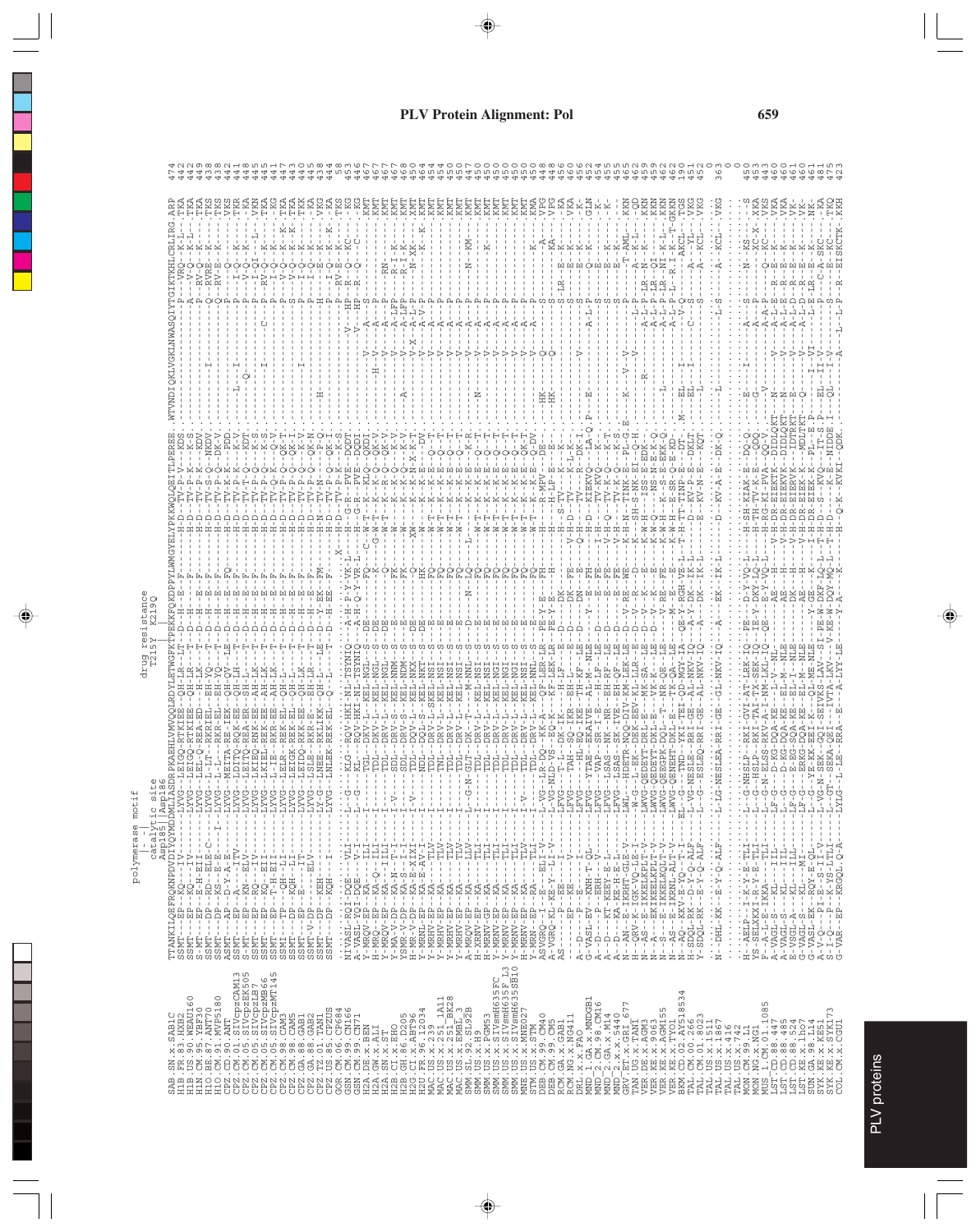# PLV Protein Alignment: Pol

```
                                    polymerase motif
                                         |- -|
                                    catalytic site
                                    Asp185||Asp186                          drug resistance
                                                                              T215Y  K219Q
SAB.SN.x.SAB1C                TTANKILQEFRQKNPDVDIYQYMDDLIASDRPKAEHLVMVQQLRDYLETWGFKTPEKKFQKDPPYLWMGYELYPKKWQLQEITLPEREE.WTVNDIQKLVGKLNWASQIYTGIKTKHLCRLIRG.ARP  474
H1B.FR.83.HXB2                SSMT---EP--KQ---IV---------LVVG--LEIGQ-RTKIEE--QH-LR--LT-D--H--E---F-----------H-D---TV-P-V--KDS-----------------------P---VRQ--K-L--TKA  442
H1B.US.90.WEAU160             SSMT---EP--KQ---IV---------LVVG--LEIGQ-RTKIEE--QH-LR---T--D--H---------F---------H-D---TV-P-K--K-S------------------------A---V-Q--K-L--TKA  442
H1N.CM.95.YBF30               S-MT---EP--E-H-EII---------LYVG--LEL-Q-REAED---H-LK---T--D--H--E---F---------H-D---TV-P-K--KDV-----------------------P---RV-Q--K-----TKA  449
H1O.BE.87.ANT70               SSMT---DP--RD--ELE-C-------LVVG--L-LT--RKRIEL--EH-YQ---T--D--H--E---F----------H-D---TV-S-Q--NKDV---------I-------------Q---RVRE--K-----TKS  438
H1O.CM.91.MVP5180             SSMT---DP--KS--E-E---I-----LVVG--L-L---RKR-EL--EH-YQ---T--D--H--E---F----------H-D---TV-P-Q--DK-V----------------------Q---RV-E--K-----TKS  438
CPZ.CD.90.ANT                 ASMT---AP--D-Y-A-E---------LYVG--MEITA-RE-IEK--QH-QV--LE--D--H--E---FQ---------H-D---TV-K-K--PDD-----------------------P---Q-----K-----VKS  442
CPZ.CM.01.SIVcpzCAM13         SSMT---EP--A----ITV--------LVVG--LDITQ-RQK-EE--QH-LH---T--D--H--E---F----------H-D---TV-P-K--K-V-------L---I-----------P---I-Q--K-----TKR  441
CPZ.CM.05.SIVcpzEK505         S-MT---EP--KN--ELV---------LVVG--LEITQ-REA-ER--SH-L----T--D--H--E---F----------H-D---TV-T-Q--KDT---------Q---------------P---V-Q--K-----KA   448
CPZ.CM.05.SIVcpzLB7           SSMT---EP--RQ---IV---------LVVG--L-KIEQ-RNK-EE--AH-LK---T--D--H--E---F----------H-D---TV-P-Q--K-S-----------------------P---I-QI--L----VKN  445
CPZ.CM.05.SIVcpzMB66          SSMT---EP--KQ---EII--------LVVG--L-KIEL-RKK-EE--AH-LK---T--D--H--E---F----------H-D---TV-P-Q--K-S-------I--------C------P---RV-Q--K-----TKA  445
CPZ.CM.05.SIVcpzMT145         SSMT---DP--T-H-EII---------LVVG--L-IE--RKR-EE--AH-LK---T--D--H--E---F----------H-D---TV-P-Q--K-S-----------------------P---I-Q--K-----KG   441
CPZ.CM.98.CAM3                SSMI---TP--QH-LI-----------LVVG--LELR--REK-EL--QH-L----T--D--H--E---F----------H-D---TV-P-Q--QK-T----------------------P---V-Q--K--K--TKA  447
CPZ.CM.98.CAM5                SSMT---DP--KQH-LI----------LVVG--LEIGK-REK-EE--QH-L----T--D--H--E---F----------H-D---TV-P-Q--QK-I----------------------S---V-Q--K--K--TKA  443
CPZ.GA.88.GAB1                SSMT---EP--E----IT---------LVVG--LEIDQ-RKK-EE--QH-LK---T--D--H--E---F----------H-D---TV-P-Q--K-V-------I--------------P---I-Q--K-----TKK  440
CPZ.GA.88.GAB2                SSMT-V-DP--KT---ELV--------LVVG--LSIE--RKK-EE--AH-LK---T--D--H--E---F----------H-D---TV-P-Q--K-S-----------------------P---I-Q--K-----KA   445
CPZ.TZ.01.TAN1                SSMT---DP--KEH-------------LV-VG--LNEE--RKLIKK--QH-LE--LE--D--Y-EK--FM---------H-N---TV-N-Q--QK-N------H----------------H---I-E--K-----VKG  443
CPZ.US.85.CPZUS               SSMT---DP--KQH---I---------LVVG--LNLEK-REK-EL--Q---L----T--D--H-EE--F----------H-D---TV-P-Q--QK-I----------------------P---I-Q--K--K--KA   444
GOR.CM.06.CP684               .......................................................................................X------H-D---TV-P-K--K-S-----------------------P---RV-E--K-----TKS   58
GSN.CM.99.CN166               NIVASL-RQI-DQE---VLI-------L---G---KLG--RQV-HKI-NL-TSYNIQ----A-H-P-Y-VK-L----H----G-R---PVE--DQDT---------V---HP--R--Q--KC----KG  453
GSN.CM.99.CN71                A-VASL-RQI-DQE---ILI-------L---G---KLG--RQV-HKI-NL-TSYNIQ----A-H-Q-Y-VR-L----H----G-R---KLE--DQDT---------V---HP--R--Q--C-----KG  446
H2A.GW.x.BEN                  Y-MRQV-EP--KA----ILI-------L--------TGL--DKV-L--KEL-NGL--DE---------FQ---C--W-T---K-R-KLQ--QKDT---------V---A---S------------KMT  467
H2A.GW.x.ALI                  H-MRQ--EP--KA-Q--ILI-------L--------TDL--DKV-L--KEL-NGL--S--DE----------K---G-W-T---K-R-Q--QK-V--------H-V---A---P------------KMT  467
H2A.SN.x.ST                   Y-MRQV-EP--KA---IILI-------L--------TDL--DRV-L--KEL-NGL--S--DE----------Q--------W-T---K-R-Q--QK-V---------V---A---P---RN-------KMT  467
H2B.CI.x.EHO                  Y-MA-V-DP--KA-N--T-I-------L--V-----SDL--DRV-S--KEL-NNM--S--E---------FK---------W------K-Q--K-V--------V---A-LFP---R-I--K-----KMT  467
H2B.GH.86.D205                YSMR-V-DP--KA-N--I-I-------L--------SDL--DRV-S--KEL-NDM--S--E---------FK---------W------K-Q--K-V---A---V---A-LFP---R-I--K-----KMT  468
H2G.CI.x.ABT96                H-MT---EP--KA---X-IXI------L--V-----TDL--DRV-S--KEL-NKT--S--DE--------FK---------W------K-K--X-V--------V-X---A-LFP---N-XK-------KMT  466
H2U.FR.96.12034               Y-MRNL-EP--KA-E--AV-I------I--------NDL--DQL-S--KEL-NKT--S--DE--------HK---------XW-----K-K--X--X-DV--------V---X-A-V-P---N-I--K--K--KMT  464
MAC.US.x.239                  Y-MRHV-EP--KA----TLV-------I--------TDL--DRV-L--SKEL-NSI--S--E--------FQ---------W-T---K-E--Q--T--------V---A---P------------KMT  454
MAC.US.x.251_1A11             Y-MRHV-EP--KA----TLV-------I--------TNL--DRV-L--KEL-NSI--S--E--------FQ---------W-T---K-E--Q--T--------V---A---P------------KMT  454
MAC.US.x.251_BK28             Y-MRHV-EP--KA----TLV-------I--------TDL--DRV-L--KEL-NSI--S--E--------FQ---------W-T---K-E--Q--T--------V---A---P------------KMT  450
MAC.US.x.MM142                Y-MRHV-EP--KA----TLV-------I--------TDL--DRV-L--KEL-NSI--S--E--------FQ---------W-T---K-E--Q--T--------V---A---P------------KMT  450
SMM.SL.92.SL92B               A-MRQV-EP--KA----LLV-------L--G-N-GLT--DK-T--M-NNL--S--D-------N--LQ-----L---T---K-K--K-R---------V---A---P----N---KM--KMT  447
SMM.US.x.H9                   H-XRNV-EP--KA----TLI-------I--------TDL--DRV-L--KEL-NSI--S--E--------FQ---------W-T---K-K--Q--T--------V---A---P------------KMT  450
SMM.US.x.PGM53                H-MRNV-GP--KA----TLI-------I--------TDL--DRV-L--KEL-NGI--S--E--------FQ---------W-T---K-E--Q--T------N--V---A---P------------KMT  450
SMM.US.x.SIVsmH635FC          Y-MRNV-EP--KA----TLI-------I--------TDL--DRV-L--KEL-NGI--S--E--------FQ---------W-T---K-E--Q--T--------V---A---P---K--------KMT  450
SMM.US.x.SIVsmH635FL3         Y-MRNV-EP--KA----TLI-------I--------TDL--DRV-L--KEL-NGI--S--E--------FQ---------W-T---K-E--Q--T--------V---A---P------------KMT  450
SMM.US.x.SIVsmH635SB10        Y-MRNV-EP--KA----TLI-------I--------TDL--DRV-L--KEL-NSI--S--E--------FQ---------W-T---K-E--Q--T--------V---A---P------------KMT  450
MNE.US.x.MNE027               H-MRNV-EP--KA----TLV-------I-V------TDL--DRV-L--KEL-NSI--S--E--------FQ---------W-T---K-E--QK-T--------V---A---P------------KMT  450
STM.US.x.STM                  Y-MRN--EP--RA----TLI-------I--------TDL--DRV-L--KEL-NNL--S--E--------FQ---------W-T---K-E--Q-DV--------V---A---P----------K-KMT  450
DEB.CM.99.CM40                ASVGRQ--I--KE-Y--ELI-V-----L-VG--LR-DQ--KK-A---QF-LER-LR--PE-Y-E------FH-------H-----R-MPV---DE------HK------Q----S--------A---VPG  448
DEB.CM.99.CM5                 A-VGRQ--I--KE-Y--LL-V------L-VG--NLD-Q--KK-A---QRLER-LR--PE-Y-K-----------H-----R-LP--E--DE------HK------Q----S--------A---VPG  448
RCM.GA.x.GAB1                 AS-----P--EE----I----------LFVG---T-L--DK-IK-----H-LF--E--D--Y-E--DK---------------H---S-TV---K--K-----------------------S---LR--E--K-----FKA  456
RCM.NG.x.NG411                ---------EP--KE----V-------LFVG---TAH--SQ-IKR--EH-L---E--D--------DK--FE-------V-H-D---TV-----K-L-K----------------------S------E--K-----VKA  460
DRL.x.x.FAO                   A--D----P--E----I----------LFVG---HL-EQ-IKE--TH-KF--LE--D--------DN--E-------Q-H------TV-----R-DK-I-------V----------------S------E--K-----K-   456
MND_1.GA.x.MNDGB1             Y-VASL-EV--KNH-T-QL--------LFVG--YTAE-EKAIVE--AL-M--NLE-----Y----E--FH--------H-D---KIEKVQ---LA-Q-P----E--------------A-L-P-------Q--K-----GLN  452
MND_2.CM.98.CM16              A--D----KS--ERH---I--------LFVG-----VAP--EK-I-E-----L-V--NL----D--------E--FE----------V-H-D---TV-KVQ---K-------------------------Q--K-----K-   454
MND_2.GA.x.M14                A--D----KT--KEEY-E-L-------LFVG--LSAS--NK--NR--EH-RF--LE--D--------E--FE----------V-H-Q---TV-KVQ---K-T--------------------E--K-----K-   455
MND_2.x.x.5440                A--D----KA--KE-H--E-L------LFVG--LSAS--SK-IVE--EH-QF--LE--D--------E--FE----------V-H-----TV-K-Q---K-S--------------------S------E--K-----K-   455
GRV.ET.x.GRI_677              N--AN--E--IKRHT-GLE-V------LWL---HDETR-NQQ-DIV-KM-LEK-LE--D--V-RE--WE-------K-H-N---TINK-E--PL-G-E---K----V--V-----------L-P-------T-AML----KKN  465
TAN.UG.x.TAN1                 H--QRV-K--IGK-VQ-LE-I------W-G---L-EK-DBK-EEV-KL-LLR--E--D--V--R--------K-H-S-SH-S-NK-EI--Q-H--------V----------------L-P-------A--K-L-----QD  462
VER.DE.x.AGM3                 N--AS--E--EKIKEKLKPLT-V-----LWVG-QEDEYT-DKL-E--MK-SA--LE--D--V--K--E----------K-W-----ISS-E-EDK---------R-----------A-L-P-LR--N--K-----KKN  459
VER.KE.x.AGM155               N--S----E-IKKEKLKPLT-V-----LWVG-QEDEYT-DKL-E--VK-K--LE--D--V--K-E----------K-W-Q---NS-N-E-K-Q-----------------------A-L-P-LR--QI--K-----KKN  459
VER.KE.x.TYO1                 N--AS--E-IKKEKLKQLT-V------LWVG-QEEGPK-DQL--T--NR-QE--LE------V-RE--FE----------K-W-H---K-S-E-EKK-Q-------L-----------A-L-P-LR--NI-K-L---KKN  462
BKM.CD.02.AYS18534            N--AS--E-IKRNL-ALT-V-------LWVG-QENEHT-DKL-E--TK-QA--LE-------M--E-----------K-W-H---E-SR-Q-E-KD-----------------------A-L-P-L--R.I-K---T-GKKN  462
TAL.CM.00.266                 N--AQ--KKV-E-YQ-T-I--------EL--G-----TND--YKI-TEI-QD-MGY-IA--QE-Y-RGH-VE-L----T-H-TT-TINP-E--DT--M---EL--I---------------V-Q-------AKCL---TGS  190
TAL.CM.01.8023                Y-SDQL-RK--D-Y-Q-ALF-------L--VG-NESLE-RRI-GE--AL-NKV-IQ--A-Y-DK--IK-L-------D-----KV-P-E--DKLT---------EL--I---------C-----S-----A---YL--VKG  451
TAL.US.x.1511                 Y-SDQL-RK--E-Y-Q-ALF-------L--G-N-ESLEQ-RRI-GE--AL-NKV-IQ--A-Y-DK--IK-L-------B-----KV-N-E--KQT-------L-------------------S-----A---KCL---VKG  452
TAL.US.x.1867                 ......................................................................................................................................  0
TAL.US.x.416                  N--DHL-KK--E-Y-Q-ALF-------L-LG-NESLEA-RRI-GE--GL-NKV-IQ--A---EK--IK-L------D----KV-A-E--DK-Q------L------------------L-S--------A--KCL---VKG  363
TAL.US.x.742                  ......................................................................................................................................  0
MON.CM.99.L1                  H--AELP--I-K-Y-E-TLI-------L--G-NHSLP--RKI-GVI-AT-LRK-IQ--PE---D-Y-VQ-L------H-SH-KIAK-E--DQ-Q-----E---I-------------A----S----N---KS----S   450
MON.NG.x.NG1                  YS-SELXKX-I-R-Y-E-TLI------L--G--HSLP--RKI-TAI-TX-SEK-IQ--IE-Y-DKY-LQ-L------H-TH-TV-K-E--QDQ-------G--------------------C------XC-X---XKA  453
MUS_1.CM.01.1085              F--A-L-E-IKKA----TLI-------L--G-N-ELSS-RKV-A-I-NM-LKL-IQ--QE----E-Y-VQ-L------H-RG-KI-PVA--QQ-V--------V-----------A-A-P-------Q--KC---VKS  443
LST.CD.88.447                 A-VAGL-S---I--IL-----------LF-G---D-KG-DQA-KE---L-V--NL-------------AE--H-------V-H-DR-EIEKTK--DIDLQKT--N------------V---A-L-E---R--E--K-----VKA  460
LST.CD.88.485                 A-VAGL-S---KL---IIL--------L--G---D-KG-DQA-KE--EL-M--NLE--------------AE--H-------V-H-DR-EIEKVK--DIDLQKT--N------------V---A-L-E---R--E--K-----VKA  460
LST.CD.88.524                 E-VAGL-S---KL---IIL--------LE--G---D-KG-DQA-KE--EL-M--NLE--------------AE--H-------V-H-DR-EIEKTK--NIDLQKT--E------------V---A-L-D---R--E--K-----VK-  461
LST.KE.x.lho7                 G-VAGL-S---KL---MI---------LF--G---ERKG-DQA-KE--EL-M--NLE--------------AE--H-------V-H-DR-EIEK-K--MDLTKT--Q------------V---A-L-D---R--E--K-----VK-  460
SUN.GA.98.L14                 G-VASL-EK--RQY-E-QL--------L--G--YE-KK-EEI-K--QL-ME-NLE-----Y-GE--K-------H-DR-EIEK-K--PL--E-P---I-VI------------L-E-LR--E--K-----NK-  461
SYK.KE.x.KE51                 A-V-Q---PI-E-S-I-V---------L-VG-N-SEK-GQI-SEIVKS-LAV-SI-PE-W-DKF-LQ-L--T-H-D---S---KVQ---IT-S-P---EL--II-V--------------P----C-A-SKC---KA  481
SYK.KE.x.SYK173               S-I-Q---P--K-YS-LTLI-------L--GT--SEKA-QEI---IVTA-LKV--V-KE-W-DQY-MQ-L--T-H-D---K-E--NIDDE.I---QL--I-V-------------S----E-KC----TKQ  475
COL.CM.x.CGU1                 G-VAR--EP--KRGQL.Q-A-------IYLG--L-LE-RRA--E-----A-LYY-LE-----Y-A---K-------H--Q---K-KVKI--QDK-------A-------------L--L-P--R--EISKCTK--KKH  423
```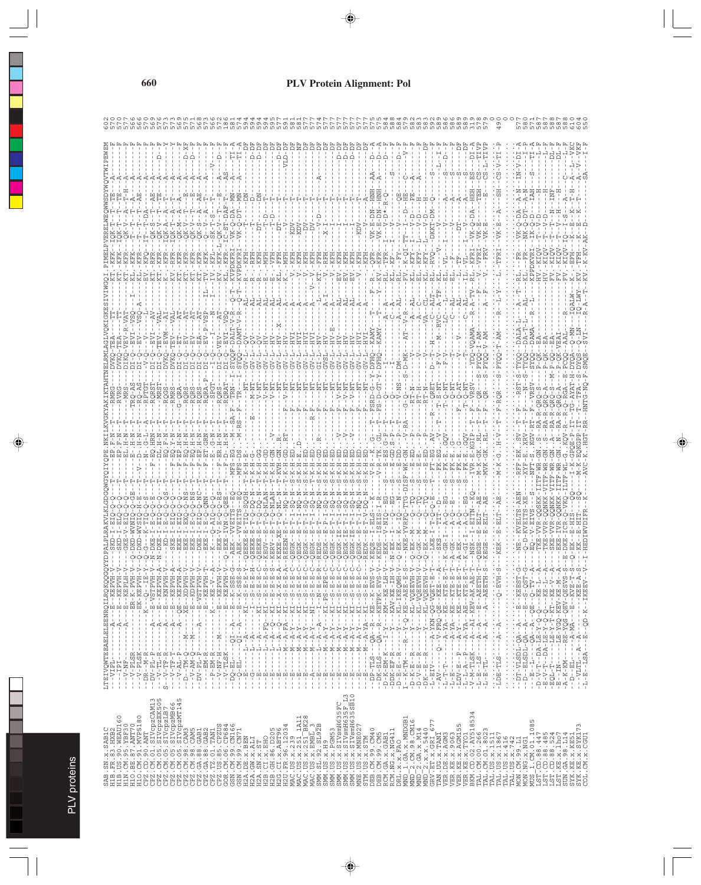```
LTEIVQWTEEAELELEENRQILRQKQGQYYDPALPLRAKVLKLGDGQWGYQIYQPE.NKILKVGKYAKIKTAHTNELRMLAGLVQKIGKESIVIWGQI.PIMELPVERELWEQWWSDYWQVTWIPEWEM
```

| Sequence | Position |
|---|---|
| SAB.SN.x.SAB1C | 602 |
| H1B.FR.83.HXB2 | 570 |
| H1B.US.90.WEAU160 | 570 |
| H1N.CM.95.YBF30 | 577 |
| H1O.BE.87.ANT70 | 566 |
| H1O.CM.91.MVP5180 | 566 |
| CPZ.CD.90.ANT | 570 |
| CPZ.CM.01.SIVcpzCAM13 | 569 |
| CPZ.CM.05.SIVcpzEK505 | 576 |
| CPZ.CM.05.SIVcpzLB7 | 573 |
| CPZ.CM.05.SIVcpzMB66 | 573 |
| CPZ.CM.05.SIVcpzMT145 | 569 |
| CPZ.CM.98.CAM3 | 575 |
| CPZ.CM.98.CAM5 | 571 |
| CPZ.GA.88.GAB1 | 568 |
| CPZ.GA.88.GAB2 | 573 |
| CPZ.TZ.01.TAN1 | 566 |
| CPZ.US.85.CPZUS | 572 |
| GOR.CM.06.CP684 | 186 |
| GSN.CM.99.CN166 | 581 |
| GSN.CM.99.CN71 | 574 |
| H2A.DE.x.BEN | 594 |
| H2A.GW.x.ALI | 594 |
| H2A.SN.x.ST | 594 |
| H2B.CI.x.EHO | 594 |
| H2B.GH.86.D205 | 594 |
| H2G.CI.x.ABT96 | 597 |
| H2U.FR.96.12034 | 591 |
| MAC.US.x.239 | 581 |
| MAC.US.x.251_1A11 | 581 |
| MAC.US.x.251_BK28 | 577 |
| MAC.US.x.EMBL_3 | 577 |
| SMM.SL.92.SL92B | 574 |
| SMM.US.x.H9 | 577 |
| SMM.US.x.PGM53 | 577 |
| SMM.US.x.SIVsmH635FC | 577 |
| SMM.US.x.SIVsmH635FL3 | 577 |
| SMM.US.x.SIVsmH635SB10 | 577 |
| MNE.US.x.MNE027 | 577 |
| STM.US.x.STM | 577 |
| DEB.CM.99.CM40 | 575 |
| DEB.CM.99.CM5 | 575 |
| RCM.GA.x.GAB1 | 584 |
| RCM.NG.x.NG411 | 588 |
| DRL.x.x.FAO | 584 |
| MND_1.GA.x.MNDGB1 | 579 |
| MND_2.CM.x.98_CM16 | 582 |
| MND_2.GA.x.M14 | 583 |
| MND_2.x.x.5440 | 583 |
| GRV.ET.x.GRI_677 | 592 |
| TAN.UG.x.TAN1 | 589 |
| VER.DE.x.AGM3 | 586 |
| VER.KE.x.9063 | 586 |
| VER.KE.x.AGM155 | 589 |
| VER.KE.x.TYO1 | 589 |
| BKM.CD.02.AY518534 | 319 |
| TAL.CM.00.266 | 578 |
| TAL.CM.01.8023 | 579 |
| TAL.US.x.1511 | 0 |
| TAL.US.x.1867 | 490 |
| TAL.US.x.416 | 0 |
| TAL.US.x.742 | 0 |
| MON.CM.99.L1 | 577 |
| MON.NG.x.NG1 | 580 |
| MUS_1.CM.01.1085 | 571 |
| LST.CD.88.447 | 587 |
| LST.CD.88.485 | 587 |
| LST.CD.88.524 | 588 |
| LST.KE.x.lho7 | 587 |
| SUN.GA.98.L14 | 588 |
| SYK.KE.x.KE51 | 610 |
| SYK.KE.x.SYK173 | 604 |
| COL.CM.x.CGU1 | 550 |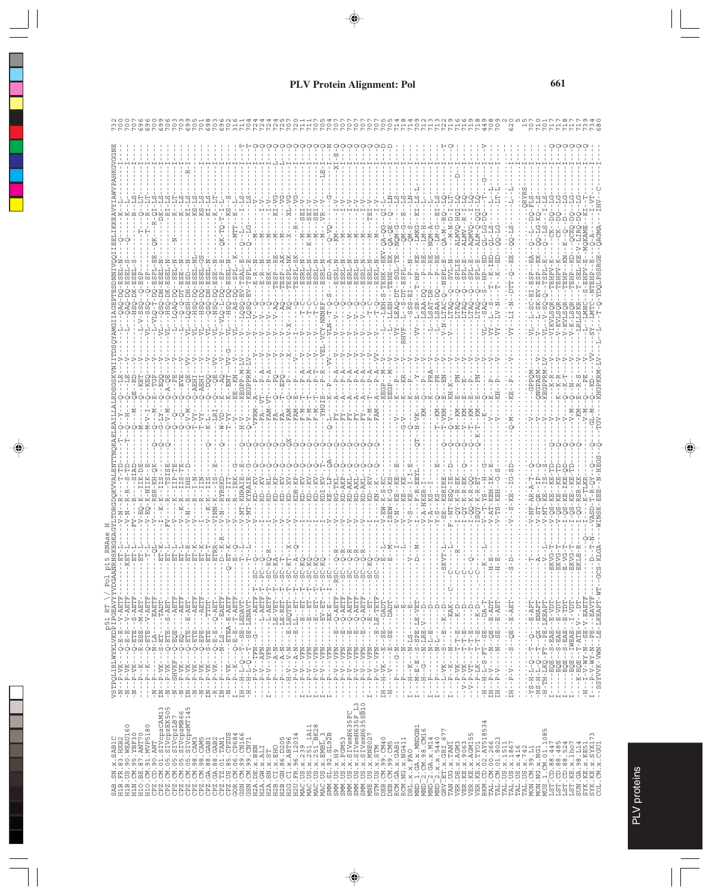## PLV Protein Alignment: Pol

```
                        p51 RT \/ Pol p15 RNAse H
SAB.SN.x.SAB1C          VSTPQLIRLWYKLVKDPIPGEAVYYVDGAANRNSKEGKAGYLTDRGDQKVVALENTTNQKAELEAILLALRDSGSKVNIITDSQYAMGIIAGEPTESDNNIVQQIIEELIKKEAVYIAWVPAHKGVGGNE  732
```

**PLV proteins**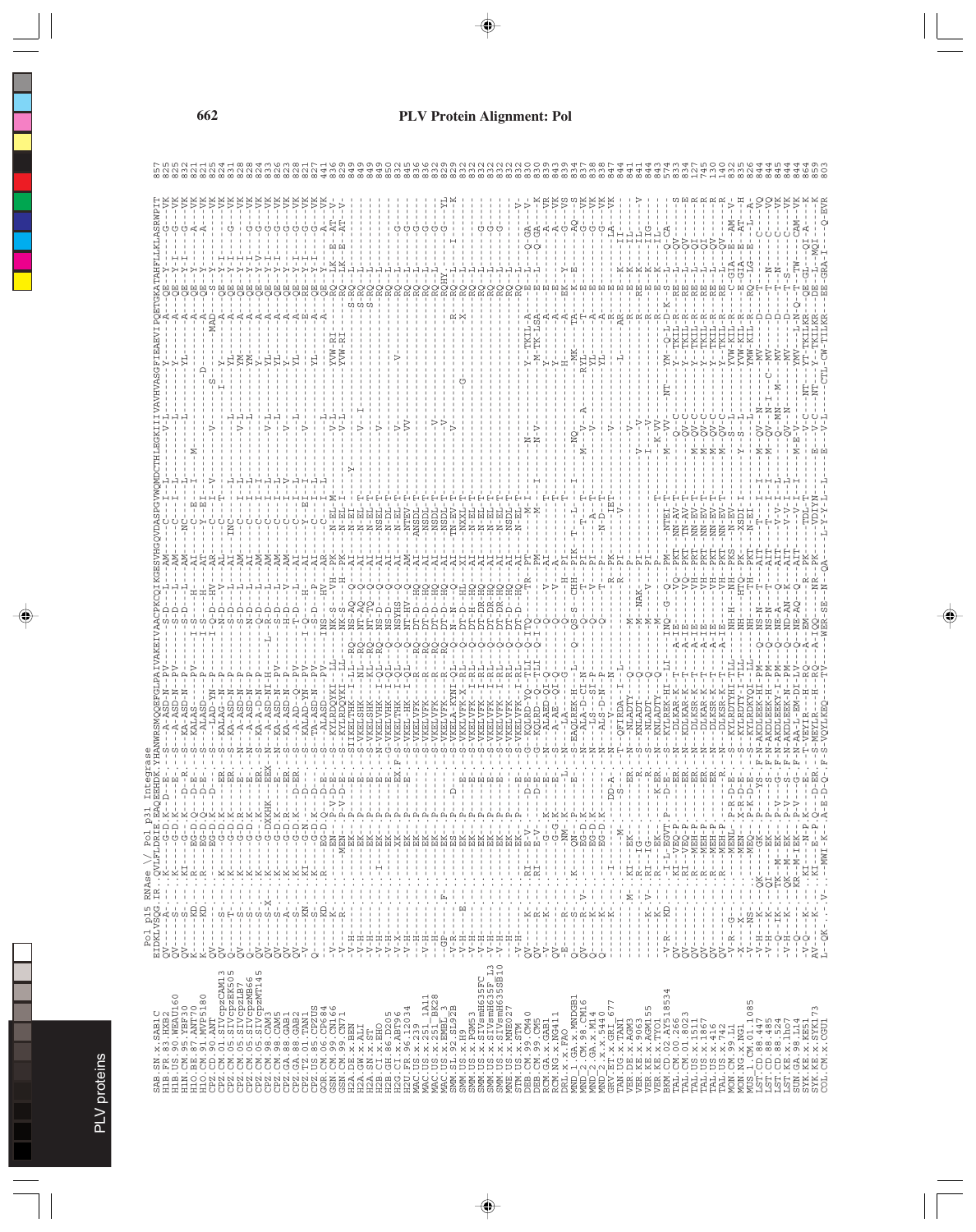# PLV Protein Alignment: Pol

```
                         Pol p15 RNAse \/ Pol p31 Integrase
SAB.SN.x.SAB1C           EIDKLVSQG.IR..QVLFLDRIE.EAQEEHDK.YHANWRSMQSEFGLPAIVAKEIVAACPKCQIKGESVHGQVDASPGVWQMDCTHLEGKIIIVAVHVASGFIEAEVIPQETGKATAHFLLKLASRWPIT  857
H1B.FR.83.HXB2
H1B.US.90.WEAU160
H1N.CM.95.YBF30
H1O.BE.87.ANT70
H1O.CM.91.MVP5180
CPZ.CD.90.ANT
CPZ.CM.01.SIVcpzCAM13
CPZ.CM.05.SIVcpzEK505
CPZ.CM.05.SIVcpzLB7
CPZ.CM.05.SIVcpzMB66
CPZ.CM.05.SIVcpzMT145
CPZ.CM.98.CAM3
CPZ.CM.98.CAM5
CPZ.GA.88.GAB1
CPZ.GA.88.GAB2
CPZ.TZ.01.TAN1
CPZ.US.85.CPZUS
GOR.CM.06.CP684
GSN.CM.99.CN166
GSN.CM.99.CN71
H2A.DE.x.BEN
H2A.GW.x.ALI
H2A.SN.x.ST
H2B.CI.x.EHO
H2B.GH.86.D205
H2U.FR.96.12034
H2G.CI.x.ABT96
MAC.US.x.239
MAC.US.x.251_1A11
MAC.US.x.251_BK28
MAC.US.x.EMBL_3
SMM.SL.92.SL92B
SMM.US.x.H9
SMM.US.x.PGM53
SMM.US.x.SIVsmH635FC
SMM.US.x.SIVsmH635F_L3
SMM.US.x.SIVsmH635SB10
MNE.US.x.MNE027
STM.US.x.STM
DEB.CM.99.CM40
DEB.CM.99.CM5
RCM.GA.x.GAB1
RCM.NG.x.NG411
DRL.x.x.FAO
MND_2.GA.x.MNDGB1
MND_2.CM.98.CM16
MND_2.GA.x.M14
MND_2.x.x.5440
GRV.ET.x.GRI_677
TAN.UG.x.TAN1
VER.DE.x.AGM3
VER.KE.x.9063
VER.KE.x.AGM155
VER.KE.x.TYO1
BKM.CD.02.AY518534
TAL.CM.00.266
TAL.CM.01.8023
TAL.US.x.1511
TAL.US.x.1867
TAL.US.x.416
TAL.US.x.742
MON.CM.99.L1
MON.NG.x.NG1
MUS_1.CM.01.1085
LST.CD.88.447
LST.CD.88.485
LST.CD.88.524
LST.KE.x.lho7
SUN.GA.98.L14
SYK.KE.x.KE51
SYK.KE.x.SYK173
COL.CM.x.CGU1
```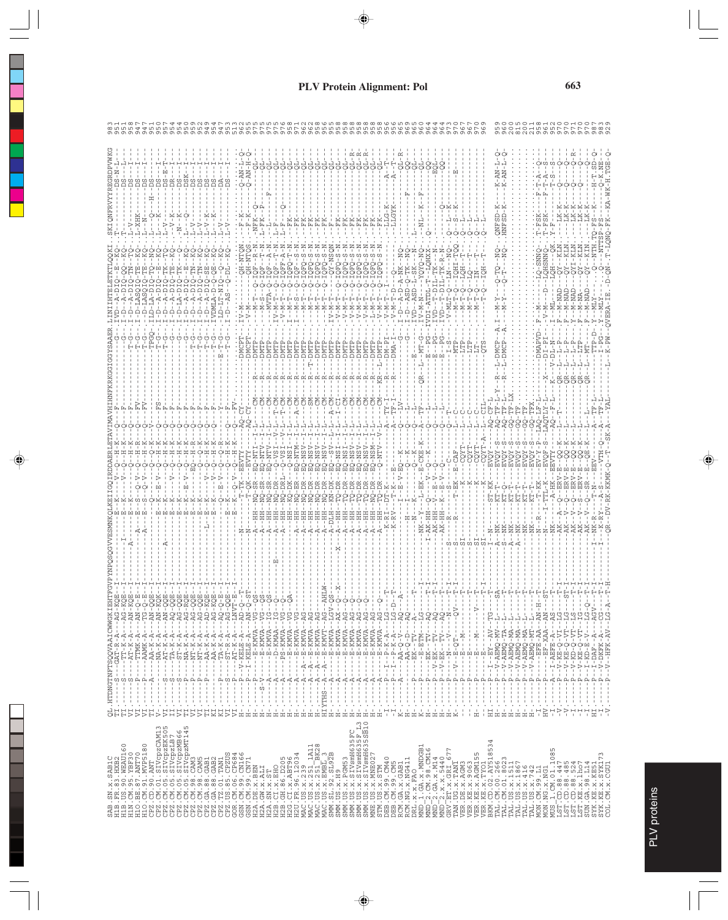# PLV Protein Alignment: Pol

```
SAB.SN.x.SAB1C               QL.HTDNGTNFTSQQVAAICWWGKIEHTFGVPYNPQSQGVVESMNKQLKEIIGQIRDDAERLETAVIMAVHIHNFKRKGGIGGYSAAER.LINIIHTELETKTLQQKI..SKIQNFRVYYREGRDPVWKG  983
H1B.FR.83.HXB2               TI.----S-----GAT-R-A---AG-KQE-I--------------------E--K-----V---Q--H-K---Q---F--------------------G--.IVD--A-DIQ--E--KQ-..-T-------DS-N-L-  951
H1B.US.90.WEAU160            TI.----S-----TT-K-A---AG-KQE-I-------------I-------E--K-----V---Q--H-K---Q---F--------------------G--.I-D--A-DIQ-QQ--KQ-..-T---------DS---L-  951
H1N.CM.95.YBF30              VI.----S-----AT-K-A---AN-KQE-I---------A---------E--K--------Q--H-K---Q---F------------------T-G--.I-D--A-DIQ-TN--TQ-..L-V---------DS---I-  958
H1O.BE.87.ANT70              VI.----P-----TTKK-A---AN-Q-E-I-------A------E--S----Q-V---Q--H-K---Q---FV-----------------T-G--.I-D--LASQIQ-TE--KQ-..L-XHK--------DS---I-  947
H1O.CM.91.MVP5180            VI.----P-----AAMK-A---TG-Q-E-I-------A------E--S----Q-V---Q--H-K---Q---FV-----------------T-G--.I-D--LASQIQ-TE--KQ-..L-N----------DS---I-  951
CPZ.CD.90.ANT                TI.----A-----AA-K-A---AN-QQE-I--------------------E--K-----V---Q--Q-K---V-----------------------TPGQ-.ILD--LA-DIQ-TQ--NQ-..L---Q---H-DS------  950
CPZ.CM.01.SIVcpzCAM13        V-.---------NA-K-A---AN-KQK-I--------------------E--K--E-V---Q--H-K---Q--FS----------------T-G--.I-D--A-DIQ--E--KQ-..L---K--------DS---I-  950
CPZ.CM.05.SIVcpzEK505        VI.----S-----AT-K-A---AN-QQE-I----A----------------E--K-----V---Q--H-K---Q---F-----------------T-G--.I-D--A-DIQ-TK--TQ-..L-V----------DS-E-T-  957
CPZ.CM.05.SIVcpzLB7          VI.----S-----TA-K-A---AQ-QQE-I--------------------E--K-----V---Q--H-K---Q---F-----------------T-G--.I-D--A-DIQ-TK--TQ-..L-V-K--------DR---T-  954
CPZ.CM.05.SIVcpzMB66         VI.----S-----ST-K-A---AG-QQE-I--------------------E--K-----V---Q--H-K---Q---F--------------------G--.I-D--A-DIQ-TK--KQ-..-N--K--------DS---I-  954
CPZ.CM.05.SIVcpzMT145        VI.----P-----NA-K-A---AG-RQE-I--------------------E--K--E-V---Q--H-K---Q---F--------------------G--.I-D--A-DIQ--E--KQ-..L---Q--------DSK--I-  950
CPZ.CM.98.CAM3               VI.----P-----NT-K-A---AG-QQE-I--------------------E--K-------EQ--H-R---Q---F-----------------T-G--.I-D--A-DIQ-TN--KQ-..L-V----------DS---I-  959
CPZ.CM.98.CAM5               VI.----P-----NT-K-A---AG-QQE-I--------------------E--K--------Q--Q-K---Q---F-----------------T-G--.I-D--A-DIQ-TN--KQ-..L-V----------DS---I-  952
CPZ.GA.88.GAB1               VI.----P-----AA-K-A---AD-KQE-I-----L--------------E--K-------V---Q--H-K---Q---F-----------------T-G--.I-D--A-DIQ-SE--KQ-..L-V-K--------DS---I-  949
CPZ.GA.88.GAB2               KI.---------AA-K-A---AG-KQE-I--------------------E--K-------V---Q--H-K---Q---F------------------T-G--.IVDMLD-A-DIQ-TE--KQ-..L-V-K--------DS---I-  954
CPZ.TZ.01.TAN1               KI.----P-----TA-K-A---AQ-Q-E-I--------------------Q--E-V---Q--Q-R---Q---F-----------------E-T-G--.LD-LT-NIQ--Q--KQ-..L-V----------DA---I-  947
CPZ.US.85.CPZUS              VI.----S-----ST-R-A---AG-QQE-I--------------------E--K--------Q--H-K---Q---F-----------------T-G--.I-D--AS--Q-DL--KQ-..L-V----------DS---I-  953
GOR.CM.06.CP684              VI.----P-----AT-K-A---INVT-E-I--------------------E--K--Q-V---Q--H-K---Q--FV-----------------------.-----------------..-------------------  513
GSN.CM.99.CN166              H-.----P-----V-KELE-A---AD-Q--T-------------N------T-TK----EEVTY------AQ-CY----------DMCPT-.IV-M--------QH-NTQN..-F-K-------Q-AN-L-Q  962
GSN.CM.99.CN71               H-.----P-----I-KELN-A---AD-Q-ST-------------------T-TK----EVTN------AQ-CY----------DMCPT-.-V-M--------QH-NTQS..-F-K-------Q-AN-H-Q  955
H2A.DE.x.BEN                 H-.----P-----E-KMVA---VG--QS-------------A--HH--NQ-SR----EQ-NTI--I-L-----CM------R------DMTP--.--M-T--Q-IQF--R-N..-NFK--Q--------QL-----  975
H2A.GW.x.ALI                 H-.--S-V-----E-KMVA---VG--QS-------------A--HH--NQ-SR----EQ-NTV--I-L-----CM------R------DMTP--.--M-S--Q-IQF--T-N..L-FK--P--------QL-----  975
H2A.SN.x.ST                  H-.----A-----E-KMVA---IG--QS-------------A--HH--NQ-SR----EQ-NTV--I-L-----CM------R------DMTP--.--MVTA-Q-IQF--A-N..-L------F------QL-----  975
H2B.CI.x.EHO                 H-.----A-----D-KMAA---IG--Q----------E----A--HH--NQ-DR----Q-VSI--V-L---T-CM------R------DMTP--.IV-M-T--Q-IQF--T-N..L-F----------QL-----  975
H2B.GH.86.D205               H-.----A-----E-KMVA---IG--Q---------------A--HH--NQ-DR----Q-VSI--V-L---T-CM------R------DMTP--.IV-M-T--Q-IQF--T-N..L-F--Q--------QL-----  976
H2G.CI.x.ABT96               H-.----A-----E-KMVA---VG--QA-------------A--HH--KQ-DK----Q-NSI--I-L-----CM------R------DMTP--.I--M-T--Q-IQF--A-HK..-FK----------QL-----  958
H2U.FR.96.12034              H-.----A-----E-KMVA---VG---------------------A--HH--NQ-ER----EQ-NTM--I-L---A-CM------R------DMTP--.I--M-S--Q-IQF--S-N..-FK----------QL-----  971
MAC.US.x.239                 H-.----A-----A---E-KMVA---AG---------------------A--HH--NQ-DR----EQ-NSV--I-L-----CM------R------DMTP--.---M-T--Q-IQFQ--S-N..-FK----------QL-----  962
MAC.US.x.251_1A11            H-.----A-----A---E-KMVA---AG---------------------A--HH--NQ-DR----EQ-NSV--I-L-----CM------R---T--DMTP--.---M-T--Q-IQFQ--S-N..-FK----------QL-----  962
MAC.US.x.251_BK28            H-.----A-----A---E-KMVA---AG---------------------A--HH--NQ-DR----EQ-NSV--I-L-----CM------R------DMTP--.---M-T--Q-IQFQ--S-N..-FK----------QL-----  962
MAC.US.x.EMBL_3              HIYTHS-A-----A---E-KMVT---AG--AHLW----------------A--HH--NQ-DR----EQ-NSV--I-L-----CM------R------DMTP--.---M-T--Q-IQFQ--S-N..-FK----------QL-----  956
SMM.SL.92.SL92B              H-.----A-----E-KMVA---LGV-QS------------------A-DLH--KN-DK----EQ--SV--I-L---A-CM------R------DMTP--.IV-M-T--Q--QY-NSQN..-F-----------QL-----  955
SMM.US.x.H9                  H-.----A-----E-KMVA---AX---Q--X------X---A--HH--TQ-DR----EQ-NSI--I-L---I-CI------R------DMTP--.-V-M-T--Q-IQFQ--S-N..-FK----------QL-----  958
SMM.US.x.PGM53               H-.----A-----E-KMVA---AG---Q---------------------A--HH--TQ-DR----EQ-NSI--I-L-----CM------R------DMTP--.-V-M-T--Q-IQFQ--S-N..-FK----------QL-----  958
SMM.US.x.SIVsmH635FC         H-.----A-----E-KMVA---AG---Q---------------------A--HH--TQ-DR----EQ-NSI--I-L-----CM------R------DMTP--.-V-M-T--Q-IQFQ--S-N..-FK----------QL-R---  958
SMM.US.x.SIVsmH635F_L3       H-.----A-----E-KMVA---AG---Q---------------------A--HH--TQ-DR----EQ-NSV--I-L-----CM------R------DMTP--.-V-M-T--Q-IQFQ--S-N..-FK----------QL-R---  958
SMM.US.x.SIVsmH635SB10       H-.----A-----E-KMVA---AG---Q---------------------A--HH--TQ-DR----EQ-NSV--I-L-----CM------R------DMTP--.-V-M-T--Q-IQFQ--S-N..-FK----------QL-R---  958
MNE.US.x.MNE027              H-.----A-----E-KMVA---AG--------------------------A--HH--NQ-DR----EQ-NSM--I-L-----CM------R------DMTP--.-L-M-T--Q-IQFQ--S-N..-FK----------QL-----  958
STM.US.x.STM                 H-.----A-----E-KMVA---AG---Q-------------------A--HH--TQ-DR-----Q-NTV--V-L-----CM----KR-L-DMTP--.-V-M-T--Q-IQFQ--S-N..-FK----------QL-----  958
TAN.DG.x.TAN1                H-.----A-----E-KMVA---AG--------T----------------K-RI--DT-K----------------A----TY-I------R----DMA-PI--.-V-M--T-I-----------..-LLG-K--------A---T-  956
DEB.CM.99.CM40               I-.----P-----P---K-A---LG---D--T---------------------K-RI--DT-K----------------A----TY-I------R----DMA-PI--.-V-M--T-I-----------..-LLGYK--------A---T-  956
DEB.CM.99.CM5                I-.----P-----AA-Q-V---AQ----A-------------------------I-------E--V-EQ----K------Q---LV-------------DMA-G--.I-D--A-D-A-NK--NQ-..--------------QL-R-  965
RCM.GA.x.GAB1                K-.----A-----AA-Q-D---AQ--------------------------H-----I--------------Q----K-----Q---------------------G--.I-D--ASD-Q-TK--NQ-..----------F------QQ-----  969
RCM.NG.x.NG411               H-.-------------------------------------------------------H------------------------Q--K------Q---------------------------.----------------------..--------------------  
DRL.x.x.FAO                  H-.----P-----EK-TV---A-----T----------------------N-----K-----Q--K------Q--L---------E----------.IVD--A-ASD-L-SK--N-..L-----------F------QQ-----  965
MND_1.GA.x.MNDGB1            H-.----P-----EK-ETM--LG---I-------------------NK-Y--L-EK--E-CKE-K---A---TF-----QR--L--MT-G--.IVD--M-N----YQYQ-N-..-NL--K--F--------QL-----  970
MND_2.CM.x.CM16              K-.----P-----EK-TV---AG---T-I-------------I--NK-Y--L-EK--E-V--------Q--L---------E---PG--.IVD-ATL----LQHNQ-..-Q--------------QL-----  960
MND_2.GA.x.M14               H-.----P-----V-EK-TV---AQ--T-T-------------------AK-HH--V-K------E-V--Q---Q-L-----------E--PG--.IVD--T-DIL-TK-R-N..-----------------EQL-----  964
MND_2.x.x.5440               H-.----P-----V-EK-TV---AQ--T-I-------------------AK-HH--K-K-----E-V--Q------Q---L---------E--PG--.IVD--T-DIL-TK-R-N..-----------------QQ-----  964
GRV.ET.x.GRI_677             H-.----P-----N----V-----T--I-------------------------S----R-------S-------C----Q---T-------------I--S--.-V-MLT-Q--LN---NQ-..Q---Q---------------  964
TAN.DG.x.TAN1                K-.----P-----V-EQ-T---QV---T-I------------------S--I-R-------T-EK---E-CAF------Q----------MTP--.--M-T-Q--IQHI-TQQ..Q-L-K--------------  973
VER.DE.x.AGM3                H-.----P-----E---M-------------T-------------S--I-------------K---E-CQYT------L--C---------------LTP--.--M-T--Q--LQH-T-..Q-S-K-----------E----  970
VER.KE.x.9063                -.----P-----E----------------------------------------------K---CQYT------L--C---------------LTP--.--M-T--Q--LQ--T-..Q-L-------------------  970
VER.KE.x.AGM155              H-.----P-----E---M-------V---T----------------SI--------------K----CQYT------L--C---------------LT---.--M-T--Q--IN---..Q-L------------------  967
VER.KE.x.TYO1                -.----P------E-------------------------------SI--------------K----CQYT---A---L--CIL-----------QTS--.-----T--Q--IQH--T-..Q-L---------------  970
BKM.CD.02.AY518534           HI.----P-----I--EY--AV---TG--T-I---------------I--N--------------ST-KK----EVQY-----AQ---CF-L----------------------.-----------------..-------------------  969
TAL.CM.00.266                H-.----P-----V-AEMQ-MV---L---SA-----------------A--NK-----------KT-T----EVQY-S---AQ--TF-L-Y---R--L-DMCP--A.I--M-Y----Q-TQ--NQ-..QNFSD-K--------K-AN-L-Q  959
TAL.CM.01.8023               H-.----P-----V-AEMQ-TA--L--T-----------------S--NK-----------KT-Q----EVQY-S---AQ--TF-L-----R--L-DMCP--A.---M-Y----Q-T---NQ-..HNFSD-K--------K-AN-L-Q  960
TAL.US.x.1511                H-.----P-----V-AEMQ-MA---L---T-----------------A--NK-----------KT-T----EVQY-S---GQ--TF-LX---------------.-----------------..-------------------  200
TAL.US.x.1867                H-.----P-----V-AEMQ-MA---L---T-----------------A--NK-----------KT-T----EVQY-S---GQ--TF----------------.-----------------..-------------------  815
TAL.US.x.416                 H-.----P-----V-AEMQ-MT---L---T--------------------NK-----------KT-T----EVQY-S---GQ--TF----------------.-----------------..-------------------  200
TAL.US.x.742                 H-.----P-----V-AEMQ-MT---L---T--------------------NK-----------KT-T----EVQY-S---GQ--TFX---------------.-----------------..-------------------  211
MON.CM.99.L1                 H-.----P-----EFE-AA---AN-H--T-------------------N--R-----------T-KK----EV-Y-P---LAQ-LF-L---------DMAPVD-.F--M-----------LQ-SNNQ-..T-FSK--------F-T-A---Q  958
MON.NG.x.NG1                 HV.----P-----EF-XAA---AN---ST------------------N--R---------I-TTL-K----EVQF-S---LAQTLY-L---X------DI-PI--.-V-M-----D--LQHSNNQ-..T-FSK--------F-T-A---S  961
MUS_1.CM.01.1085             -I.----A-----I-AEFE-A---AS-----T-----------------NK-----------A-HK-----EEVTY-----AQ---F-L---K--V-DL-N--.I-ML----------LQH---QK-..Y-F---------T-S---S  952
LST.CD.88.447                -V.----P-----V-KE-Q-VI---LG---T-------------------AK-----A--Q-ERV-E---QQ-K---L---T---------L---L-P--.F--M-NAD------QY---KLN-..-LK-K---------Q------Q  970
LST.CD.88.485                -V.----P-----V-KE-Q-VT---LG---T-------------------AK-----V--Q-ERV-E---QQ-K---L------------L--L-P--.-F--M-NAD------QY---KLN-..-LK-K---------Q------Q  960
LST.CD.88.524                -I.----P-----V-KD-Q-VT---LG---ST-I-------------------AK-----V--Q-ERV-E---QQ-K---L------------L--L-P--.Y--M-NAD------QYI--KLN-..-LK-K---------Q----R-  970
LST.KE.x.lho7                -I.----P-----V-KE-Q-VT---IG---T-------------------AK-----V--S-ERV-E---QQ-K---L------------L--LTP--.F--M-NA-------QY---KLN-..-LK-K---------Q------Q  970
SUN.GA.98.L14                -I.----P-----I-KD-E-V---LG-Q--T-I-------------------NK-----V--Q-ERV-E---QE-K---L---L---------L---MT---.F--M-NAD------QY---KIN-..-LK-K---------Q------  970
SYK.KE.x.KE51                HI.----P-----I-DAF-A---AGV---T-I-----------------I--NK-RY-----T-N----EEV-------A---TF-L--------TTP-D-.Y--MLY----------NTH-TQ-FS--K--------H-T-SD-Q  987
SYK.KE.x.SYK173              -I.----P-----V-DKFK-A---CG---T-I-----------------I--NK-RY-----A-S----VTH-Q--A----TF-L--------TTP-D-.Y--MLY----------NTTSP-FS--K--------Q--K-ND-  983
COL.CM.x.CGU1                -V.----P-----V--HFK-AV---LG-A-T-H-----------------QR-RK-DV-RK-KKMK-Q--T--SK-A---YAL------L-K-PW-.QVERA-IE.-D-QN-.T-LQNQ-FK---KA-WK-H.TGE-Q  929
```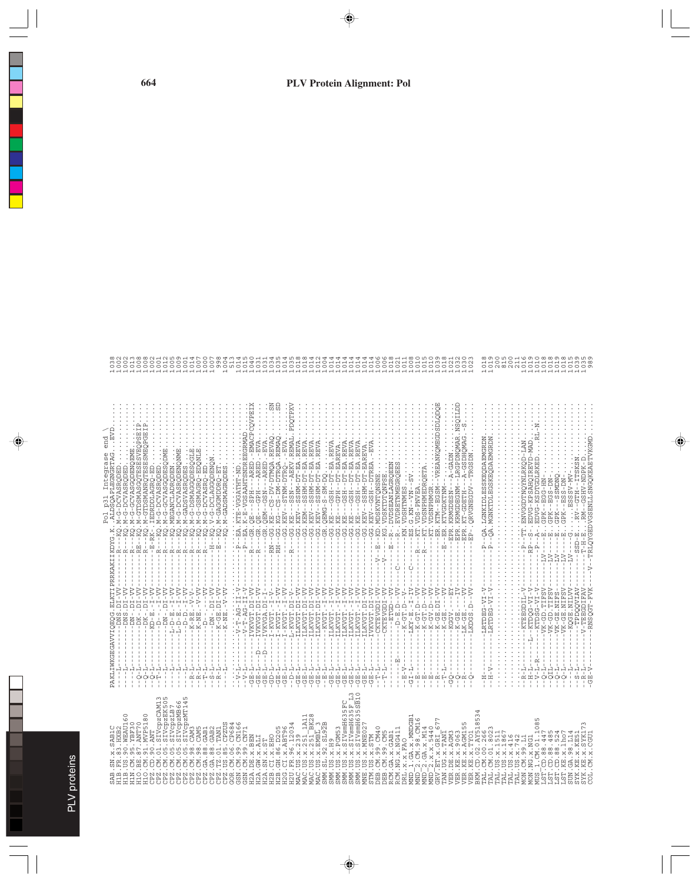# PLV Protein Alignment: Pol

```
                          Pol p31 Integrase end \
SAB.SN.x.SAB1C            PAKLIWKGEGAVVIQEQG.ELKTIPRRKAKIIKDYG.K..ALDSQAPLEGNGRTAG..EVD.........  1038
H1B.FR.83.HXB2            ---L--------DNS.DI-VV-------R---KQ.M-G-DCVASRQDED.........................  1002
H1B.US.90.WEAU160         ---L--------DNS.DI-VV-------R---KQ.M-G-DCVASRQDED.........................  1002
H1N.CM.95.YBF30           ---L--------DN-.DI-VV-------R---KQ.M-G-GCVASGQDENQEME.....................  1013
H1O.BE.87.ANT70           --Q-L-------DK-.DI-VV------RE---KQ.M-GTDSMASGQTESESVEQPSEIP...............  1008
H1O.CM.91.MVP5180         --Q-L-------DK-.DI-VV-------R---KQ.M-GTDSMANRQTESESMEQPGEIP...............  1008
CPZ.CD.90.ANT             --Q-L-------KD-E.-I-VV--------E-RK-.IEDRDDLAGRQ-ED......................  1002
CPZ.CM.01.SIVcpzCAM13     --T-L-------D--.-I-VV-------R---KQ.M-G-DCVASRQDED.........................  1001
CPZ.CM.05.SIVcpzEK505     ---L--------DN-.DI-VV-------R---KQ.M-G-GCVASGQDESQDME.....................  1012
CPZ.CM.05.SIVcpzLB7       ---L--------L-D-E.-I-VV------R---KQ.MEGANCLADRQDEN.........................  1005
CPZ.CM.05.SIVcpzMB66      ---L--------L-D-E.-I-VV------R---KQ.M-G-DCVASRQDENQNME....................  1009
CPZ.CM.05.SIVcpzMT145     ---L--------D-D.-I-VV-------R---KQ.M-GADSVASRQDES.........................  1001
CPZ.CM.98.CAM3            --R-L-------K-RE.-V-V-------R---KQ.M-G-DSMAGGQDESQGLE.....................  1014
CPZ.CM.98.CAM5            --R-L-------K-NE.-V-VV------R---KQ.M-G-GSMAGRQ--EDQNLE....................  1007
CPZ.GA.88.GAB1            ---L--------D--.-I-VV-------R---KQ.M-D-DCVASRQ-ED.........................  1000
CPZ.GA.88.GAB2            --S-L-------DN-.DI-VV-------H---KQ.V-G-DCLAGGQDENQN.......................  1007
CPZ.TZ.01.TAN1            --R-L-------K-GE.DI-VV-------E---KQ.M-GAGMDDRQ-ET.........................   998
CPZ.US.85.CPZUS           ---L--------K-NE.-V-VV----------KQ.M-GADSMAGRQDES.........................  1004
GOR.CM.06.CP684           ...........................................................................   513
GSN.CM.99.CM166           --V-L-------V-T-AG-II-V------P--EA.KTE-VGSATHT-ND.........................  1014
GSN.CM.99.CN71            --V-L-------V-T-AG-II-V------P--EA.K-E-VGSAAHTSNDREEGRMAD.................  1015
H2A.DE.x.BEN              -GE-L-------IVKVGT.DI-VV-----R---GR.QE---SPH---ARED.-EMACPCQVPEIX........  1040
H2A.GW.x.ALI              -GE-L----D--IVKVGS.DI-VV-----R---GR.QE---GPH---ARED.-EVA..................  1031
H2A.SN.x.ST               -GE-L----D--IVKVGA.DI--I-----------GR.QEM--GSN---ARED.-EVA................  1031
H2B.CI.x.EHO              -GE-L-------I-KVGT.-I-VV-----RN---GG.KE---SPH---DTRQA.-REVAQ.........SN  1034
H2B.GH.86.D205            -GE-L-------I-KVGT.-I-VV-----RH---GG.KG--CS-DM-DTRQA.-REMAQ..........SD  1035
H2G.CI.x.ABT96            -GE-L-------I-KVGT.-I-VV-----------GG.KEV--STNM-DTRQ--EVA.................  1014
H2U.FR.96.12034           -D-L--------L-KVGT.DI-V-V----R---GG.KE---SSN---AEKV.REMAL.PDQTPXV........  1035
MAC.US.x.239              -GE-L-------ILKVGT.DI-VV---------GG.KEV---SSHM-DT-EA.REVA.................  1018
MAC.US.x.251_1A11         -GE-L-------ILKVGT.DI-VV---------GG.KEM---SSHM-DT-EA.REVA.................  1018
MAC.US.x.251_BK28         -GE-L-------ILKVGT.DI-VV---------GG.KEV---SSHM-DT-EA.REVA.................  1014
MAC.US.x.EMBL_3           -GE-L-------ILKVGT.DI-VV---------GG.KEV---SSHM-DT-EA.REVA.................  1012
SMM.SL.92.SL92B           --E-L-------KVGT.-I-VV-----------GR.QEMG-S-SM-DQ..........................  1004
SMM.US.x.H9               -GE-L-------ILKVGT.-I-VV---------GG.KE---GSH--DT-EA.REVA..................  1014
SMM.US.x.PGM53            -GE-L-------ILKVGT.-I-VV---------GG.KE---GPH--PDT-EA.REVA.................  1014
SMM.US.x.SIVsmH635FC      -GE-L-------ILKVGT.-I-VV---------GG.KE---GSH--DT-EA.REVA..................  1014
SMM.US.x.SIVsmH635F_L3    -GE-L-------ILKVGT.-I-VV---------GG.KE---GSH--DT-EA.REVA..................  1014
SMM.US.x.SIVsmH635SB10    -GE-L-------ILKVGT.-I-VV---------GG.KE---GSH--DT-EA.REVA..................  1014
MNE.US.x.MNE027           -GE-L-------ILKVGT.DI-VV---------GG.KEV--SSHM-DT-EAREVA...................  1014
STM.US.x.STM              -GE-L-------I-KVGT.DI-VV---------GG.KDV---SSHM-DTREA.-EVA.................  1014
DEB.CM.99.CM40            --T-L-------CKTEVGDI-VV-----V---E---GG.KD.MDSKVNTDQNSNE..................  1006
DEB.CM.99.CM5             --T-L-------CKTEVGDI-VV-----V----KG.VDSKTDTQNPSE.........................  1006
RCM.GA.x.GAB1             ------------ETGD--VV--------E---R-.DVDSEANLAGRQEEN........................  1018
RCM.NG.x.NG411            ---------E--D-ED---VV-------C---R-.EVDRETNMEGRQEES........................  1021
DRL.x.x.FAO               --E-V-------K-GT.D--VV--------------KN.VDSHTNMES..........................  1011
MND_1.GA.x.MNDGB1         -GI-L-------LKV-E.-I-V-------C----ES.KN---VN--SV..........................  1008
MND_2.CM.98.CM16          --E---------K-GT.D--VV-------R---KT.VDS-PNVEA..............................  1010
MND_2.GA.x.M14            --E---------K-GT.D--VV-------R---KT.VDSNPHMEDRQETA........................  1015
MND_2.x.x.5440            --E---------K-GV.D--VV-----------KT.VDSNPHMGR............................  1010
GRV.ET.x.GRI_677          --R---------K-GE.DI--VV-----E---ER.KTM-EGSM--VREANKQMEGDSDLQDQE...........  1039
TAN.UG.x.TAN1             --T-L-------K-GE.-I-VV------E---ER.TVGDKTNM--ANT..........................  1018
VER.DE.x.AGM3             --GQ--------KGGV.---EY------EPR.KRMGDESN---A-GADN.........................  1021
VER.KE.x.9063             --Q---------K-GE.---IV------EPR.KRMGDEGNM--LRGPDNQMAR.NSQILDD............  1032
VER.KE.x.AGM155           --R---------LK-GE.---VV-----EPR.KT-GDETH---A-GSDHQMAG.-S..................  1030
VER.KE.x.TYO1             --Q---------LKDGS.D--VV-----EP-.QRVGNEGDV--TRGSDN.........................  1023
BKM.CD.02.AY518534        ...........................................................................
TAL.CM.00.266             --H---------LRTDEG-VI-V-----P---QA.LGNKIDLESSKEQDAEMGRDN..................  1018
TAL.CM.01.8023            --H-V-------LRTDEG-VI-V-----P---QA.MGNKTDLEGSKEQDAEMGRDN..................  1019
TAL.US.x.1511             ...........................................................................   200
TAL.US.x.1867             ...........................................................................   815
TAL.US.x.416              ...........................................................................   200
TAL.US.x.742              ...........................................................................   211
MON.CM.99.L1              --R-L-------KTEEGDIL-V------P---TT.ENVGGDTNQYNLRKQD-LAN...................  1016
MON.NG.x.NG1              --H-L-----L--KTDQG-VI-V-----RP---S-.EDVG-KPSAHQIREVD-MAD..................  1019
MUS_1.CM.01.1085          --V-L-R-----KTDSG-VI-V------P---A-.EDVG-KSDTGDLRKED......RL-N............  1010
LST.CD.88.447             --Q-L-------VK-GD.TIFSV-----LV---E..GPK--EGS-DN-..........................  1018
LST.CD.88.485             --QIL-------VK-GD.TIFSV-----LV---E..GPK--EGS-DN-..........................  1018
LST.CD.88.524             --Q-L-------VK-GE.NIFS------LV---E..GPK---SSMDNQ..........................  1019
LST.KE.x.lho7             --Q-L-------VK-GE.NIFSV-----LV---E..GPK--ESS-DN-..........................  1018
SUN.GA.98.L14             --Q-L-------KQGE.NILVV------LV---G....ESSSV-MV-...........................  1015
SYK.KE.x.KE51             --S-L-------TPKQQDVIAV-----SSD-E...TPTGSS-ESKSN..........................  1039
SYK.KE.x.SYK173           --R-L-------V-TEKQGIFAV----T-H-E..EM-GSHV-NDPKS...........................  1035
COL.CM.x.CGU1             -GE-V-------RNSQGT-FVK--V-TRLQYGEDVGSENLLSNGQKEAETVKGMD...................   989
```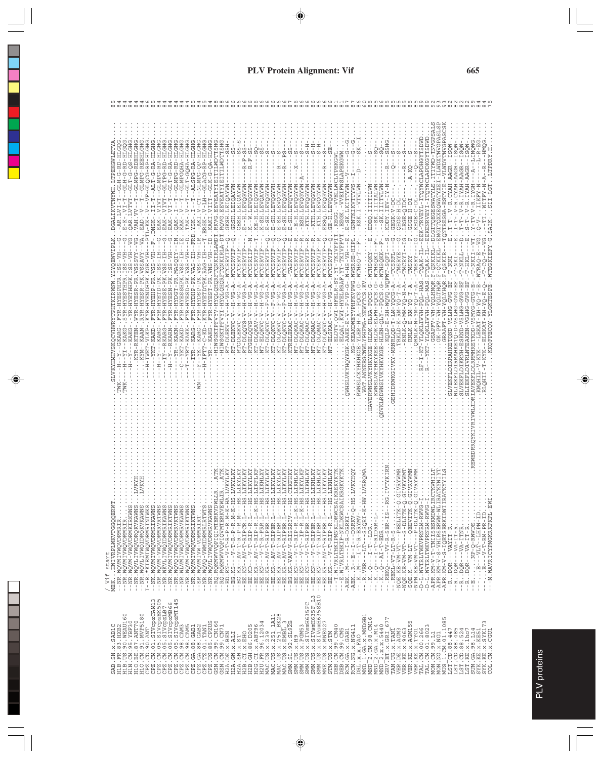# PLV Protein Alignment: Vif

```
/ Vif start
MEK..HWIVVPIWKVTGQGQERWT............................SLVKYHMHVSKQCVHRVYTPHTKIRWNW.YSYQEWVIPLK..DGALIKVTNYWH.LTPEKGWLETYA... 85
```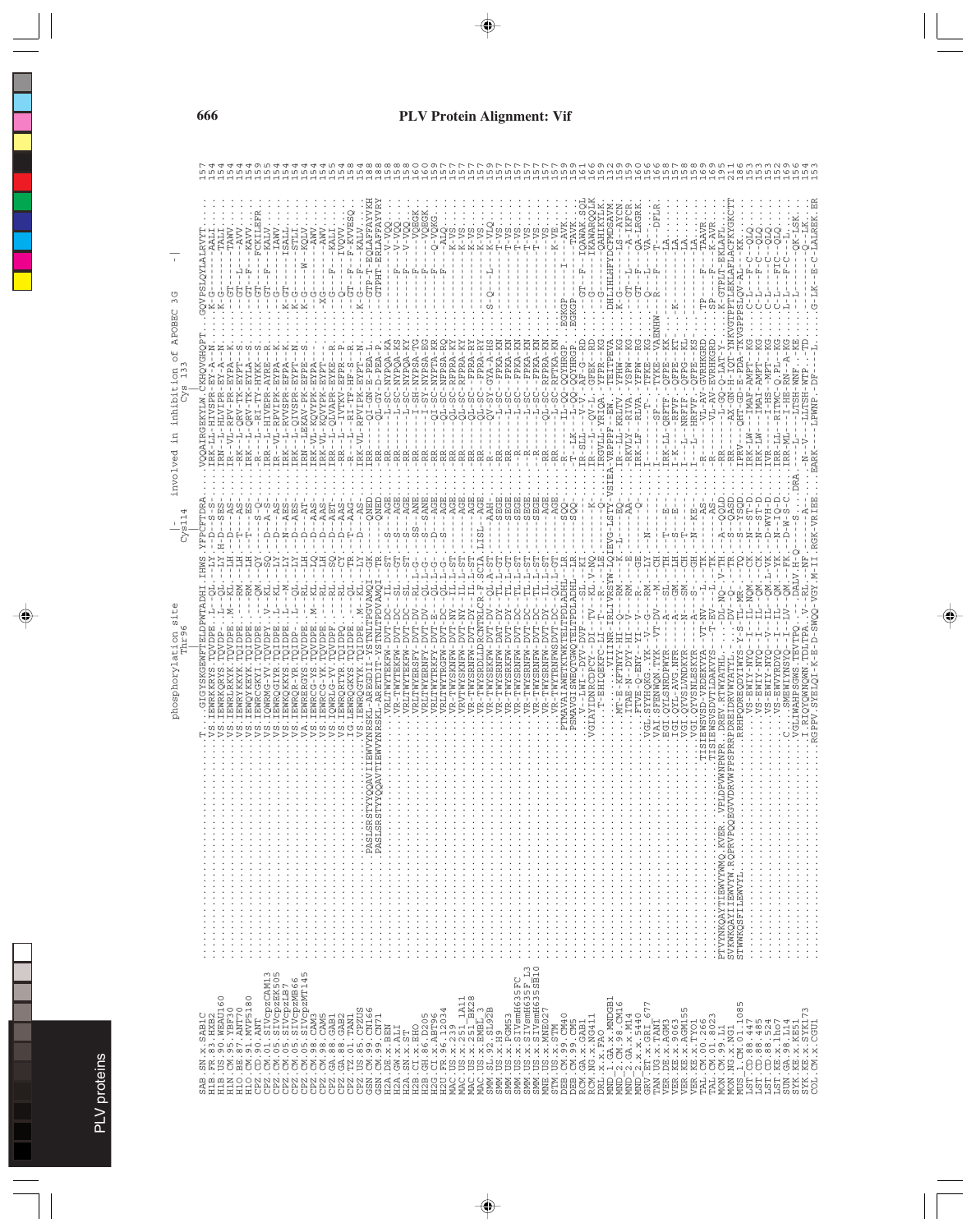# PLV Protein Alignment: Vif

```
phosphorylation site                                         involved in inhibition of APOBEC 3G
Thr96                                              Cys114                          Cys 133
```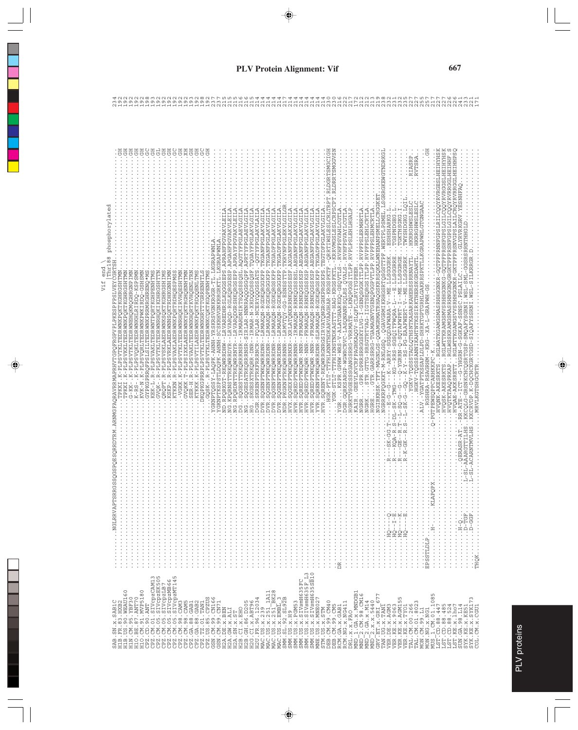# PLV Protein Alignment: Vif

```
                                                                    Vif end \
                                                                     |Thr188 phosphorylated
SAB.SN.x.SAB1C            ........NGLRRVAPTSRRGSSQGSPQESQRRDTRM.ARNMGPAQRAVRRMAPRHVTGPQFRGPVPLPKESPFPSLVEYCGRTSH.............GH   234
H1B.FR.83.HXB2            ................................................TPKKI.K-PLPSVTKLTEDRWNKPQKTKGHRGSHTMN.............GH   192
H1B.US.90.WEAU160         ................................................TPKKI.K-PLPSVKKLTEDRWNKPQKTKGHRGSHTMN.............GH   192
H1N.CM.95.YBF30           ................................................G-KK-.K-PLPSVTKLTEDRWNEHQKMQGHRGNPIMN.............GH   192
H1O.BE.87.ANT70           ................................................K-RS-.K-PLPSVQKLTEDRWNKPWKIRDQ-KSHSMN.............GH   192
H1O.CM.91.MVP5180         ................................................KVK-N.K-PLPSVQRLTEDRWNKPWKIRDQ-GSHSMN.............GH   192
CPZ.CD.90.ANT             ..............................................GYPKGPRRQFPSLSLTEDRWNKPRMRGHRENQ*MS.............GC   198
CPZ.CM.01.SIVcpzCAM13     ................................................KEK-L.R-PLPSVAKLTEDRWNRPQRTKGHPENHTMS...........GH   193
CPZ.CM.05.SIVcpzEK505     ................................................GVQK-.R-PLPSVAKLTEDRWNRHQKIKDHRGSHTTN...........GH   192
CPZ.CM.05.SIVcpzLB7       ................................................QRQPT.R-PLPSVSKLAEDRWNKPQKTKGHRGSHTMS...........GL   192
CPZ.CM.05.SIVcpzMB66      ................................................KSKP-.R-PLPSVRKLAEDRWNNSQKTRDHKGNHIMN...........GH   192
CPZ.CM.05.SIVcpzMT145     ................................................KTKKN.R-PLPSVAKLAEDRWNKPQRTRDHQESPMSS...........GC   192
CPZ.CM.98.CAM3            .................................................-VGKK.K-PLPSVTKLTEDRWNRHQKIRVHQESHTMN.........GH   192
CPZ.CM.98.CAM5            ................................................GVQKK.T-PLPSIKKLAEDRWNKPQKTRGHQENHTMN..........XH   192
CPZ.GA.88.GAB1            ................................................KEK-H.K-PLPSVAKLTEDRWNKPQKTRDHQENLTMN..........GH   193
CPZ.GA.88.GAB2            ................................................KTKKK.K-PLPSVTILAEDRWNKPQKTRGHQENPTMN..........GH   192
CPZ.TZ.01.TAN1            ..........................................DKQPKGPRRPLPSVTKLTEDRWNKHRTTTGRREHTLS...............GC   198
CPZ.US.85.CPZUS           ................................................GQSK-.R-PLPSVTKLTEDRWNKPQKTKGSQPENHTMS..........GH   192
GSN.CM.99.CN166           ............................................YGKNPTQSSY-LAQPK-AHNH-YRSKRSVGNKRGGR-TL.LKGRAPWNLA..... 237
GSN.CM.99.CN71            ............................................YGKNPTKSPSTLDQPK-AHNH-SCSKRHVGNKRGRKTL.LKGRAPWNLA..... 237
H2A.DE.x.BEN              ............................................ND.RPQRKG-TRKQWRRDHW-LRVARRDHESLKQKGGSEPS.APRAHFPGVAKVLEILA. 215
H2A.GW.x.ALI              ............................................NG.KPQRNSTTRKQWRRDYR-LRVARQD-RGLKQRGGESP.APGAHFPGVAKVLEILA. 215
H2A.SN.x.ST               ............................................NG.RPQRDNTTRKQWRRNYR-LRVARQQRGSHKQRGSEPP.APRAYFPGVAKVLEILA. 215
H2B.CI.x.EHO              ............................................DG.SQGESTTRKQRRRNSR-IRMARDNIRTSQQSSSQSL.AQGTVFPGLAEVLGILA. 216
H2B.GH.86.D205            ............................................NG.SQGESATRKQRRRNSR-SIRLAR-NNNRAQQGSGQPP.APRTYFPGLAEVLGILA. 216
H2G.CI.x.ABT96            ............................................HG.SKGESTTRKQQRRR-DNR-IRMAR-RKQQGSGKSGST.TQGAYFPGLAKVLGILA. 215
H2U.FR.96.12034           ............................................DGR.SKRENPTRKQRRRNCR-FQLAR-NCERVQQGSSATS.-QGTYFPGLAKVLAILA. 214
MAC.US.x.239              ............................................DVR.SQGENPTWKQWRRDNR-LRMAKQN-RGDKQRGGKPP.TKGANFPGLAKVLGILA. 214
MAC.US.x.251_1A11         ............................................DVR.SQGENPTWKQWRRDNR-LRMAKQN-RGDKQRGGKPP.TKGANFPGLAKVLGILA. 214
MAC.US.x.251_BK28         ............................................DVR.SQGENPTWKQWRRDNR--LRMAKQN-RGDKQRGSKPP.TKGADFPGLAKVLGILA. 214
MAC.US.x.MM142            ............................................DVR.SQGENPTWKQWRRDNR-LRMAKQN-RGDKQRGGKPP.TKGADFPGLAKVLGILA. 214
SMM.SL.92.SL92B           ............................................NDR.PKGKNPTRKQWRRNNR-LRMVTQY-GG-ESNSSTTP.TKRVNFPGLEKVLGILGR 217
SMM.US.x.H9               ............................................HVX.SQGEXPTWKQWRRNXR-XRLATQNXRRNKQSSSESF.AXGANFPGLAKXLGILA. 214
SMM.US.x.PGM53            ............................................HVR.SQREDPTWKQWRRNNR-IRMAKQN-RRNKQSSSESL.AEGANFPGLAKVLGILA. 214
SMM.US.x.SIVsmH635FC      ............................................HVR.SQREDPTWKQWR-NNR-FRMAKQN-RRNKQSSSKSP.AEGANFPGLAKVLGILA. 214
SMM.US.x.SIVsmH635FCL3    ............................................HVR.SQREDPTWKQWR-NNR-FRMAKQN-RRNKQSSSKSP.AEGANFPGLAKVLGILA. 214
SMM.US.x.SIVsmH635SB10    ............................................HVR.SQREDPTWKQWR-NNR-FRMAKQN-RRNKQSSSKSP.AEGANFPGLAKVLGILA. 214
MNE.US.x.MNE027           ............................................YVR.SQRENPTWKQWRRDNR-SLRMAKQN-RGDKQRGSKPP.TKGADFPGLAKVLGILA. 214
STM.US.x.STM              ............................................HVR.SQRENT-RKQWRRGNRGSIRVATQNGRGHKPRGSKPS.TEGTDFPGLAKVLGILA. 214
DEB.CM.99.CM40            ..........................................HGK-PTLT-TTPHLKNNTHDKARVAAGHAR-KRGSPKTF.-QRRTIWSLESLCRLTRPT.RLDGRTSMGCIGH 230
DEB.CM.99.CM5             ..........................................YGK-STLT-TTPHLKNNTHDKARVAAGHAR-KRGSPKTF.-QRRTIWSLESLCRLTRPT.RLDRRTSMGGVSN 230
RCM.GA.x.GAB1             ..DR......................................YGR.KSPR.GPHW-WRSTV-ALSTGHARKSQ-GSQVTLS.RVHFPSVAHLGCLA. 216
RCM.NG.x.NG411            ............................................DGR.GQRKSARGP-WGWRCRVC-LASQNANRSQLRS.QVALS.RVHFPSVAYLCGTLA. 222
DRL.x.x.FAO               ............................................HGRKTVSGESSSGANGSRRG-VRRMATE-LKNQPGGSITLPP.RVPLPSLEHLHGALP. 217
MND_1.GA.x.MNDGB1         ............................................KAIR..GEEVLKVCRFPAGHKAQGV-SLQPICLRVIYGPEER.......... 172
MND_2.CM.x.CM16           ............................................NGRR...STR.GTTG-RRSGTKTVAG-IIGTSEQGSITLPP.RVPFPSLEHLCRTLA. 212
MND_2.GA.x.M14            ............................................NGRK....GTR.GARRSRRG-TGAWAGNVTGENQPGGPVTLPP.RVPFPSLEHMCRTLA. 212
MND_2.x.x.5440            ............................................HGRE....GTR.GARRSRRG-TGAWAGNVTGENQPGGPVTLPP.RVPFPSLEHMCRTLA. 213
GRV.ET.x.GRI_677          ............................................NGIRKRSK-TPT-MAGNLGS-QGAWGRMATHAQGSKRSQKALWNEHANPSMELLCRGGKET 219
TAN.UG.x.TAN1             ............................................NGRKRFQGKKT-M-RNLGSQ.QGAVGRMIKRHGSRTQSGSTTPF.WERTPLPSMEL.LSGRRGKEWGTNDRKGL 238
VER.DE.x.AGM3             ......HQ---Q...........R---SK-GG.T----E-G---K--ARRY-SGSQDAFWARA-V---ME.LLSGGGRK...ESHSHARKG.L....... 232
VER.KE.x.9063             ......HQ--I-E..........R---KQA-R.S-DL-SK-TMG---KG-RRS-SGSQITPWQRA-I---E.LLSGGRRE...TGSPNDGKG.L...... 231
VER.KE.x.AGM155           ......HQ---K...........R---GE--R.T--L-SQ-G---Q-YGRRN-Q-SQTAFWPRT-I---ME.LLSGGRGE...TGKTHSGKG.I...... 232
VER.KE.x.TYO1             ......HQ---E...........R-K-GK--R.S--L-SK-G--GQ--K-Y--RS-PG-EAAFWERT-V---ME.LLSGGRRK...TWYSHDGKG.LQIL.. 235
TAL.CM.00.266             ............................................YGKV-TQSSSTADLQTHSNTKAGARKAHERSSRRNAYTL..HKRRGHWSLESLC......RIASRP. 227
TAL.CM.01.8023            ............................................HGKV-TQSSSANNIKAHTNTKSIRKTHERSKGRDAHTL..HKRRGHWSLESLC......RVTSRA. 227
MON.CM.99.L1              ......................................ALV-YGATPTKSAPLDLPD-SHRKTGPGRHLGAKRSPKTLLKGRAPWHLGTGNGAAC....... 235
MON.NG.x.NG1              EPSSTLDLP...............................RGSHRA-RSAGRHM--KRG--XA-L-GRAPWH-GS.......................GH 257
MUS_1.CM.01.1085          ......H-..KLAPQPX..........Q-PGTPEWSQPPCARHKPC-K............................ 217
LST.CD.88.447             ............................................HVQNK-AKESRKTS..RGLWATKGAMGSWASRHHGGNKR-GQTPFPRNNFPGSLRILCQQYRVRGESLHEIHYHSK 227
LST.CD.88.485             ............................................HVQSK-AKESRKTS..RGLWTTKRAMGSMVSRHHGGNKG-GQTPFPRSHFPGSLGILCQQYRVRGGSLHEIHYHSK 227
LST.CD.88.524             ............................................HVQTKTAQPRKAT..RGLWSSKRAMGSWASRHNGGNGQRGKTPFPRSHFPGSLGILCQQYRVRGGLHEIHHP.S 226
LST.KE.x.lho7             ............................................HVQAE-AKKSRETT..RGLWTTKGAMGSVVSRHHGGNKR-GKTPFPRSHVGPSLAILCRQYRVRGGLHEIHHPSQ 241
SUN.GA.98.L14             ......H-Q.............QERASR-AT..RR-ATE-ICT--G-YHGRN-G-SGKAF-SSNSC.PSLAILC......GLYRVRKGRY.YESNHFAQ 230
SYK.KE.x.KE51             ......D-TGF...........L-SL-AAARGTTILHS..KKCQLG-GRSNKCHCQSRTGSP-SMQAFYSGRNI.WSL-SML-GGSRSRRNTHHGLD.......... 221
SYK.KE.x.SYK173           ......D-GGF...........L-SL-ACARNTMVLHS..KKCRVDP.K-DQCHCKGRTGSD-SIQAFYSSRNI.WSL-SILKRRGR.D.............
COL.CM.x.CGU1             THQK.........................................MRVLKGTSHGCRTR.............................................. 171
```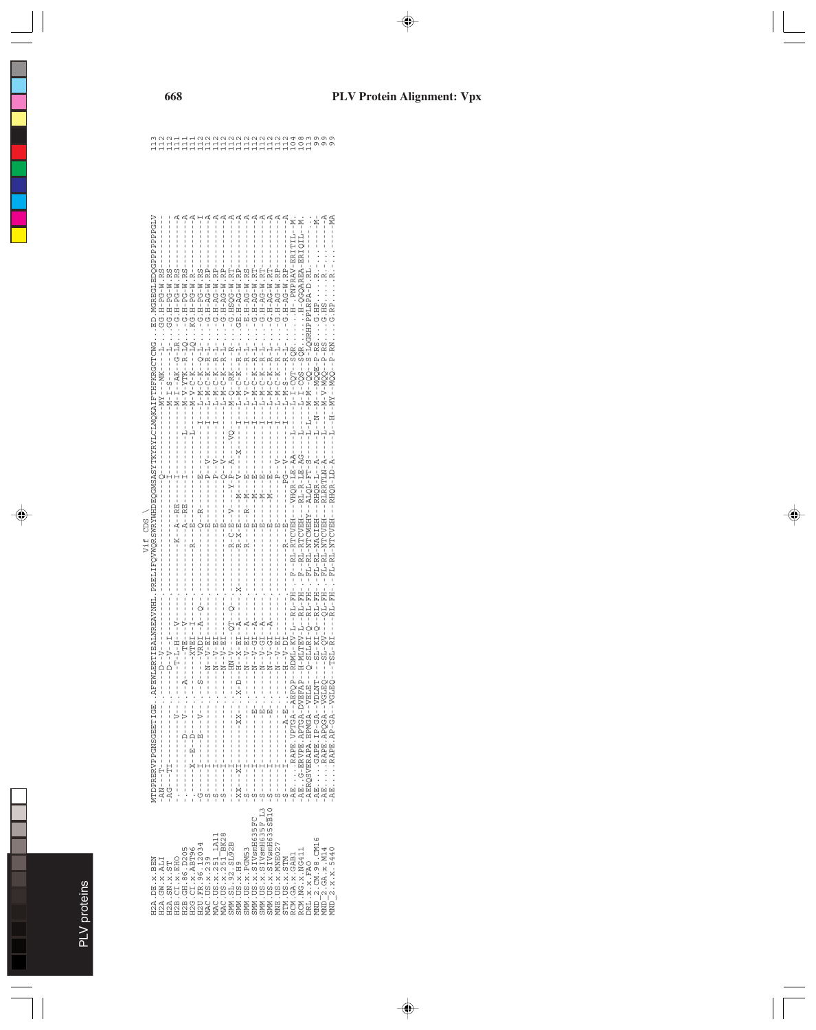# PLV Protein Alignment: Vpx

```
                     Vif CDS \
                     MTDPRERVPPGNSGEETIGE.AFEWLERTIEALNREAVNHL.PRELIFQVWQRSWRYWHDEQGMSASYTKYRYLCLMQKAIFTHFKRGCTCWG...ED.MGREGLEDQGPPPPPPPGLV  113
H2A.DE.x.BEN         -AN---T-------------.-----D--V-----------.-------------------Q-----------------MY---MK----L-...GG.H-PG-W.RS--------  112
H2A.GW.x.ALI         -AG---TI------------.-----D--V--I--------.-------------------I-----------------M--I-S----L-...GG.H-PG-W.RS--------  112
H2A.SN.x.ST          ----------------V---.-------T-L-H---V----.----------K--A--RE--I-----------------M--I--AK--G-LR...G.H-PG-W.RS-------A  111
H2B.CI.x.EHO         -----------D---V----.--A-----TE----V-----.-------------A--RE--I-----------L----M--V-YTK---R-LQ...G.H-PG-W.RS-------A  111
H2B.GH.86.D205       -----X---E--D-------.--------XTEI--I--Q--.------R----Q--R------------------L----M--V-C-K------LQ...KG.H-PG-W.R--------A  111
H2G.CI.x.ABT96       -G----I---E---V-----.--S-----VRDI--A-----.----------E-----E-------------I------L--M-C-K--Q-L-...G.H-PG-W.RS--------I  112
H2U.FR.96.12034      -S----I-------------.-------N--V-EI------.----------E------P--V---------I------L--M-C-K--R-L-...G.H-AG-W.RP-------A  112
MAC.US.x.239         -S----I-------------.-------N--V-EI------.----------E------P--V---------I------L--M-C-K--R-L-...G.H-AG-W.RP-------A  112
MAC.US.x.251_1A11    -S----I-------------.-------N--V-EI------.----------E------Q--V---------I------L--M-C-K--R-L-...G.H-AG-W.RP-------A  112
MAC.US.x.251_BK28    -S----I-------------.-------HN-V---QT--Q-.----------R-C-E-----Y-P--A---VQ------M--Q--RK---R-...G.HSQG-W.RT-------A  112
SMM.SL.92.SL92B      -XX---XI--------XX--.-X-D--H--X--EI--A---.X--------R-X-E--M---V------X--I-------L--M-C-K--R-L-...GE.H-AG-W.RP-------A  112
SMM.US.x.H9          -S----I-------------.-------N--V-EI--A---.----------R--E--R--M--E--------I------L--V-C----R-L-...E.H-AG-W.RS-------A  112
SMM.US.x.PGM53       -S----I-------E-----.-------N--V-GI--A---.----------E------M--E--------I------L--M-C-K--R-L-...G.H-AG-W.RT-------A  112
SMM.US.x.SIVsmH635FC -S----I-------E-----.-------N--V-GI--A---.----------E------M--E--------I------L--M-C-K--R-L-...G.H-AG-W.RT-------A  112
SMM.US.x.SIVsmH635F_L3 -S----I-------E-----.-------N--V-GI--A---.----------E------M--E--------I------L--M-C-K--R-L-...G.H-AG-W.RT-------A  112
SMM.US.x.SIVsmH635SB10 -S----I-------------.-------N--V-EI------.----------E------M--E--V------I------L--M-C-K--R-L-...G.H-AG-W.RT-------A  112
MNE.US.x.MNE027      -S----I-------------.-------H--V-EI------.----------E------P--V---------I------L--M-C-K--R-L-...G.H-AG-W.RP-------A  112
STM.US.x.STM         -S----I--------A-E--.-------H--V-DI------.--------R--E--------PG--V------I------L--M-S----R-L-...G.H-AG-W.RP-------A  112
RCM.GA.x.GAB1        -AE....RAPE.VPTGA--AEFQP--RDML-KV-L--RL-FH-.-F--RL-RTCVEH---VHQR-LE-AA----L---L-I-CQT--SQR.....H-.PNPRAV-ERITIL--M.  104
RCM.NG.x.NG411       -AE..G-ERVPE.APTGA-DVEFAP--H-MLTEV-L--RL-FH-.-F--RL-RTCVEH---RL-R-LE-AG----L---L-I-CQS--SQR.....H-.QGQAREA-ERIQIL--M.  108
DRL.x.x.FAO          -AERQSVERAPA.EPMGA--VELE---Q-SLLRI-Q--RL-FH-.-FL-RL-NTCMEHY--ALQL-FT-S----L-L---M--M--QQ--S-LQGRHPPLRPA-D.RL.------  113
MND_2.CM.98.CM16     -AE....GAPE.IP-GA--VDLNT---SL-KI-Q--RL-FH-.-FL-RL-NA-CIEH---PHQR-L--A----L---N--M--MQQE-P-RS....G.HP......R.---.---  99
MND_2.GA.x.M14       -AE....RAPE.APQGA--VGLEQ---SL-QV----QL-FH-.-FL-RL-NTCVEH---RLRRTLN-A----L---L---M-V-MQQ--P-RS....G.HS......R.-------A  99
MND_2.x.x.5440       -AE....RAPE.AP-GA--VGLEQ---TSL-RI----RL-FH-.-FL-RL-NTCVEH---RHQR-LD-A----L--H--MY--MQQ--P-RN....G.RP......R.------MA  99
```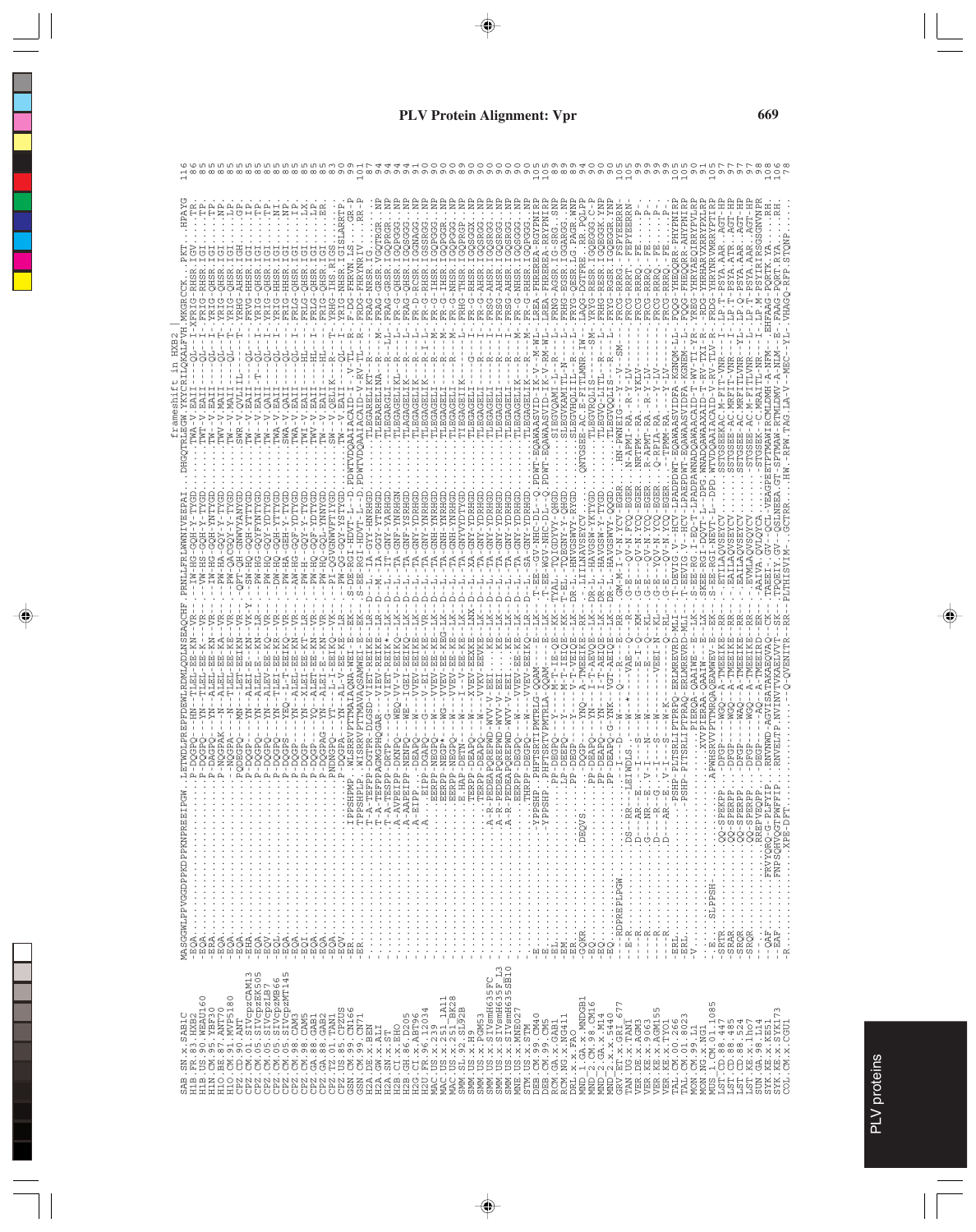```
SAB.SN.x.SAB1C
H1B.FR.83.HXB2
H1B.US.90.WEAU160
H1N.CM.95.YBF30
H1O.BE.87.ANT70
H1O.CM.91.MVP5180
CPZ.CD.90.ANT
CPZ.CM.01.SIVcpzCAM13
CPZ.CM.05.SIVcpzEK505
CPZ.CM.05.SIVcpzLB7
CPZ.CM.05.SIVcpzMB66
CPZ.CM.05.SIVcpzMT145
CPZ.CM.98.CAM3
CPZ.CM.98.CAM5
CPZ.GA.88.GAB1
CPZ.GA.88.GAB2
CPZ.TZ.01.TAN1
CPZ.US.85.CPZUS
GSN.CM.99.CN166
GSN.CM.99.CN71
H2A.DE.x.BEN
H2A.GW.x.ALI
H2A.SN.x.ST
H2B.CI.x.EHO
H2B.GH.86.D205
H2U.FR.96.12034
MAC.US.x.239
MAC.US.x.251_1A11
MAC.US.x.251_BK28
SMM.SL.92.SL92B
SMM.US.x.H9
SMM.US.x.PGM53
SMM.US.x.SIVsmH635FC
SMM.US.x.SIVsmH635F_L3
SMM.US.x.SIVsmH635SB10
MNE.US.x.MNE027
STM.US.x.STM
DEB.CM.99.CM40
DEB.CM.99.CM5
RCM.GA.x.GAB1
RCM.NG.x.NG411
DRL.x.x.FAO
MND_1.GA.x.MNDGB1
MND_2.CM.98.CM16
MND_2.GA.x.M14
MND_2.x.x.5440
GRV.ET.x.GRI_677
TAN.UG.x.TAN1
VER.DE.x.AGM3
VER.KE.x.9063
VER.KE.x.AGM155
VER.KE.x.TYO1
TAL.CM.00.266
TAL.CM.01.8023
MON.CM.99.L1
MON.NG.x.NG1
MUS_1.CM.01.1085
LST.CD.88.447
LST.CD.88.485
LST.CD.88.524
LST.KE.x.lho7
SUN.GA.98.L14
SYK.KE.x.KE51
SYK.KE.x.SYK173
COL.CM.x.CGU1
```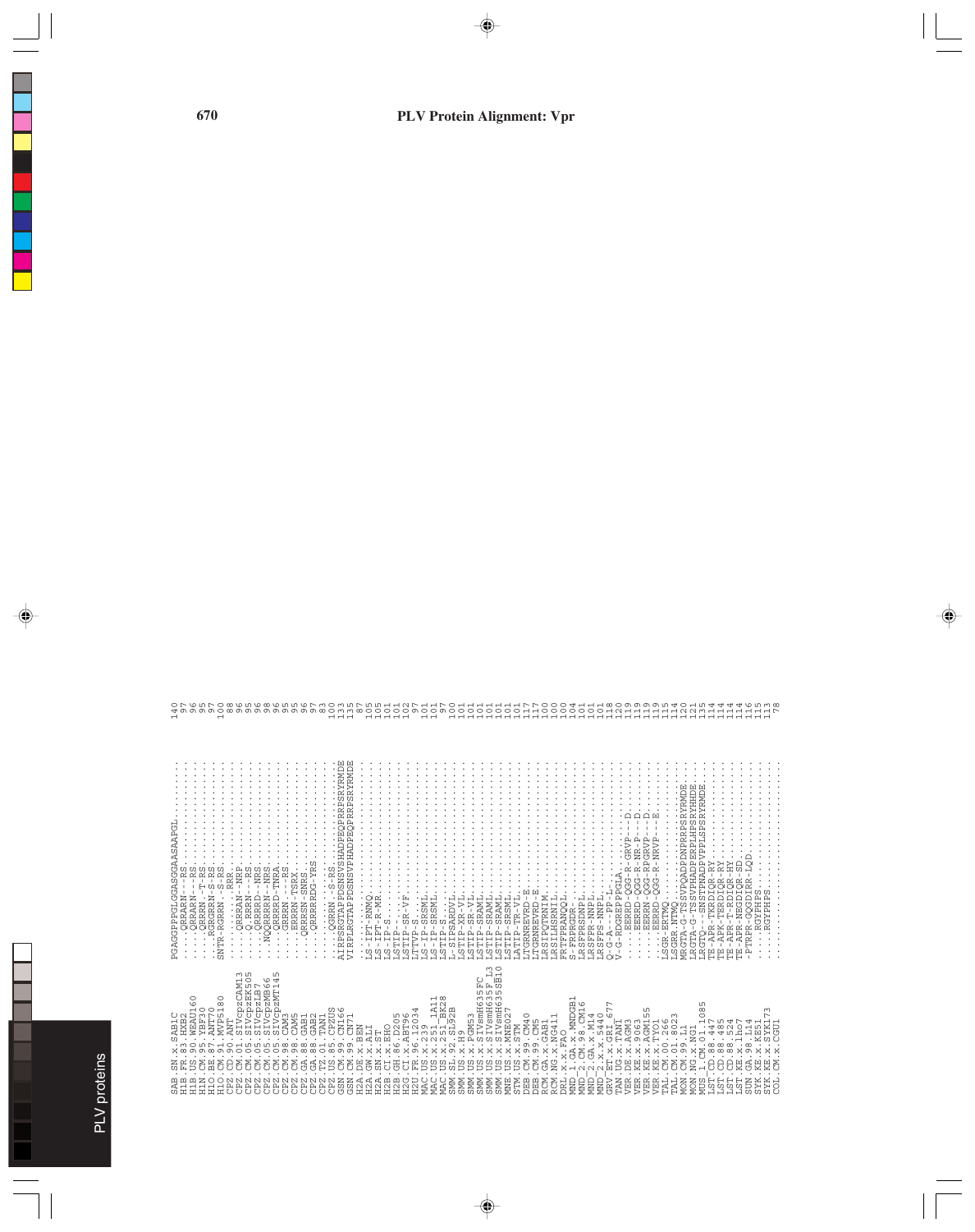# PLV Protein Alignment: Vpr

```
SAB.SN.x.SAB1C              PGAGGPPGLGGASGGAASAAPGL.........   140
H1B.FR.83.HXB2              ....QRRARN---RS.................    97
H1B.US.90.WEAU160           ....QRRARN---RS.................    96
H1N.CM.95.YBF30             ....QRRRN..T-RS.................    95
H1O.BE.87.ANT70             ....RGRGRN-S-RS.................    97
H1O.CM.91.MVP5180           SNTR-RGRRN.-S-RS................   100
CPZ.CD.90.ANT               ..........RRR...................    88
CPZ.CM.01.SIVcpzCAM13       ......QRRRAN--NRP...............    97
CPZ.CM.05.SIVcpzEK505       ......Q.RRRN---RS...............    95
CPZ.CM.05.SIVcpzLB7         ......QRRRRD--NRS...............    96
CPZ.CM.05.SIVcpzMB66        ....NQQRRRRN--NRS...............    98
CPZ.CM.05.SIVcpzMT145       ......QRRRRD--TNRA..............    96
CPZ.CM.98.CAM3              .....GRRRN.---RS................    95
CPZ.CM.98.CAM5              .....ERRRN-TSRX.................    95
CPZ.GA.88.GAB1              .....QRRRSN-SNRS................    96
CPZ.GA.88.GAB2              ......QRRRRRDG-YRS..............    97
CPZ.TZ.01.TAN1              ................................    83
CPZ.US.85.CPZUS             ......QGRRN..S-RS...............   100
GSN.CM.99.CN166             AIRPSRGTAPPDSNSVSHADPEQPRRPSRYRMDE 133
GSN.CM.99.CN71              VIRPLRGTAPPDSNSVPHADPEQPRRPSRYRMDE 135
H2A.DE.x.BEN                ................................    87
H2A.GW.x.ALI                LS-IPT-RNMQ.....................   105
H2A.SN.x.ST                 LS-IPT-R-MR.....................   105
H2B.CI.x.EHO                LS-IP-S.........................   101
H2B.GH.86.D205              LSTIP-..........................   101
H2G.CI.x.ABT96              LSTIP-SR-VF.....................   102
H2U.FR.96.12034             LITVP-S.........................    97
MAC.US.x.239                LS-IP-SRSML.....................   101
MAC.US.x.251_1A11           LS-IP-SRSML.....................   101
MAC.US.x.251_BK28           LSTIP-S.........................    97
SMM.SL.92.SL92B             L-SIPSARDVL.....................   100
SMM.US.x.H9                 LSTIP-XR-VL.....................   101
SMM.US.x.PGM53              LSTIP-SR-VL.....................   101
SMM.US.x.SIVsmH635FC        LSTIP-SRAML.....................   101
SMM.US.x.SIVsmH635F_L3      LSTIP-SRAML.....................   101
SMM.US.x.SIVsmH635SB10      LSTIP-SRAML.....................   101
MNE.US.x.MNE027             LSTIP-SRSML.....................   101
STM.US.x.STM                LATIP-XR-VL.....................   101
DEB.CM.99.CM40              LTGRNREVRD-E....................   117
DEB.CM.99.CM5               LTGRNREVRD-E....................   117
RCM.GA.x.GAB1               LRSIPQTRNIM.....................   100
RCM.NG.x.NG411              LRSILHSRNIL.....................   100
DRL.x.x.FAO                 FRLPPRANQQL.....................   100
MND_1.GA.x.MNDGB1           S-FRPRGDR-......................   104
MND_2.CM.98.CM16            LRSFPRSDNPL.....................   101
MND_2.GA.x.M14              LRSFPR-NNPL.....................   101
MND_2.x.x.5440              LRSFPS-NNPL.....................   101
GRV.ET.x.GRI_677            Q-A---PP-L......................   118
TAN.UG.x.TAN1               V-G-DDGREPPPGLA.................   120
VER.DE.x.AGM3               .....EERRD-QGG-R-GRVP---D.......   119
VER.KE.x.9063               .....EERRD-QGG-R-NR-P---D.......   119
VER.KE.x.AGM155             ......EERRN-QGG-RPGRVP---D......   119
VER.KE.x.TYO1               ......EERRD-QGG-R-NRVP---E......   119
TAL.CM.00.266               LSGR-RETMQ......................   115
TAL.CM.01.8023              LSGRR.NTMQ......................   114
MON.CM.99.L1                MRGTA-G-TSSVPQADPDNPRRPSRYRMDE.. 120
MON.NG.x.NG1                LRGTA-G-TSSVPHADPERPLHPSRYHHDE.. 121
MUS_1.CM.01.1085            LRGTQ---SNSTPNADPVPPLSPSRYRMDE.. 135
LST.CD.88.447               TE-APR-TKRDIQR-RY...............   114
LST.CD.88.485               TE-APK-TERDIQR-RY...............   114
LST.CD.88.524               TE-APR-T-RDIQR-HY...............   114
LST.KE.x.lho7               TE-APR-NEGDIQR-SD...............   114
SUN.GA.98.L14               -PTRPR-GQGDIRR-LQD..............   116
SYK.KE.x.KE51               .....RGYPHPS....................   115
SYK.KE.x.SYK173             .....RGYPHPS....................   113
COL.CM.x.CGU1               ................................    78
```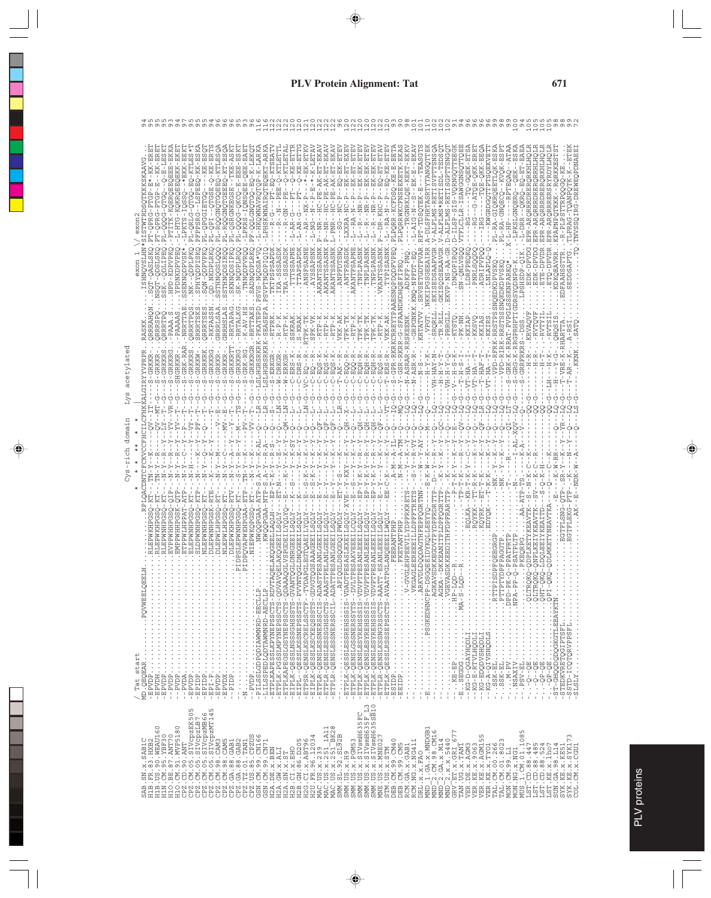```
/ Tat start                                   Cys-rich domain    Lys acetylated        exon 1 \/ exon2

SAB.SN.x.SAB1C
H1B.FR.83.HXB2
H1B.US.90.WEAU160
H1N.CM.95.YBF30
H1O.BE.87.ANT70
H1O.CM.91.MVP5180
CPZ.CD.90.ANT
CPZ.CM.05.SIVcpzEK505
CPZ.CM.05.SIVcpzLB7
CPZ.CM.05.SIVcpzMB66
CPZ.CM.05.SIVcpzMT145
CPZ.CM.98.CAM3
CPZ.CM.98.CAM5
CPZ.GA.88.GAB1
CPZ.GA.88.GAB2
CPZ.TZ.01.TAN1
CPZ.US.85.CPZUS
GSN.CM.99.CN166
GSN.CM.99.CN71
H2A.DE.x.BEN
H2A.GW.x.ALI
H2A.SN.x.ST
H2B.CI.x.EHO
H2B.GH.86.D205
H2G.CI.x.ABT96
H2U.FR.96.12034
MAC.US.x.239
MAC.US.x.251_1A11
MAC.US.x.251_BK28
SMM.SL.92.SL92B
SMM.US.x.H9
SMM.US.x.PGM53
SMM.US.x.SIVsmH635FC
SMM.US.x.SIVsmH635F_L3
SMM.US.x.SIVsmH635SB10
MNE.US.x.MNE027
STM.US.x.STM
DEB.CM.99.CM40
DEB.CM.99.CM5
RCM.GA.x.GAB1
RCM.NG.x.NG411
DRL.x.x.FAO
MND_1.GA.x.MNDGB1
MND_2.CM.98.CM16
MND_2.GA.x.M14
MND_2.x.x.5440
GRV.ET.x.GRI_677
TAN.UG.x.TAN1
VER.DE.x.AGM3
VER.KE.x.9063
VER.KE.x.AGM155
VER.KE.x.TYO1
TAL.CM.00.266
TAL.CM.01.8023
MON.CM.99.L1
MON.NG.x.NG1
MUS_1.CM.01.1085
LST.CD.88.447
LST.CD.88.485
LST.CD.88.524
LST.KE.x.lho7
SUN.GA.98.L14
SYK.KE.x.KE51
SYK.KE.x.SYK173
COL.CM.x.CGU1
```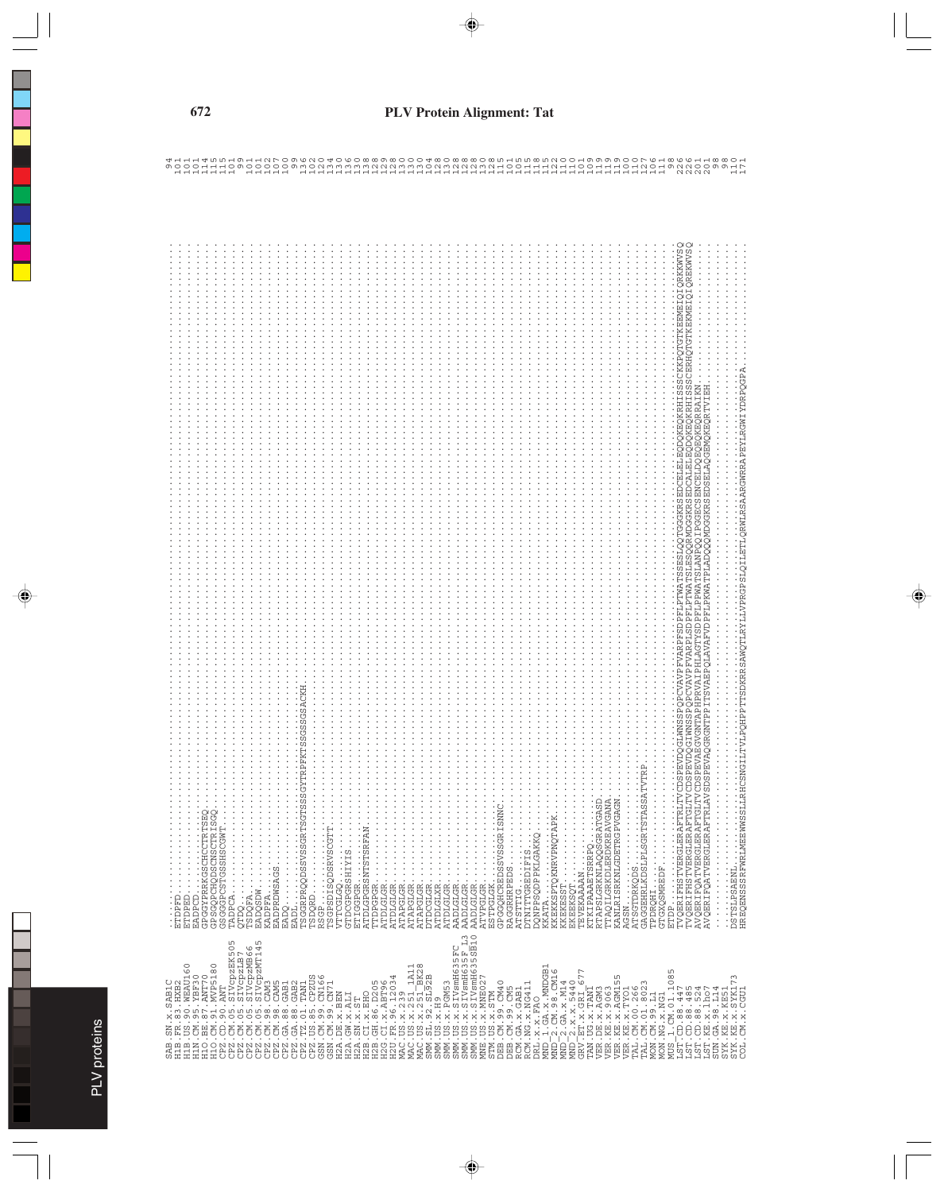## PLV Protein Alignment: Tat

```
SAB.SN.x.SAB1C               ETDPFD.....................................................................................................  94
H1B.FR.83.HXB2               ETDPED.....................................................................................................  101
H1B.US.90.WEAU160            EADPCD.....................................................................................................  101
H1N.CM.95.YBF30              GPGGYPRRKGSCHCCTRTSEQ......................................................................................  101
H1O.BE.87.ANT70              GPSGQPCHQDSCNSCTRISGQ......................................................................................  114
H1O.CM.91.MVP5180            GSGGPCSTGSSHSCGWT..........................................................................................  115
CPZ.CD.90.ANT                TADPCA.....................................................................................................  101
CPZ.CM.05.SIVcpzEK505        QTDQ.......................................................................................................  99
CPZ.CM.05.SIVcpzLB7          TSDQFA.....................................................................................................  101
CPZ.CM.05.SIVcpzMB66         EADQSDW....................................................................................................  101
CPZ.CM.05.SIVcpzMT145        KADPFA.....................................................................................................  101
CPZ.CM.98.CAM3               EADPRDWSAGS................................................................................................  102
CPZ.CM.98.CAM5               EADQ.......................................................................................................  107
CPZ.GA.88.GAB1               EADL.......................................................................................................  100
CPZ.GA.88.GAB2               TSGGRPRQQDSSVSSGRTSGTSSSGYTRPFKTSSGSGSACKH.................................................................  99
CPZ.TZ.01.TAN1               TSDQRD.....................................................................................................  136
CPZ.US.85.CPZUS              RSGP.......................................................................................................  102
GSN.CM.99.CN166              TSGPSDISQDSRVSCGTT.........................................................................................  120
GSN.CM.99.CN71               VTTCGLGQ...................................................................................................  134
H2A.DE.x.BEN                 GTDCGPGRSHIYIS.............................................................................................  130
H2A.GW.x.ALI                 ETIGGPGR...................................................................................................  136
H2A.SN.x.ST                  ATDLGPGRSNTSTSRFAN.........................................................................................  130
H2B.CI.x.EHO                 TTDPGPGR...................................................................................................  138
H2B.GH.86.D205               ATDLGLGR...................................................................................................  128
H2G.CI.x.ABT96               ATDLGLGR...................................................................................................  129
H2U.FR.96.12034              ATAPGLGR...................................................................................................  128
MAC.US.x.239                 ATAPGLGR...................................................................................................  130
MAC.US.x.251_1A11            ATAPGLGR...................................................................................................  130
MAC.US.x.251_BK28            DTDCGLGR...................................................................................................  130
SMM.SL.92.SL92B              ATDLGLXR...................................................................................................  104
SMM.US.x.H9                  ATDLGLGR...................................................................................................  128
SMM.US.x.PGM53               AADLGLGR...................................................................................................  130
SMM.US.x.SIVsmH635FC         AADLGLGR...................................................................................................  128
SMM.US.x.SIVsmH635F_L3       AADLGLGR...................................................................................................  128
SMM.US.x.SIVsmH635SB10       ATVPGLGR...................................................................................................  128
MNE.US.x.MNE027              ESTPGLGK...................................................................................................  130
STM.US.x.STM                 GPGQGHCREDSSVSSGRISNNC.....................................................................................  128
DEB.CM.99.CM40               RAGGRHRPEDS................................................................................................  115
DEB.CM.99.CM5                ATSTTIG....................................................................................................  101
RCM.GA.x.GAB1                DTNITTGREDIFIS.............................................................................................  105
RCM.NG.x.NG411               DQNPPSQDPPKLGAKKQ..........................................................................................  115
DRL.x.x.FAO                  KEATA......................................................................................................  115
MND_1.GA.x.MNDGB1            KEKKSPTQKNRVPNQTAPK........................................................................................  118
MND_2.CM.98.CM16             KKEKESST...................................................................................................  115
MND_2.GA.x.M14               EKEEKSQT...................................................................................................  122
MND_2.x.x.5440               TEVEKAAAAN.................................................................................................  110
GRV.ET.x.GRI_677             KTKIPAAETSRRPQ.............................................................................................  110
TAN.UG.x.TAN1                RTAPSLGRKNLAQQSGRATGASD....................................................................................  110
VER.DE.x.AGM3                TTAQILGRKDLERDKREAVGANA....................................................................................  101
VER.KE.x.9063                KANLRISRKNLGDETRGPVGAGN....................................................................................  109
VER.KE.x.AGM155              AGSN.......................................................................................................  119
VER.KE.x.TYO1                ATSGTDRKQDS................................................................................................  119
TAL.CM.00.266                GAGEHRLKDSLPLSGRTSTASSATVTRP...............................................................................  119
TAL.CM.01.8023               TPDRQHI....................................................................................................  100
MON.CM.99.L1                 GTGXQSMREDP................................................................................................  110
MON.NG.x.NG1                 ETDP.......................................................................................................  127
MUS_1.CM.01.1085             TVQERIFHSTVERGLERAFTSLTVCDSPEVDQGIWNSSPQPCVAVPFVARPPSDPFLPTWATSSSESLQQTGGKRSEDCELELEQDQKEQKRHISSSCKKPQTGTKEEMEIQIQRKKWVSQ  106
LST.CD.88.447                TVQERIFHSTVERGLERAFTGLTVCDSPEVDQGIWNSSPQPCVAVPFVARPLSDPFLPTWATSLSESQQRMDGKRSEDCALELEQDQKEQKRHISSSCERHQTGTKEKMEIQIQRKKWVSQ  111
LST.CD.88.485                AVQERIFQATVERGLERAFTGLTVCDSPEVAEGVGNTAPHPRVAIPHLAGTYSDPFLPPWATSLANPQQIPGGECSENCELDQEQEQKEQRRAIKN.  98
LST.CD.88.524                AVQERIFQATVERGLERAFTRLAVSDSPEVAQGRGNTPITSVAEPQLAVAPVDPFLPKWATPLADQQQMDGGKRSEDSELAQGEMQKEQRTVIEH.  226
LST.KE.x.lho7                ...........................................................................................................  226
SUN.GA.98.L14                ...........................................................................................................  201
SYK.KE.x.KE51                DSTSLPSAENL................................................................................................  201
SYK.KE.x.SYK173              HREQENSSSRFWRLMEEWWSSLLRHCSNGLLTVLPQHPPTTSDKRRSAWQTLRYLLVPRGPSLQILETTLQRWLRSAARGWRRAPEYLRGWIYDRPQGPA.....  98
COL.CM.x.CGU1                ...........................................................................................................  98
                                                                                                                                         110
                                                                                                                                         171
```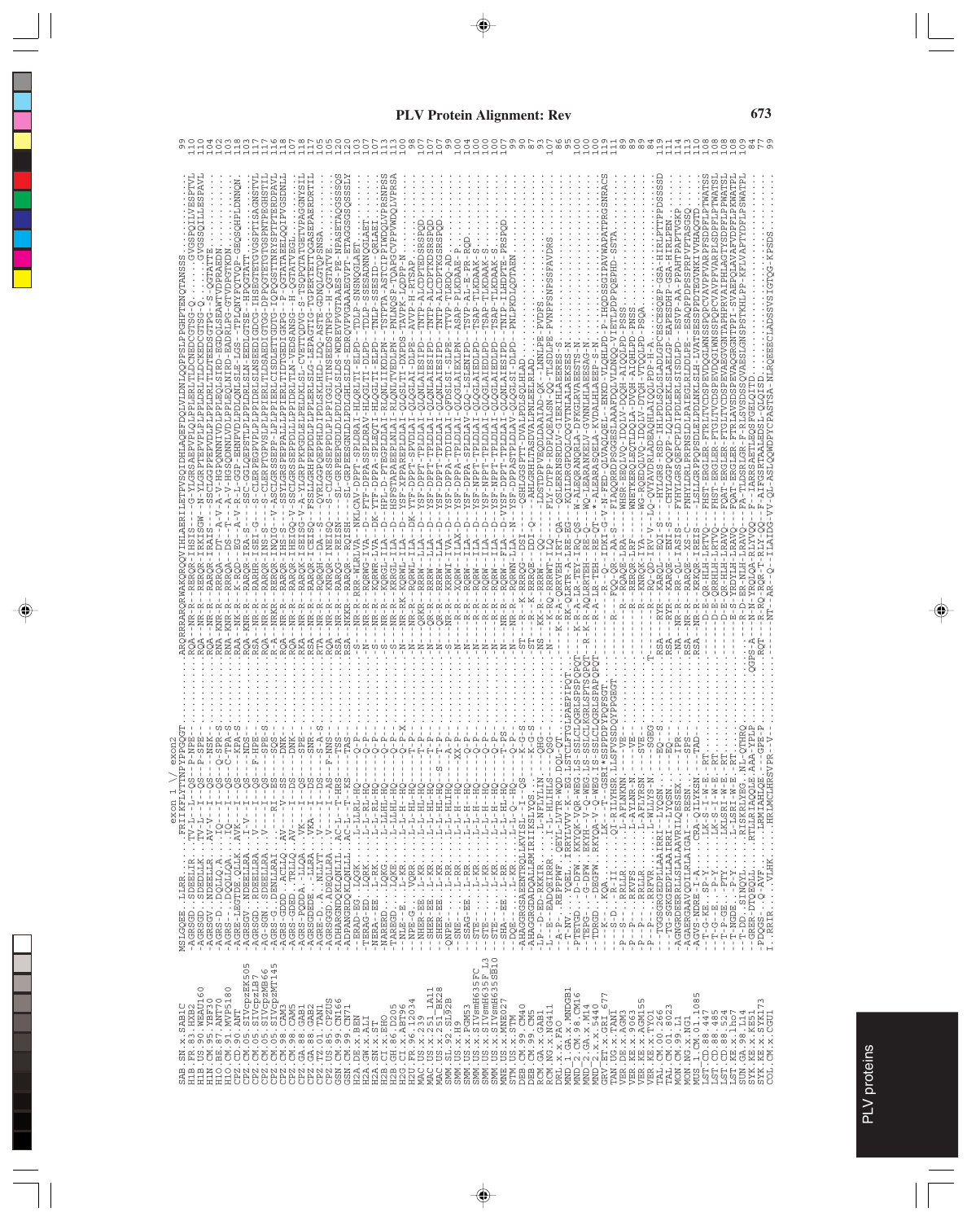```
                        exon 1 \/ exon2
SAB.SN.x.SAB1C          MSLQGEE.LLER.......FRILKFLYTTNPYPQGT.......ARQRRRARQRWAKQRQQVIHLAERILETPVSQIDHLAQEFDQLVLDNLQQPSLPGHPTENQTANSSS..........................  99
H1B.FR.83.HXB2          -AGRSGD..SDEELIR...TV-L-I--QS--P-NPE-.......RQA--NR-R--RERQR-IHSIS---G-YLGRSAEPVPLQLPPLERLTLDCNEDCGTSG-Q.......GVGSPQILVESPTVL  110
H1B.US.90.WEAU160       -AGRSGD..SDEDLLK...TV-L-I--QS--P-SPE-.......RQA--NR-R--RERQR-IRKISGW--N-YLGRPTEPVPLPLPPLDRLTLDCKEDCGTSG-Q.......GVGSSQILLESPAVL  110
H1N.CM.95.YBF30         -AGRSGV..NDEELLR...AV-V-I--QS--.--NSK-.......RQA--NR-R--RARQR-IRAIS---SSCLGGPPEPVDLPLPPLDRLTLDTEEDSGTPG--S-QGTATTE.  104
H1O.BE.87.ANT70         -AGRS-D..DQLLQA.A..IQ--I--QS--Q-SPR-S.......RNA-KNR-R--RRRQA--DT--A-V-A-V-HGPQNNNIVDLPPLEQLSIRD-EGDQLSEAWTVDPPAEDN.  102
H1O.CM.91.MVP5180       -AGRS--..DQQLQA.A..IQ--I--QS--C-TPA-S.......RNA-KNR-R--RRRQA--DS--I--A-V-HGSQNNNIVDLPPLEQLNIRD-EADELPG-GTVDPSTKGN.  103
CPZ.CD.90.ANT           -AGRE-LEGTDE.QLLK..AVK--I--QS--.--KPA-S.......RAA--NK-R--K-RQD--EG--A-V-R-L-GGP-EHNPVDLPPLDQLSLE-LGS-TPLQNYPQTVQP-GEQSGHPLDNNQN.  118
CPZ.CM.05.SIVcpzEK505   -AGRSGV..NDEELLRA..I-V--I--QS--.--NDS-.......RQA-KNR-R--RARQR-IRA-S---SSC-GGLQEPSTLPLPPLDRLSLN-EEDLGTSE--HPQGTATT.  103
CPZ.CM.05.SIVcpzLB7     -AGRSGD..RDEELLRA..V---I--QS--F-HPE-.......RSA--NR-R--RARHR-ISEI-G---S-CLERPEGPVPLPLPPIDRLSLNSEEDIGDCG-IHSEGTETGVGSPTISAGNSTVL  117
CPZ.CM.05.SIVcpzMB66    -AG-SGN..SDEELLRA..V---I--QS--.--SPE-S.......RQA--NR-R--RARQR-INS-S---S-CLERPTGPVSLPLPPIERLTLDSAEDIGTG3-DPPQGTETGVGSPNTPEGHSTIL  117
CPZ.CM.05.SIVcpzMT145   -AGRS-G..DENLLRAI..V-----I--QS--.--SQS-.......R-A--NKR-R--RERQR-INQIG-S-V-ASCLGRSSEPLPPIERLCISDLETGDTG-LQPQGTTNRYSPTPTEDPAVL  116
CPZ.CM.98.CAM3          -AGRS-GDD..ACLLQ..AV----V--SS--.--DNK-.......RQA--NR-R--RARQR-IHS-S----SSYLGRSPEPPALLPPIERLTIDTGEDIGKPG--P-QGTATAEELQQIPVGSDNLL  118
CPZ.CM.98.CAM5          -AGRS-GDED..TRLLQ..AV----I--DS--.--DNK-.......RQA--NR-R--RARQR-IHEIGQ-V-SSCLGRSSEPDLLLPPIDRLTLN-VEDSANSG--H-QGTATVEGL.  107
CPZ.GA.88.GAB1          -AGRS-PQDDA..LLQA..VK----I--QS--.--SPE-.......RKA--NR-R--RARQK-ISEISG-V-A-YLGRPPKPGDLELPELDKLSLDL-CVETTQDVG-S-TSQPQTATGETVPAGGNYSIL  117
CPZ.GA.88.GAB2          -AGRSGEDE..LLRA..VKA--I--DS--.--SNR-.......RSA--NR-R--RARQR-ICEISQ--FSSLLGRHPEPDPLPLPPLERLSLD-LEPAGTIG-TGPERTETTQGASEPAERDRTIL  117
CPZ.TZ.01.TAN1          -AGRE-GQ..ALLRT..AV-L-I--DS--A-S-.......RTA--NR-R--RQRGH--DA-S---S-QYRLGGRPQEPMLDLPPLDRLSLDLAQ-ASTE-GDNQLGTQPENSA.  105
CPZ.US.85.CPZUS         -ADGRSGGD..REEALLRA..V---I--AS--F-NNI-.......RQA--NR-R--RARQR-INSIG---S-LGCRPPEPVPLQLPPLERLTLDSSEDSQNTES-Q.....QGTNTE.  106
GSN.CM.99.CN166         -ADHARGNDQKLQNLLL..AC-L--T-HRS--.--TSS-.......RSA--NR-R--RARQG--REISN----SL-GRPEEPGDLPDLSQLSLDS-WDREVPVGTAAES-PE-NPASETAQGSSSQS  120
GSN.CM.99.CN71          -ADPANGRDQKLQNLLL..AC-L--T--KS--.--TAS-.......RSA--NKR-R--RARQR-RQISH----SL-GRPEESGNLPDLSGLHGLSLDS-EDRQVPVGAAAEGVPT-ETAGGSQSSSLY  120
H2A.DE.x.BEN            --ERAD-EG..LQGK...L-LLRL-HQ---Q-P--.......-S----NR-R-RRR-WLRLVA--NKLCAV-DPPT-SPLDRAI-HLQRLTI-ELPD--TDLP-SNSNQGLAET.  103
H2A.GW.x.ALI            --TERAG-ED..LQRK...L-L--RL-HQ---Q-P--.......-N----NR-R--RQRWG-IVA--D-FTF-DPPASSPLDRAV-HLQGLTI-DLPD--TDLP-SSESADNNQGLAET.  107
H2A.SN.x.ST             --NERAD-SN..LEK....L-L--RL-HQ---Q-P--.......-S----NR-R--RQRWR-LVA--D-YTF-DPPASSPLDRAI-HLQGLTI-ELPD--TNLP-SSSLD--QGLAET.  107
H2B.CI.x.EHO            -NAKERD---..LQKG...L-LLHL-HQ---Q-P--.......-S----NR-R--RQRGL-ILA--D-HPL-D-PTEGPLDLAI-RLQHLIKDLPN--TSTPTA-ASTCIPTPIWDQLVPRSNPSS  113
H2B.GH.86.D205          -TAREGD-..LQKE.....L-L-LLHL-HQ---Q-P--.......-S----NR-R--RKRGL-ILA--D-HSFSTAPAEEPLNLAI-RLQNLTVEDLPN--PNLNQSP-TQAPGCVPPVWDQLVPRSA  113
H2G.CI.x.ABT96          --NLE--E..L-KR.....L-L--H-HQ---Q-P-X.......-N----NR-RK-RQRWL-ILA--D-YSF-XPPAREPLDLAI-QLQSLTI-DXPDS-TAVPK-LQDP-N.  100
H2U.FR.96.12034         --NPE-G...VQRR.....L-L--HL-HQ---T-P--.......-N----NR-R--RQRWL-ILA--DK-YTF-DPPT-SPVDLAI-QLQGLAI-DLPE--AVVP-H-RTSAP.  98
MAC.US.x.239            --NHER-EE..L-KR....L-L--HL-HQ---T-P--.......-N----QKR-R--RRRW-ILA--D-YSF-DPPT-NPLDLAI-QLQNLAIESIPD-TNTP-ALCDPTEDSRSPQD.  107
MAC.US.x.251_1A11       --SHER-EE..L-KR....L-L--HL-HQ---T-P--.......-N----QR-R--RRRW--LLA--D-YSF-DPPT-TPLDLAI-QLQNLAIESIPD--TNTP-ALCDPTKDSRSPQD.  107
MAC.US.x.251_BK28       --SHER-EE..L-KR....L-L--HL-HQ---S--T-P--.......-N----QR-R--RRRW--LLA--D-YSF-DPPT-TPLDLAI-QLQNLAIESIPD--TNTP-ALCDPTKGSRSPQD.  107
SMM.SL.92.SL92B         -QNPE-.......L-RR..L-L--HLHQ---Q-P--.......-S----NR-R--RQRW--IVA--D-YSF-DPPA-TDIDLAI-QFDSLSI-SLPE--TTVP-TLRDQ-AD.  99
SMM.US.x.H9             --SNE--..L-RR.....L-L--H-HQ---XX-P--.......-N----R-R--XQRW--ILAX--D-YSF-DPPA-TPIDLAI-QLQSLAIEXLPN--ASAP-PLKDAAE-P.  101
SMM.US.x.PGM53          --SSAG-EE..L-KR.....L-L--H-HQ---Q-P--.......-N----R-R--RQRW--ILA--D-YSF-DPPA-TPLDLAI-QLQSLSIEDPPN--TSVP-ILA-R-PQD.  104
SMM.US.x.SIVsmH635FC    --STE---....L-KR....L-L--H-HQ---Q-P--.......-N----R-R--RQRW--ILA--D-YSF-NPPT-TPLDLAI-QLQGLAIEDLPD--TSAP-TLKDAAK-S.  100
SMM.US.x.SIVsmH635F_L3  --STE---....L-KR....L-L--H-HQ---Q-P--.......-N----R-R--RQRW--ILA--D-YSF-NPPT-TPLDLAI-QLQGLAIEDLPD--TSAP-TLKDAAK-S.  100
SMM.US.x.SIVsmH635SB10  --STE---....L-KR....L-L--H-HQ---Q-P--.......-N----R-R--RQRW--ILA--D-YSF-NPPT-TPLDLAI-QLQGLAIEDLPD--TSAP-TLKDAAK-S.  100
MNE.US.x.MNE027         --SHA---EE..L-RR....L-L--HL-HQ---T-PS--.......-N----NR-R--RQRW--FIA--D-VYSF-DPPT-TPLDLAI-QLQNLAIESIPD--TNIP-ILHDPTE-PRSPQD.  107
STM.US.x.STM            --SER---....L-RR....L-L--HL-HQ---T-P--.......-N----QR-R--RQRWR-ILA--D-YSF-DPPA-TPLDLAV-QLQSLAIEDLPD--PNLPKDLQDTAEN.  100
DEB.CM.99.CM40          -AHAGGRGSAEENTQLLKVISL--I--QS--.K-G-S.......-ST----K--RRRQG--DSI--QSHLGGSPTT-DVAIPDLSQLHLAD.  99
DEB.CM.99.CM5           -AHAGGRDADAQALLRMIKISLYQS...--K-G-S.......-ST----K--RRRQE--DDI-Q---AHLGRHLTASDVALPNLEELRLAD.  90
RCM.GA.x.GAB1           -LP-D-ED-RKKIR......L-NFLYLIN---QHG-.......-NS----KK-R--RRRW--QQ-----LDSTDPPVEQDLDAAIAD-QK--LNNLPE-PVDFS.  87
RCM.NG.x.NG411          -L--E--EADQEIRRR...I.L-HLIHLS---QSG-.......-N-----K-RQ-RRRWT-IIQ-----FLY-DTPP-RDPLQEALSN-QQ-TLSDLPE-PVNPFSNPSSFAVDRS.  93
DRL.x.x.FAO             -T-NV....RLRPWF....QETLLAVFR-H--D-RT.......-T-----K-R--KGLT-YEPG--G-QQA--QSLIERLRGPDQLQQGVTNLALAEESES-N.  107
MND_1.GA.x.MNDGB1       -T-NV...IREYLVWV-K--EG.LSTCLFTGLPAEPIPQT...-K--QLRETYR-LRR-EG----RA-QLAETVFPE-RAIARQAHLAIQQLDFHA-A.  96
MND_2.CM.98.CM16        -PTETGD....D-DFW.KKYQK-VQR-WEG.LS-SSLCLQGRLSPSPQPQT-K--R-A-LR-TEY-IRQ-GS--W-ALEQRANQRLA-DPKGLRVAEESTS-N.  95
MND_2.GA.x.M14          --TEPG-....G-DFW.EKYH--V-Q-WEG.LS-SSLCLKGRLSPTSQPQT-R--K-R-AQLRRTEH--RE-Q---WQ-LEARANKELV-GVNNLHLAEESAG-N.  100
MND_2.x.x.5440          --TDRGD....DEGFW.RKYQA--V-Q-WEG.IS-SSLCLQGRLSPAPQPQT---R-A-LR-TEH--RE-QT-*-ALEARASQELA-KVDALHLAEEP-S-N.  100
GRV.ET.x.GRI_677        ---K-......KQA.....LK---T--GSRI*SSPTDDYPQPSGT.......-R------Q--IDKI-G---V-N-PED-GLVAQLQEL-EHKD-VLQHLPD-P-IHQDSSGIPAVWAPATPRGSNRACS  110
TAN.UG.x.TAN1           ---K-D......I......QI-RILVHSR.LSFVSSDQYPPGEGT.......-R------FQQ-QR-AA-S---F-IAQQRRDPPGSGGESAAAPDQEVIDLNQQ-VIETIPDPPQEPHD-SSTA.  119
VER.DE.x.AGM3           -P--S--.....RRLLR.......L-AFLNKNN....--VE-.......------R---RQAQE-LRA-------WHSR-EEQLVQ-IDQLV-DQQH-AIQQLPD-PSSS.  111
VER.KE.x.9063           -P--P--......RKVFS.......L-AYLNR-N....--VE-.......------R---RERQR-LRF-------WNETKERQLEQTLDQLA-DVQH-AIQHLPD-PNSS.  89
VER.KE.x.AGM155         -P--P--......RRLLR.......L-APLYRSN....--SVE-.......------R---KNRQK-IYA-------WG-RQEDQLVQ-IDQLV-DTQH-VTQQLPD-PSQA.  89
VER.KE.x.TYO1           -P--P--......RRFVR.......L-WLLYS-N....--SGEG.......T----R---RQ-QD-IRV-V--LQ-QVIAVDLRADEAQHLAIQQLPDP-H-A.  84
TAL.CM.00.266           --TGSGRGSDPLAAIRRI--LYQSN.....EQ---S.......RSA----RYR-----RQAQL-EQI-S---HYLGRS-RED-IHLPDLSQLSLADLGPCESCESQEP-GSA-HIRLPTTPPDSSSSD  119
TAL.CM.01.8023          --TG-SGKGEDPLAAIRRI--LYQSN.....EQ---.......RSA----RYR-----KARQE--ENI-S---CHYLGGPQQPP-LQLPDLEKLSLAELGP-EAPESDHP-GSA-HIRLPEN.  111
MON.CM.99.L1            -AGNGRDEERRLLSLALAAVRILQESSEX.....IPR-.......-NA----NR-R--RR-QL-IASIS---FYHYLGRSQEPCPIDLPPLDRLSISDLPD-ESVP-AA-PPAHTPAPTVGKP.  114
MON.NG.x.NG1            -AGAERGAAVQDILRLAIGAL--RESN.....SPS-.......RSA----NR-R--RARQE--XS-C---FNHYLDRLPRPNSLDLPAIEGLRLDDLPE--ESAQPPDPSSPRPVPTAGSSQ.  113
MUS_1.CM.01.1085        -AGVS-NDRE-I-A....CRA-QILYKSN.....TAD-.......RSA----NR-R--KRKQR-IREIS---LSLLGRPPQPSDLELPDLNKLSLH-LVATSESSPPDTEGVNKLVVEAQGTD.  110
LST.CD.88.447           --T-G--EE-..-P-Y........LK-S-I-W-E.--RT.......---------D-E---QR-HLH-LRTVQ---FHST-ERGLER-STRLTVCDSPEVDQGWNSSPQPCAVAPPAVARPFLSDPFLPTWATSS  108
LST.CD.88.485           --T-G-EE..-P-Y..........LK-S-I-W-E.--RT.......---------D-E---QRRHLH-LRTVQ---FHST-ERGLER-FTGLTVCDSPEVDQGWNSSPQPCAVAPPAVARPLSDPFLPTWATSL  108
LST.CD.88.524           --T-P-GE..-PTY..........LKLSRI-W-E.--RT.......---------D-E---QR-HLH-LRAVQ---FQAT-ERGLER-FTGLTVCDSPEVAEGVGNTAPHPRVAIPHLAGTYSDPFLPPWATSL  108
LST.KE.x.lho7           --T-NGDE..-P-Y..........L-LSRI-W-E.--RT.......---------E-S---YRDYLH-LRAVQ---FQAT-ERGLER-FTRLAVSDSPEVAQGRGNTPPI-SVAEPQLAVAFVDPFLPKWATPL  109
SUN.GA.98.L14           --T-DD..SINQYL.........RISKRLYEG.NL-QTHRQ.......---------R-D-ER-NLH-LRAVQ---FQAT-ERGLER-F-RLSVSDSQVAESLGNSPSTKHLPP-KFLVAPTYDPLPSWATPL  109
SYK.KE.x.KE51           --ORR-DTQQLL.........RTLLRIAQQLE.AAA-TPLP.......QGPS-A----NT-RQLQA-RLYVQQ---F-IARRRETLEQGVPELQTH.  84
SYK.KE.x.SYK173         --PDQGS---Q-AVF.........LRMIAHLQE.--GPE-P.......-RQT-----R-RO-RQR-T-RLY-QQ---FA-LFPGSRTRALEDSL-GLQISD.  77
COL.CM.x.CGU1           I..RRIR.......VLHK.........HRLMCLHRSVPR--V-.......-----NT--AR--Q--ILAIDG-VV-QL-ASLQQWDPVCPASTSA-NLRQEEECLADSSVSIGTQG-KPSDS.  99
```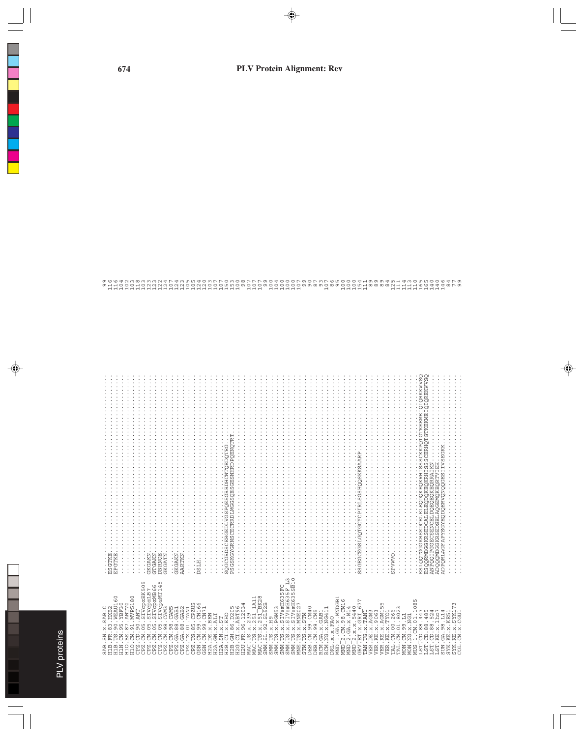# PLV Protein Alignment: Rev

```
SAB.SN.x.SAB1C             ESGTKE.......................................................  99
H1B.FR.83.HXB2             EPGTKE....................................................... 116
H1B.US.90.WEAU160          ............................................................. 116
H1N.CM.95.YBF30            ............................................................. 104
H1O.BE.87.ANT70            ............................................................. 102
H1O.CM.91.MVP5180          ............................................................. 103
CPZ.CD.90.ANT              ............................................................. 118
CPZ.CM.05.SIVcpzEK505      GKGAKN....................................................... 103
CPZ.CM.05.SIVcpzLB7        GTGAKN....................................................... 123
CPZ.CM.05.SIVcpzMB66       DNRNQE....................................................... 123
CPZ.CM.05.SIVcpzMT145      GKGATN....................................................... 122
CPZ.CM.98.CAM3             ............................................................. 124
CPZ.CM.98.CAM5             ............................................................. 107
CPZ.GA.88.GAB1             GKGAKN....................................................... 124
CPZ.GA.88.GAB2             AARTKN....................................................... 123
CPZ.TZ.01.TAN1             ............................................................. 105
CPZ.US.85.CPZUS            ............................................................. 105
GSN.CM.99.CN166            DSLH......................................................... 124
GSN.CM.99.CN71             ............................................................. 120
H2A.DE.x.BEN               ............................................................. 103
H2A.GW.x.ALI               ............................................................. 107
H2A.SN.x.ST                ............................................................. 107
H2B.CI.x.EHO               SQGCGRDSCERGEDLVGSPQESGREDHCNTQEDQTRG........................ 150
H2B.GH.86.D205             PSGSKYGRNSCERRDLWGGSQESGESNHRDPQENQTRT....................... 153
H2G.CI.x.ABT96             ............................................................. 100
H2U.FR.96.12034            .............................................................  98
MAC.US.x.239               ............................................................. 107
MAC.US.x.251_1A11          ............................................................. 107
MAC.US.x.251_BK28          ............................................................. 107
SMM.SL.92.SL92B            .............................................................  99
SMM.US.x.H9                ............................................................. 100
SMM.US.x.PGM53             ............................................................. 104
SMM.US.x.SIVsmH635FC       ............................................................. 100
SMM.US.x.SIVsmH635F_L3     ............................................................. 100
SMM.US.x.SIVsmH635SB10     ............................................................. 100
MNE.US.x.MNE027            ............................................................. 107
STM.US.x.STM               .............................................................  99
DEB.CM.99.CM40             .............................................................  90
DEB.CM.99.CM5              .............................................................  87
RCM.GA.x.GAB1              .............................................................  93
RCM.NG.x.NG411             ............................................................. 107
DRL.x.x.FAO                .............................................................  86
MND_1.GA.x.MNDGB1          .............................................................  95
MND_2.CM.98.CM16           ............................................................. 100
MND_2.GA.x.M14             ............................................................. 100
MND_2.x.x.5440             ............................................................. 100
GRV.ET.x.GRI_677           SSGEGCEGSLGQTGCYCPIRLSGSHQQSKKSAARP.......................... 154
TAN.UG.x.TAN1              ............................................................. 111
VER.DE.x.AGM3              .............................................................  89
VER.KE.x.9063              .............................................................  89
VER.KE.x.AGM155            .............................................................  89
VER.KE.x.TYO1              .............................................................  84
TAL.CM.00.266              SPVWVQ....................................................... 125
TAL.CM.01.8023             ............................................................. 111
MON.CM.99.L1               ............................................................. 114
MON.NG.x.NG1               ............................................................. 113
MUS_1.CM.01.1085           ............................................................. 110
LST.CD.88.447              ESLQQTGGKRSEDCELELEQDQKEQKRHISSSCKKPQTGTKEEMEIQIQRKKWVSQ..... 165
LST.CD.88.485              ESQQMDGGKRSEDCALELEQDQKEQKRHISSSCRRHQTGTKEKMEIQIQREKWVSQ..... 165
LST.CD.88.524              ANPQQIPGGECSENCELDQEQEQKEQRRAIKN............................. 140
LST.KE.x.lho7              ADQQQMDGGKRSEDSELAQGEMQKEQRTVIEH............................. 140
SUN.GA.98.L14              ADPQRLAGFAPYSGYEQDQERVQNQQGESIIVSEGKK........................ 146
SYK.KE.x.KE51              .............................................................  84
SYK.KE.x.SYK173            .............................................................  77
COL.CM.x.CGU1              .............................................................  99
```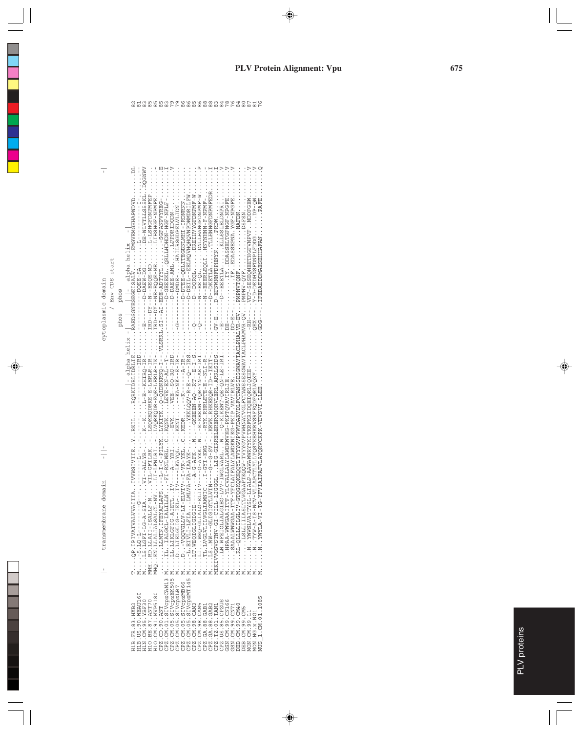# PLV Protein Alignment: Vpu

```
         |-    transmembrane domain    -||-                  cytoplasmic domain                  -|
                                                                              / Env CDS start
                                                                   phos    phos
                                                      |- alpha helix -|     |-   alpha helix   -|
H1B.FR.83.HXB2        T....QP.IPIVAIVALVVAIIIA..IVVWSIVIIE..Y..RKIL....RQRKIDRLIDRLIE.......RAEDSGNESEGEISALV......EMGVEMGHHAPWDVD......DL  82
H1B.US.90.WEAU160     M....-S.LQ-L-----G----..-------L--..-..-..--.....------IRD.......------DQEE-SA.......L-.........I-.........  81
H1N.CM.95.YBF30       M....LS.LGFI-LG-A-SIA.....VI--ALLYR.-..-..K--K...L-E--KHIRQ-IR.......E--------D-DAEW-DG........DE-WLVTILLSSKL..DQGNWV  83
H1O.BE.87.ANT70       MHH..RD.LLAII-ISALLF-N.....VIL-GFILRK.-..-..LEQEQDRRE-R-ERLR-IR.......IRD--DY--N--EEQE-MD.........L-LSHGFDNPMFEP......  85
H1O.CM.91.MVP5180     MHQ..EN.LLALIALSALCL-NV.....LI-LFNLRI.-..-..LVQRKQDR-EQE-LERLR-IK.......IRD--DY--NE-EQQE-ME.........LIHSHGF-NPMFE.......  85
CPZ.CD.90.ANT         .......LLMTN.IFEYAFLAFS..--I-C-PILYK..LYKIYK..Q-QIDNKRNQ-I--.VLSRRL.SI--AI-EDE-ADTYL.......-SGFANPVYREG-........E  85
CPZ.CM.01.SIVcpzCAM13 M....IL..IALGCL-IALILLN...-FI-RNLWRL..C..KQNK....LEVE-EN-AL--T-.......--------D-GEEEKL..QRLLHDHDN-HGF-NPLF-.........I  83
CPZ.CM.05.SIVcpzEK505 M....LL.LIKLGFIG-AIETL..IV----A--YRI..-..-EVK.....VEE--SQ-RQ-IRD.......---------D-DAEE-ANL....LPPDRIDQDN-...........V  79
CPZ.CM.05.SIVcpzLB7   M....D..LIELGLIG--IEL-..IV-----LKAYQL..-..KENI.......-----KA-NK---E-IR.......G--------DMDE-......HAIRSGDPLVLIDN.......  79
CPZ.CM.05.SIVcpzMB66  M....D..-VQQVGLLV-LI-ELVIV--I-VK-YKL..C..KEDR......K------A-IR.......---------D-DTEE-QDLITEGDNLMHI-IRDNRNN........  86
CPZ.CM.05.SIVcpzMT145 M....-L.EIVLI-LFIA...LMLVA-FA-IAAYK-........YKKLQQV-R-E--Q--IRS.......---------D-DEIL--EELMQVHQHQVNPDWMDRILFW......  86
CPZ.CM.98.CAM3        M....LT.WEQIGLIGIGIE-----.---A-G-AFK..W..--GKEEEN-AQ--RT--E-I-S.......Q------D--DQRQL.....DREIHVYGFDNPMF-W........  85
CPZ.CM.98.CAM5        M....LI...WEQ-GLIALG-ELIIV-----G-AYKK..W..-E-KEERN-TQR-YN-AE-IRI.......Q------N---EE-QL.....DNLLHANGFDNPMF-W.......P  86
CPZ.GA.88.GAB1        M....TL.LVGLVLLILVGLIAWNIC..I-GYI-KWG..-..-RYK.RHRLETE-E---NLI-R-.......---------N---EERLEQLI..HNYNHNN-F-NPMF........  86
CPZ.GA.88.GAB2        M....LS..MW--GLIGIGTLLVIN---G-SV.-..KRWK.RHKEEQR-ID-IKIT-.......---------D--DKETLA.....TLLHNNGFDNPMFEDR.........I  88
CPZ.TZ.01.TAN1        MIKIVVGSVSTNV-GI-CILL-LIGGGL...LIG-GIRRELERERQHQRVLERL.ARRLSIDS.......GV-E....D-EFNWNNFDPHNYN.......PRDW..............I  83
CPZ.US.85.CPZUS       M....LN.WFEIGLIALGIEG-LVV-IWGLVARL...W..-Q-KIKENT-QE-QN-LE-IRI.......-E-------D---EETLA.......KLLSSLELDNPRI..........V  84
GSN.CM.99.CN166       M....HPAA-WWWGAAIITF-YLCVALLALYLAWDKWVKG-PKPTQVAVIRLIE......DE---............IY..DDASSELTGFNGP-NPGFE...........V  78
GSN.CM.99.CN71        M....SAALWWWGAA-ITF-YFCLAIFALYLAWDKWIKG-PKIP.VAVIRLVE.......DD-E-...............IF..EDASSEPNA.YGP-NPGFE.......V  76
DEB.CM.99.CM40        M....RL-CLLLLILGLIV-GTQGKQKKQQYLTVYYGVPVWVDAKVDLFCTANSSESGWAVTACLPHALVR-EV..PMPNVTQNF............NAFDN............  84
DEB.CM.99.CM5         M....LSLLIITASLTLVGAAPTKQQW-TVYYGVPVWHNATVGLFCTANSSESGWAVTACLPHAMVR-QV...PMPNV-QYF...............DSFSN...........  80
MON.CM.99.L1          M.....N..YWWSLVAITYSL-LIALP-AAWAWWRYRYKITKRFKRIDQEIQRLIQIHE-...........RH--....VDT-SESEQHEETHGFVNPVF....NDDPGEW.......V  87
MON.NG.x.NG1          M.....N..TYW-A-IS-WCV-VLLAPCTLYLLYQSYKEHKRVSRFEQDFQRLVQXY..............QEX--........Y-D-DEDHNSFDNPLFDDG......DP-QW.....V  81
MUS_1.CM.01.1085      M.....N..YWYLA-VI-TG-YFVIAIFAFVLAYQRWCKPK-VEVSVI-LLEE..............GDG--..IFEDAEDDMAESEHHAFAN.........PAFE...........Q  76
```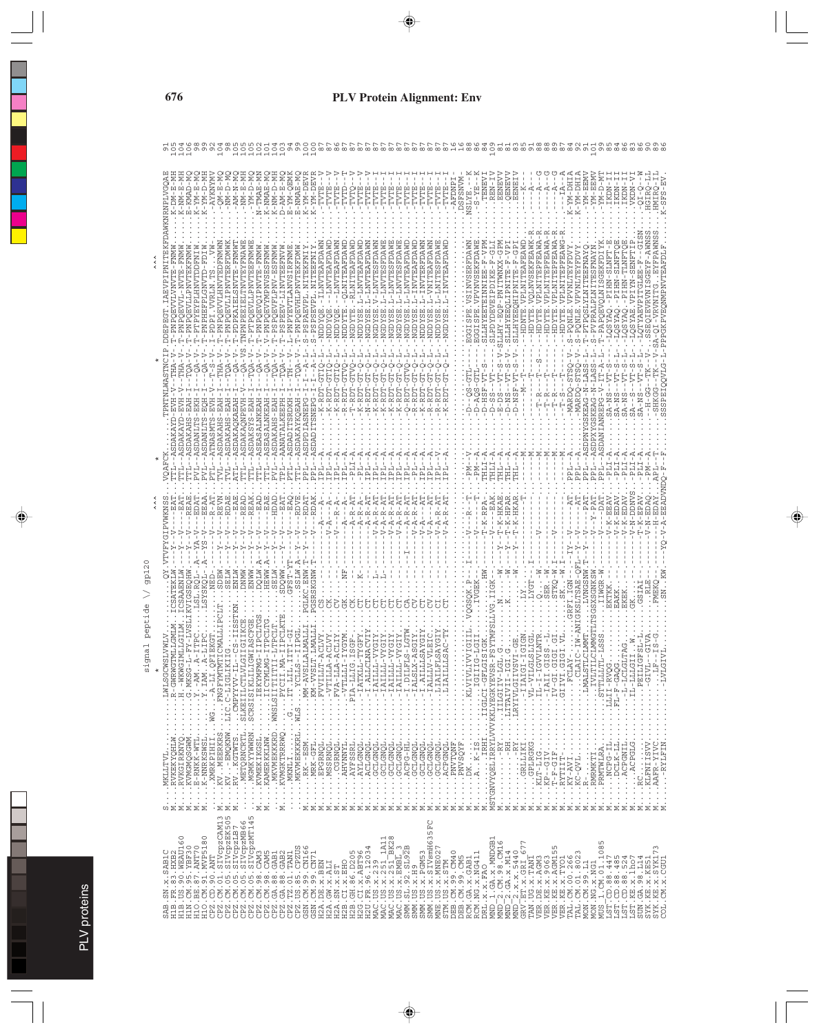# PLV Protein Alignment: Env

signal peptide \/ gp120

```
SAB.SN.x.SAB1C
H1B.FR.83.HXB2
H1B.US.90.WEAU160
H1N.CM.95.YBF30
H1O.BE.87.ANT70
H1O.CM.91.MVP5180
CPZ.CM.01.SIVcpzCAM13
CPZ.CM.05.SIVcpzEK505
CPZ.CM.05.SIVcpzLB7
CPZ.CM.05.SIVcpzMB66
CPZ.CM.05.SIVcpzMT145
CPZ.CM.98.CAM3
CPZ.CM.98.CAM5
CPZ.GA.88.GAB1
CPZ.GA.88.GAB2
CPZ.TZ.01.TAN1
CPZ.US.85.CPZUS
GSN.CM.99.CN166
GSN.CM.99.CN71
H2A.DE.x.BEN
H2A.GW.x.ALI
H2A.SN.x.ST
H2B.CI.x.EHO
H2B.GH.86.D205
H2G.CI.x.ABT96
H2U.FR.96.12034
MAC.US.x.239
MAC.US.x.251_1A11
MAC.US.x.251_BK28
MAC.US.x.EMBL_3
SMM.SL.92.SL92B
SMM.US.x.H9
SMM.US.x.PGM53
SMM.US.x.SIVsmH635FC
MNE.US.x.MNE027
STM.US.x.STM
DEB.CM.99.CM40
DEB.CM.99.CM5
RCM.GA.x.GAB1
RCM.NG.x.NG411
DRL.x.x.FAO
MND_1.GA.x.MNDGB1
MND_2.CM.98.CM16
MND_2.GA.x.M14
MND_2.x.x.5440
GRV.ET.x.GRI_677
TAN.UG.x.TAN1
VER.DE.x.AGM3
VER.KE.x.9063
VER.KE.x.AGM155
VER.KE.x.TYO1
TAL.CM.00.266
TAL.CM.01.8023
MON.CM.99.L1
MON.NG.x.NG1
MUS_1.CM.01.1085
LST.CD.88.447
LST.CD.88.485
LST.CD.88.524
LST.KE.x.lho7
SUN.GA.98.L14
SYK.KE.x.KE51
SYK.KE.x.SYK173
COL.CM.x.CGU1
```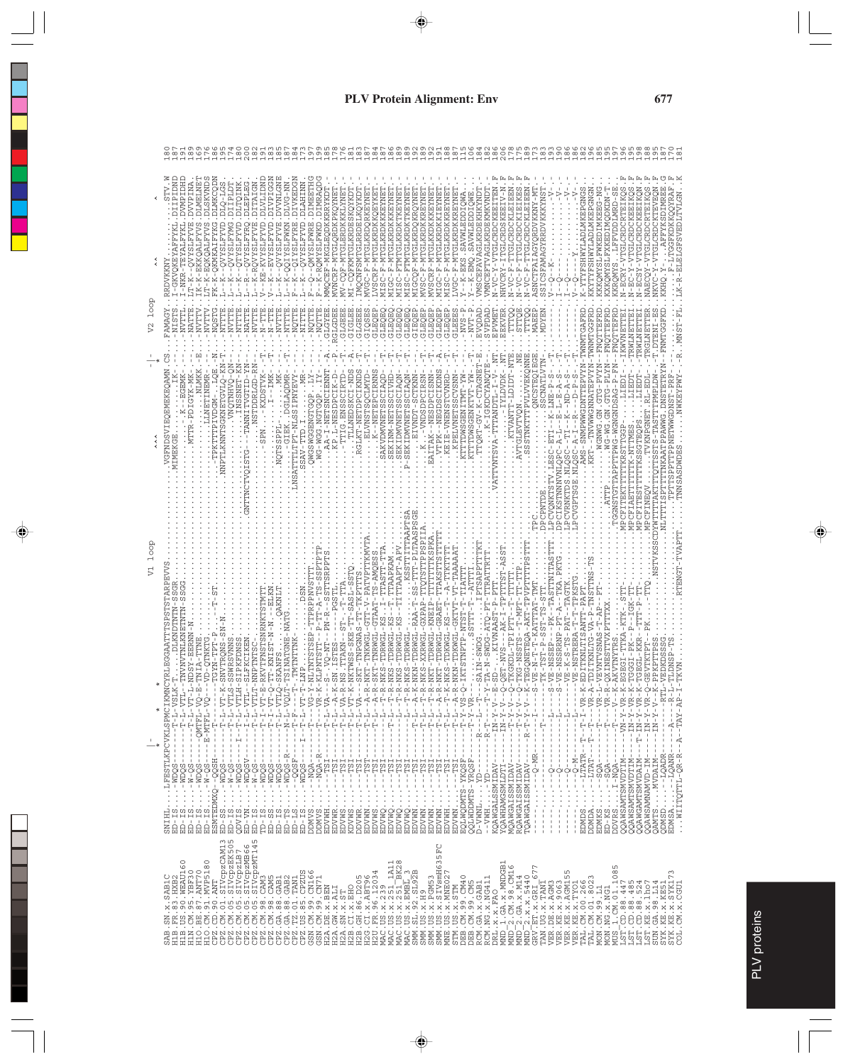```
                                V1 loop                                         V2 loop

SAB.SN.x.SAB1C
H1B.FR.83.HXB2
H1B.US.90.WEAU160
H1N.CM.95.YBF30
H1O.BE.87.ANT70
H1O.CM.91.MVP5180
CPZ.CD.90.ANT
CPZ.CM.01.SIVcpzCAM13
CPZ.CM.05.SIVcpzEK505
CPZ.CM.05.SIVcpzLB7
CPZ.CM.05.SIVcpzMB66
CPZ.CM.05.SIVcpzMT145
CPZ.CM.98.CAM3
CPZ.CM.98.CAM5
CPZ.GA.88.GAB1
CPZ.GA.88.GAB2
CPZ.TZ.01.TAN1
CPZ.US.85.CPZUS
GSN.CM.99.CN166
GSN.CM.99.CN71
H2A.DE.x.BEN
H2A.GW.x.ALI
H2A.SN.x.ST
H2B.CI.x.EHO
H2B.GH.86.D205
H2G.CI.x.ABT96
H2U.FR.96.12034
MAC.US.x.239
MAC.US.x.251_1A11
MAC.US.x.251_BK28
MNE.US.x.MNE027
SMM.SL.92.SL92B
SMM.US.x.H9
SMM.US.x.PGM53
SMM.US.x.SIVsmH635FC
MNE.US.x.MNE027
STM.US.x.STM
DEB.CM.99.CM40
DEB.CM.99.CM5
RCM.GA.x.GAB1
RCM.NG.x.NG411
DRL.x.x.FAO
MND_1.GA.x.MNDGB1
MND_2.CM.98.CM16
MND_2.GA.x.M14
MND_2.x.x.5440
GRV.ET.x.GRI_677
TAN.UG.x.TAN1
VER.DE.x.AGM3
VER.KE.x.9063
VER.KE.x.AGM155
VER.KE.x.TYO1
TAL.CM.00.266
TAL.CM.01.8023
MON.CM.99.L1
MON.NG.x.NG1
MUS.1.CM.01.1085
LST.CD.88.447
LST.CD.88.485
LST.CD.88.524
LST.KE.x.lho7
SUN.GA.98.L14
SYK.KE.x.KE51
SYK.KE.x.SYK173
COL.CM.x.CGU1
```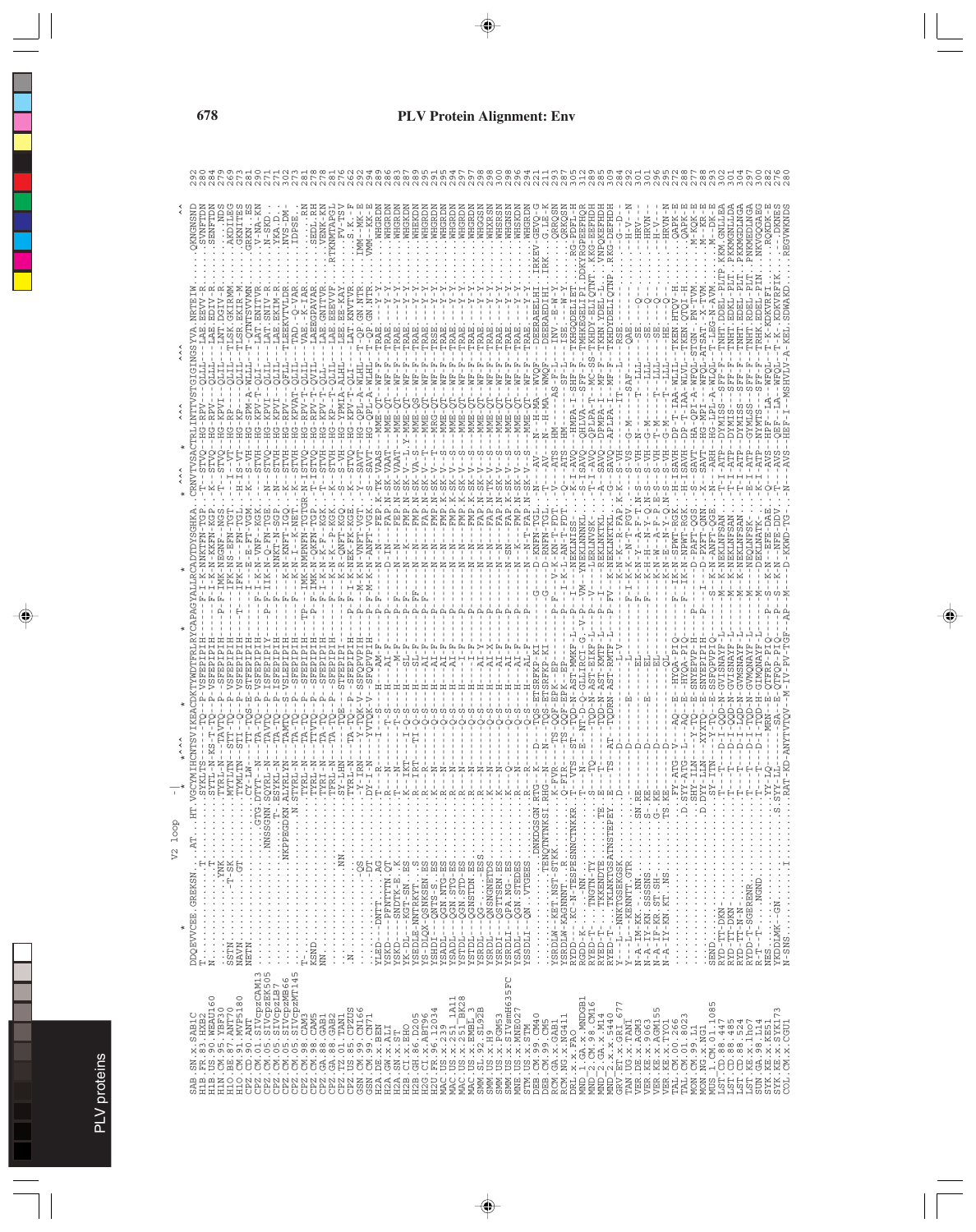V2 loop

```
SAB.SN.x.SAB1C
H1B.FR.83.HXB2
H1B.US.90.WEAU160
H1N.CM.95.YBF30
H1O.BE.87.ANT70
H1O.CM.91.MVP5180
CPZ.CD.90.ANT
CPZ.CM.01.SIVcpzCAM13
CPZ.CM.05.SIVcpzEK505
CPZ.CM.05.SIVcpzLB7
CPZ.CM.05.SIVcpzMB66
CPZ.CM.05.SIVcpzMT145
CPZ.CM.98.CAM3
CPZ.CM.98.CAM5
CPZ.GA.88.GAB1
CPZ.GA.88.GAB2
CPZ.TZ.01.TAN1
CPZ.US.85.CPZUS
GSN.CM.99.CN166
GSN.CM.99.CN71
H2A.DE.x.BEN
H2A.GW.x.ALI
H2A.SN.x.ST
H2B.CI.x.EHO
H2B.GH.86.D205
H2G.CI.x.ABT96
H2U.FR.96.12034
MAC.US.x.239
MAC.US.x.251_1A11
MAC.US.x.251_BK28
MAC.US.x.MM142
SMM.SL.92.SL92B
SMM.US.x.H9
SMM.US.x.PGM53
SMM.US.x.SIVsmH635FC
MNE.US.x.MNE027
STM.US.x.STM
DEB.CM.99.CM40
DEB.CM.99.CM5
RCM.GA.x.GAB1
RCM.NG.x.NG411
DRL.x.x.FAO
MND_1.GA.x.MNDGB1
MND_2.CM.98.CM16
MND_2.GA.x.M14
MND_2.x.x.5440
GRV.ET.x.GRI_677
TAN.UG.x.TAN1
VER.DE.x.AGM3
VER.KE.x.9063
VER.KE.x.AGM155
VER.KE.x.TYO1
TAL.CM.00.266
TAL.CM.01.8023
MON.CM.99.L1
MON.NG.x.NG1
MUS.1.CM.01.1085
LST.CD.88.447
LST.CD.88.485
LST.CD.88.524
LST.KE.x.lho7
SUN.GA.98.L14
SYK.KE.x.KE51
SYK.KE.x.SYK173
COL.CM.x.CGU1
```

```
292
280
284
279
269
273
281
290
280
271
271
302
273
281
278
278
276
262
292
294
289
286
283
287
289
288
291
295
294
297
297
298
298
300
298
298
294
221
211
293
293
305
312
289
285
309
284
292
301
301
296
295
272
288
277
288
293
302
301
304
297
292
282
276
280
```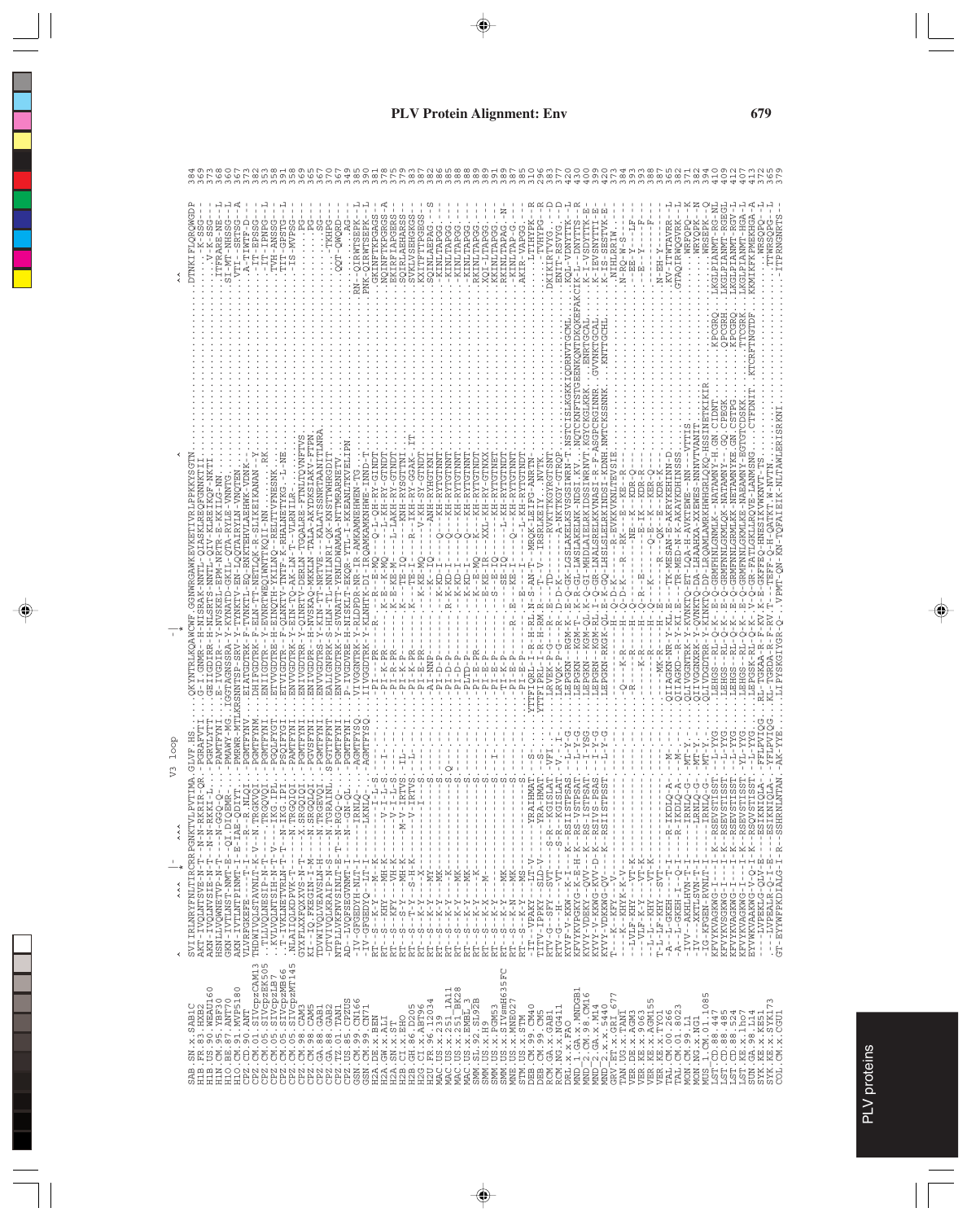# PLV Protein Alignment: Env

```
                          ^   ^^^  |        ^^^      V3 loop                    *|                                                                                        ^            ^^
SAB.SN.x.SAB1C       SVIIRLNRYFNLTIRCRRPGNKTVLPVTIMA.GLVF.HS.....QKYNTRLKQAWCWF.GGNWRGAWKEVKETIVRLPPKKYSGTN......................................................DTNKIFLQRQWGDP 384
```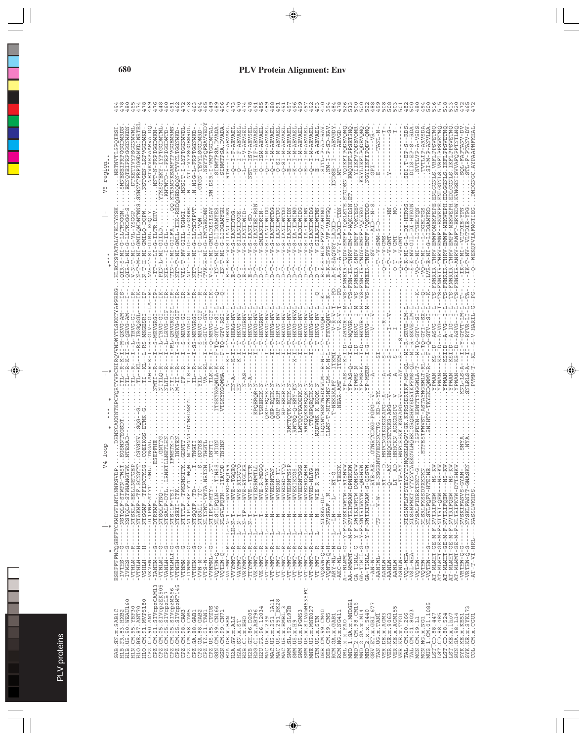```
                              V4 loop                                                              V5 region
                     |                    *  ^^^  *           |                                  |  ^  ^^^^
                     *                                        *                              *^^^                  
SAB.SN.x.SAB1C          ESEFFFFNCQGEFFYCKMDWFLNYLNNKSVDP......DHNNCAKNNTKPCWQRTYVPCHIRQVVNDWYTLSKKTYAPPREG..HLECNSTATALYVELNYNSK.......NRTNVTLSPQIESI   494
H1B.FR.83.HXB2          -IVTHS----G-----NSTQLF-STWFN-TWST.EGSNNTEGSDT.......ITL--R-K-II-N-QKVG-AM---IS-..QIR-S-NI-G-LLTRDGGN.......SNNESEIFRPGGGDMRDN   478
H1B.US.90.WEAU160       -IVMHS----G-----NSTQLF-STWHANGTWK.NTEGAD----.........ITL--R-K-II-R-QEVG-AM---I-..QIR-L-NI-G-LLTRDGG-S.......EENQTEIFRPGGGNMKDN   480
H1N.CM.95.YBF30         -VTHLM----H-----NTSKLF-EELLNETGEP.CSVSNV.SQG-G.........VTL--R-----L-TRVG-GI----IR-..V-N-T-NI--GILV-YSGGP........DTKETIYYPSGGNMVNL   465
H1O.BE.87.ANT70         -VTHLH----H-----NTAKMF-TF-SCNGTT.CQEIKGS-ETNK-G........TL--KL----RS-IRGQSGL---IK-..N-T-M-NI-GMILQMDNTWNS.SNNNVTFRPIGGDMKDIWRTEL   474
H1O.CM.91.MVP5180       -VSHLH----H-----NTSGMF-TFINCTKSG.TNGAL.................TI--KL----L-RS-MKGESRI---IP-..N-T-H-NI-GMILQ-DQPW.......NSTGEN-LRPVGGDMKD   478
CPZ.CD.90.ANT           -VKVHW----G-----DITPWF-ATVT.GNLI.ESEPHE................IAH-R-K-I--H-GIV--GI-LA--R..NVS-T-SI-GIML-EGQIY.......NETVKVSPAARVA-DQ   469
CPZ.CM.01.SIVcpzCAM13   -IANHM----G-----DTRKMP-..........GNTTG.................ITT-R----I--S-MRVGRGI---IP-..-IT--LI-G-ILTR-DHV.......NNT-N-FRPIGGDMKN   476
CPZ.CM.05.SIVcpzEK505   -VTNLMI---G-----NTSQLFTNQ........LRNKTLLNETLHN.........NITLQ-R----I--L-TRVG-GI---IK-..PIN-L-NI-GIILD........YTKSGTEKY-IYPTGGDMTNL   448
CPZ.CM.05.SIVcpzLB7     -VANLH----G-----NTSALF-DTL.......IFNETK-D..............NITL-R----I--L-LRVG-GIF---IK-..NIR---I-G-IL.........KHTNTD-I-FRPIGGDMTD   460
CPZ.CM.05.SIVcpzMB66    -VTNLHLI--G-----NTSILF-TSI.......INKTEN................NITI-R----I-RL-QRVGRGIPL--IR-..TIN-I-NI-GILFA.....QQ.KTDRMNKSAMFTPVGGEMRNN   491
CPZ.CM.05.SIVcpzMT145   -VTNHH----G-----NTSEII-ITK.......GDNTT.................M-II-R----I--S-MRVG-GIPL--IR-..NIT-T-NI-GMLL-IHK-REDQGEDQDN-TYVCLTGGNMKD   462
CPZ.CM.98.CAM3          -VTNMM----G-----NTTTLF-TWKNNNITK.NCTRNNT-DTNSDNSTL.....FF-R-------I--S-MRVG-GI---IR-..VIS-T-NV-GIIL-TGHGI.......NNSIT-I-LYPTGGNMVDL   472
CPZ.CM.98.CAM5          -ITNMM----G-----NTTPLF-KF-YTCDNQN.TNGII................TIS-R-----I--S-MRVG-GI---IR-..NIT-I-NI-G-LL-AGGKWE.......N..NTI-VYPSGGEMRDL   478
CPZ.GA.88.GAB1          -VTNHM----G-----NTSQIF-.TD-.......I.VTLL.........-....TL---K------I--S-MRVGRGI---IR-..NIT-T-NI-GMLLTSDTPVT.......N.NGSI-FRPTGGNMKD   463
CPZ.GA.88.GAB2          -VTHHM----G-----NTTGLH-NTS-.......STTLG................YIL--K------I--SS-MRVGRGIP---IR-..NIT-T-NV-G-LL-GLGN-D......GTGN---I-YPTGGDMKD   465
CPZ.TZ.01.TAN1          -VTS-W----G-----NLTNWT-TWTA.NRTNN.THGTL.................VA--RL-----I--H-GIV--GV-L---R..TVK-H-NI-G-IMTAEKDNN.......NSYTPQFSAVVEDY   449
CPZ.US.85.CPZUS         -VVNMML---G-----NTIPLF-MTY-....NT.DNTTI.................TLK-R-----I--Q-MRVG-GIP---IK-..V-S---I-GMILDISISAV.......NN.DSR-I-VMPTGGDMTAL   489
GSN.CM.99.CN166         -VQTHW-Q--------NLSILFQLN--.TINSS.NIGN.....ITSKYKGQWLA-K--F-TQ-GYV--SI-L---Q-..-IN-T-NI-G-LIDGAMYES.......SINMTPSA.DVADA   496
GSN.CM.99.CN71          -VQTHW-Q--------NLSVLFQLN-.ITAVDD.TNINN.....VTSKYKGQWMA-R--F-TQ-GYV-RSI-L---Q-..-IN-T-NI-G-LIDGAMYGH.......SINMTPSA.DVADA   477
H2A.DE.x.BEN            -VTMWT-R--L-----N-T----WVE-NQTGR..........................N--...-K-II-T-HKVG-NV-L----..RTN----V-S-IANIDIDKN.......RTN----V-S-IANIDIDKN   473
H2A.GW.x.ALI            -VYYMWT--R--LH-N-T----WVE-TSQEQ..........................HN-A---K-II-T-HKAG-NV-L----..E-T---V-S-IANIDTDG........Q---I-F-AEVAEL   470
H2A.SN.x.ST             -VAYMWT-R--L-N-T----WVE-RTNQTQ..........................HN----K-II-T-HKVG-NV-L----..Q-T---V-S-IIANIDGGE.......Q---I-F-AEVAEL   474
H2B.CI.x.EHO            -VRYMWT-R--L-N-TF---WVE-RTGLKR..........................N-AS---------T-HKIGRNV-L----..E-S---V-S-IANIDWID........L---I-V-AEVSEL   474
H2B.GH.86.D205          -VTYMWT-R--L-N-T----WVE-INTTR...........................N-A-----II-T-HKVG-NI-L----..B-S---V-S-IANI-SD........NST--ISV-AEVSEL   478
H2G.CI.x.ABT96          -VRYMWT-R--LN-T----WVEDRNTLL.............KPQERQR--N----II-T-HKVG-NV-L----..E-H---I-S-IANIEK-RSN.......R-N--T-E-AEVAEL   491
H2U.FR.96.12034         -VK-MWT-R--L-------WIE-R-MEGQ.............TSRERHK--N----II-T-HKTGRNV-L----..D-T---V-SMIANIDRIN-.......Q--ISM-AEVAEL   485
MAC.US.x.239            -VT-MWT-R--L-N-----WVEDRNTAN..............QKP-EQHK--N----II-T-HKVG-NV-L----..D-T---V-S-IANIDWIDG.......Q---I-M-AEVAEL   489
MAC.US.x.251_1A11       -VT-MWT-R--L-N-----WVEDRNTAN..............QKP-EQHK--N----II-T-HKVG-NV-L----..D-T-I-V-S-IANIDWIDG.......Q--I-M-AEVAEL   488
MAC.US.x.251_BK28       -VT-MWT-R--L-N-----WVEDRD-TT..............QRP-ERHR--N----II-T-HKVG-NV-L----..D-T---V-S-IANIDWTDG.......Q--SI-M-AEVAEL   491
MAC.US.x.MM142          -VT-MWT-R--L-N-----WVEDRD-TT..............KRP-ERHR--N----II-T-HKVG-NV-L----..D-T---V-S-IANIDWTDG.......Q--SI-M-AEVAEL   497
SMM.SL.92.SL92B         -VT-MWT-R--L-N-----WVEDRNTSSP.............RWTTQTK-EQHK-N----II-T-HRVG-NV-L----..D-T---V-S-IANIDWIDN.......E--I-M-AEVAEL   496
SMM.US.x.H9             -VT-MWT-R--L-N-----WVEXIKNGS..............RWTSQ-Q-ERY-KN-X-II-T-HKVG-NVXL----..D-T---V-S-IA-IDWING.......K--I-M-AEVAEL   499
SMM.US.x.PGM53          -VT-MWT-R--L-N-----WVEDRNTSGS.............LWTQQTKADEKK-N----II-T-HRVG-NV-L----..D-T---V-S-IADIDWIDG.......Q--I-M-AEVAEL   497
SMM.US.x.SIVsmH635FC    -VT-MWT-R--L-N-----WVEDRDQNSN.............RWKQQKKSEQQK-N----II-T-HKVG-NV-L----..D-T---V-S-IA-IDWINN.......E--I-M-AEVAEL   497
MNE.US.x.MNE027         -VT-MWT-R--L-N-----WVE-NLTVE..............TTQKPQRQHK-N----II-T-HKVG-NV-L----..D-T---V-S-IA-IDWIDG.......Q--I-M-AEVAEL   493
STM.US.x.STM            -VT-MWT-R--L-N-----WIE-R-TSE..............MRDWNK-K-EQQK-N----II-T-HKVG-NV-L---Q..D-T---V-S-IANIDWTNN.......E--I-A-AEVAEL   410
DEB.CM.99.CM40          -VQSVW-Q-H-----NISKA-DL-...................LLQNNTRNSTWSDKWLM-R-N-L-----VGQHI-L--K-..E-K-S-HIS-FVFDVDHYNG.......SITL-P-AD-RAV   394
DEB.CM.99.CM5           -VQNTW-Q-H-----NVSKAF..N...................LLMN-T-NITWSNN-LM-K-N-L--T-FKVGQHV-L--K-..E-K-H-SVS-VF-VAHYGQ.......NM-I-P-SD-KAV   484
RCM.GA.x.GAB1           -ARY-WL-N---L--LN----ET-G.....................T-NEKRKAPF---ITKMI--------V-R-V-T----PD..A-K-SAQVSY-LADID-.......INDSE--I---AEVGDY   488
RCM.NG.x.NG411          -ARY-VL-S---L--LN----TGLDNK...................NEAR-AMF--K-ITKM--------V-R-M-T----PD..A-K-SAQVSY-LADID-.......IDNSE--I---AEVGDY   526
DRL.x.x.FAO             A-NLMML-G-Y-F-NVTKIWRTW-PTESNVW...........................YP-AS-Q---I-ID--ARVGR-I-M--VS-FNNEIR-TRDV-EMF-IQKLETE.ETGDSN.YQIKPIPQDEVQNQ   533
MND_1.GA.x.MNDGB1       AA-MMMWT---M-F-NVTRIMRAW-DPNEKVW..........................YP-AS-Q---I-ID--MQVGR-I-L--TS-FNN-IR-THRV-EM-F-MQKIDSN.ET....KMQIKPLPPSETSNQ   500
MND_2.CM.98.CM16        GA-TIMLL-G-Y-F-NWTRIWRTW-DQNSSVW..........................YPWMS-Q---I-ID--HKVG-I-M--VS-FNNEIR-SNDV-EMF-VQKTEEG.....YIIKPVPQDEVQNR   500
MND_2.GA.x.M14          GA-TIMIL-G-Y-F-NWTKIWKTW-QNSNVW...........................YP-MS-K---I-D--HKVGR-I-M--VS-FNN-IR-TNDV-EMF-VQLVEG.....KRYLIKPLPQDEVQNQ   522
MND_2.x.x.5440          GA-TIMLL-G-Y-F-NWTKIWKAW-S-QSSVW..........................YP-MSRN---I-G---HKVG--NV-L-M--VS-FNNEIR-TNDV-EMF-VQKTDDD.....NGYIIKPIPQDW-QNQ   488
GRV.ET.x.GRI_677        -AN-W-----I----------RTE-AE..GTNRTCDKG-PGPG--V--A---------V--V-...-SV---AID--N-S......GPI--------VR-   499
TAN.UG.x.TAN1           -AANIWL----TP---V-W---E-NSGRNVDVEGNNCTTG.KD-R-YK---SI------------..-T-V-SMM-S-D--.......E-----TANL-N-   508
VER.DE.x.AGM3           -AANLW-----------RT-D.HNPCNGTKGKGKAPG--A---A---------R-----..-Q-T-V-GMS--------.....................   508
VER.KE.x.9063           -AANLW------------Q--AN.HNQCSNETKKG-APG--V----A---S-I-------I--V--..Q-T-V-GMT-----NN-......Y-----------G-   503
VER.KE.x.AGM155         -AANLW----------LT--AD.HNNCKN-AGKGRSPG--V----A---S-I-------I--------..-Q-T-V-GMT-----NQ-........-------------T-   501
VER.KE.x.TYO1           -ASNLW-----------TW-AY.HNPCSKK-KGHAPG--V-----AY-S-I--S--------------..Q-R-V-GMT-----------.............   482
TAL.CM.00.266           -VQL-WHA------NISSMPLNTSYEYNYTSNQGKLHQGVIGK.KPRSSDRTKF-MS-QL--MI-R-SRVE-LM-L------..-Q-K-NI-G-L-DI-HHRGS.......SDI.T-EP-S--RDS   500
TAL.CM.01.8023          -VSL-WHA------NISSMFWKT-YTYNYTAEKGVLHQEKIGRQEHRYSDRTKFPMS-QL--MI-R-SKVE-LM-L------..-S-K-NV-GIL-DI-HYKGN.......DIIS-EP-S--RDA   480
MON.CM.99.L1            -VQTHW-------NVSALFINRRTNKT-G......ISPFDVN-KPNTTYHGWLA-T---M-TQ-GYV--SI-L--K-..-VQ-T-NI---LITGELYQN.......NVTLVP-A-VSDS   494
MON.NG.x.NG1            -VQTHW-------NLSRLFXSSDFXKKRN.........ETFESTFNVST-ASTAYNGEWLT-RL---L-TQ-GYI--SX-L--Q-..-VQ-T-NI---L-DGELYGS.......TVTLIP-ARVSDA   500
MUS.1.CM.01.1085        -VQTHW----G----NLSVLFQPV-HTEINE........SNIHTV-TKYHKDQWWV-K---L--Q-GYV--SI-L--K-..LVR-E-NI--G-LIDGAMYRD.......SI-M-P-ANVLDA   516
LST.CD.88.447           AT-MLMHT-GE-M-F-NVTRIFQEW--NS-KW.........................YPWAN----KS-ID--ASVG--I-L--TS-FNNRIR-THRV-EMWFQMEKFEPE.ENLGGNLS.VRFLPPSWETNQ   515
LST.CD.88.485           AT-MLMHT-GE-M-F-NLTRI-QEW--NS-KW.........................YPWAN----KS-ID--A-VG--I-I--TS-FNNRIR-THRV-EMWF-EKWEPE.ENLGGNLS.VRFLPPSWETNQ   518
LST.CD.88.524           AT-MLMHT-GE-M-F-NVTRIFQEW--NS-KW.........................YPWAN----KSIID--A-VG--I-L--TS-FNNRIR-THRV-EMWF-MEKWEPH.EDLGGNLS.IKFLPPSWETNQ   513
LST.KE.x.lho7           AT-MLMHT-GE-M-F-NVTRIFQEW--NS-KW.........................YPWAN----KSIID--A-IG--I-L--TS-FNNRIR-THRV-EMFF-MEKWEPH.EDLGGNLS.IKFLPPSWETNQ   520
SUN.GA.98.L14           AT-MLMHT-GE-M-F-NLTRIFKVW-DTSNKW.........................YPWAN----KS-ID--ASVG--I-L--TS-FNNRIR-ANRV-EMF-ERVEDW.KVNGSN.ISVAPQPTNTLNQ   472
SYK.KE.x.KE51           -VRTHW-Q-G----NVSKIFANVS-GYAN-.......SNYA..................KNL-LS-A---II---Q-GYVT-LM-L--T---..-IK-T-NI--VLTDIE-YPN.......SQL-FAPTANV-DL   465
SYK.KE.x.SYK173         -VRTHW-Q-G----NVSKIFANIT-GNASKN.......NYA..................SNLRLS-A---II---RYVR-LT-L--TA---..-IK-T-NV--VLTDIE-YPG.......STL-F-PTANV-DV   472
COL.CM.x.CGU1           -AT-T-VI-HRL---NASSLWKHDS............................PVMN-T---KL---S-V-HARIL-G--PG-..-Q-WEKQPVIAFMGTIEG.DNDGNGC.AYPAAPNFKHAL
```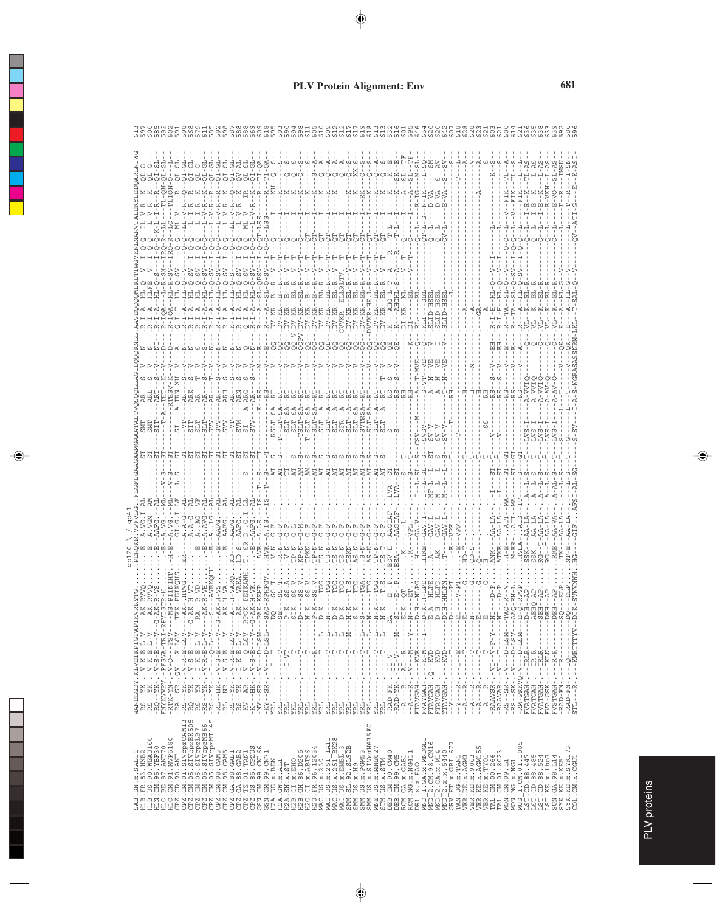# PLV Protein Alignment: Env

```
                         gp120 \ / gp41
WANELGDY.KLVEIKPIGFAPTKVRRYTG....PERKKR.VPVLG..FLGFLGAAGAAMGAAATALTVQSQQLLAGILQQQKNLL.AAVEQQQQMLKLTIWGVKNLNARVTALEKYLEDQARLNIWG  613
```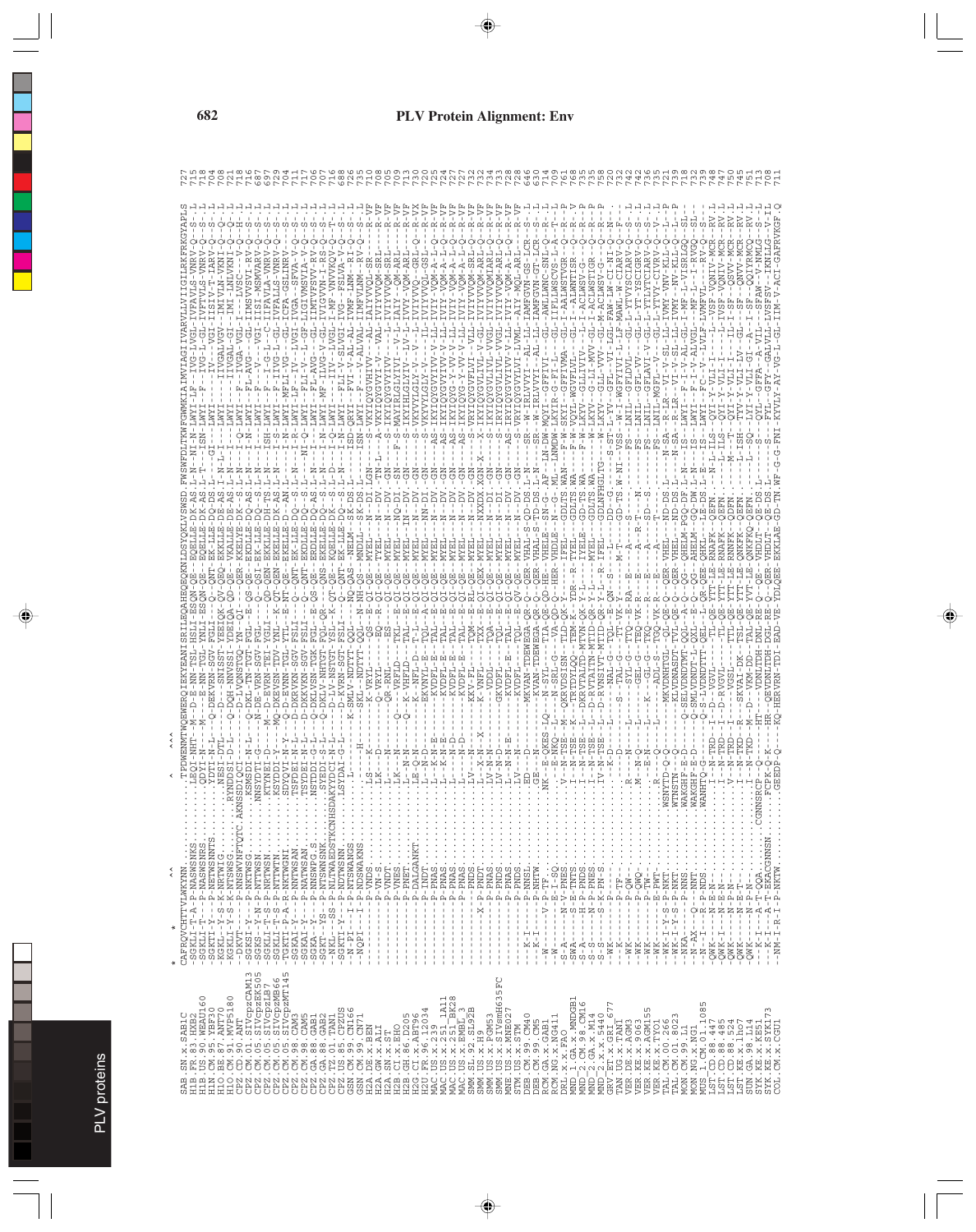```
SAB_SN.x.SAB1C        CAFRQVCHTTVLWKYNN........TPDWENMTWQEWERQIEKYEANISRILEQAHEQSQKNLDSYQKLVSWSD.FWSWFDLTKWFGWMKIAIMVIAGIIVARVLLVIIGILRKFRKGYAPLS  727
H1B.FR.83.HXB2                                                                                                                 715
H1B.US.90.WEAU160                                                                                                              718
H1N.CM.95.YBF30                                                                                                                704
H1O.BE.87.ANT70                                                                                                                708
H1O.CM.91.MVP5180                                                                                                              721
CPZ.CD.90.ANT                                                                                                                  718
CPZ.CM.01.SIVcpzCAM13                                                                                                          716
CPZ.CM.05.SIVcpzEK505                                                                                                          687
CPZ.CM.05.SIVcpzLB7                                                                                                            697
CPZ.CM.05.SIVcpzMB66                                                                                                           729
CPZ.CM.05.SIVcpzMT145                                                                                                          704
CPZ.CM.98.CAM3                                                                                                                 711
CPZ.CM.98.CAM5                                                                                                                 717
CPZ.GA.88.GAB1                                                                                                                 710
CPZ.GA.88.GAB2                                                                                                                 706
CPZ.TZ.06.TAN1                                                                                                                 716
CPZ.US.85.CPZUS                                                                                                                688
GSN.CM.99.CN166                                                                                                                726
GSN.CM.99.CN71                                                                                                                 735
H2A.DE.x.BEN                                                                                                                   718
H2A.GH.x.GH1                                                                                                                   708
H2A.SN.x.ST                                                                                                                    705
H2B.CI.x.EHO                                                                                                                   709
H2B.GH.86.D205                                                                                                                 713
H2G.CI.x.ABT96                                                                                                                 730
H2U.FR.96.12034                                                                                                                721
MAC.US.x.239                                                                                                                   725
MAC.US.x.251_1A11                                                                                                              724
MAC.US.x.251_BK28                                                                                                              727
MAC.US.x.EMBL_3                                                                                                                727
SMM.SL.92.SL92B                                                                                                                732
SMM.US.x.H9                                                                                                                    734
SMM.US.x.PGM53                                                                                                                 732
SMM.US.x.SIVsmH635FC                                                                                                           733
SMM.US.x.MNE027                                                                                                                735
STM.US.x.STM                                                                                                                   728
DEB.CM.99.CM40                                                                                                                 646
DEB.CM.99.CM5                                                                                                                  630
RCM.GA.x.GAB1                                                                                                                  714
RCM.NG.x.NG411                                                                                                                 709
RCM.x.x.FAO                                                                                                                    751
MND_1.GA.x.MNDGB1                                                                                                              761
MND_2.CM.98.CM16                                                                                                               735
MND_2.GA.x.M14                                                                                                                 735
MND_2.x.x.5440                                                                                                                 758
GRV.ET.x.GRI_677                                                                                                               720
TAN.UG.x.TAN1                                                                                                                  732
VER.DE.x.AGM3                                                                                                                  742
VER.KE.x.9063                                                                                                                  736
VER.KE.x.AGM155                                                                                                                734
VER.KE.x.TYO1                                                                                                                  742
TAL.CM.00.266                                                                                                                  739
TAL.CM.01.8023                                                                                                                 721
MON.CM.99.L1                                                                                                                   713
MON.NG.x.NG1                                                                                                                   739
MUS_1.CM.01.1085                                                                                                               718
LST.CD.88.447                                                                                                                  732
LST.CD.88.485                                                                                                                  739
LST.CD.88.524                                                                                                                  748
LST.KE.x.lho7                                                                                                                  747
SUN.GA.98.L14                                                                                                                  750
SYK.KE.x.KE51                                                                                                                  745
SYK.KE.x.SYK173                                                                                                                751
COL.CM.x.CGU1                                                                                                                  713
```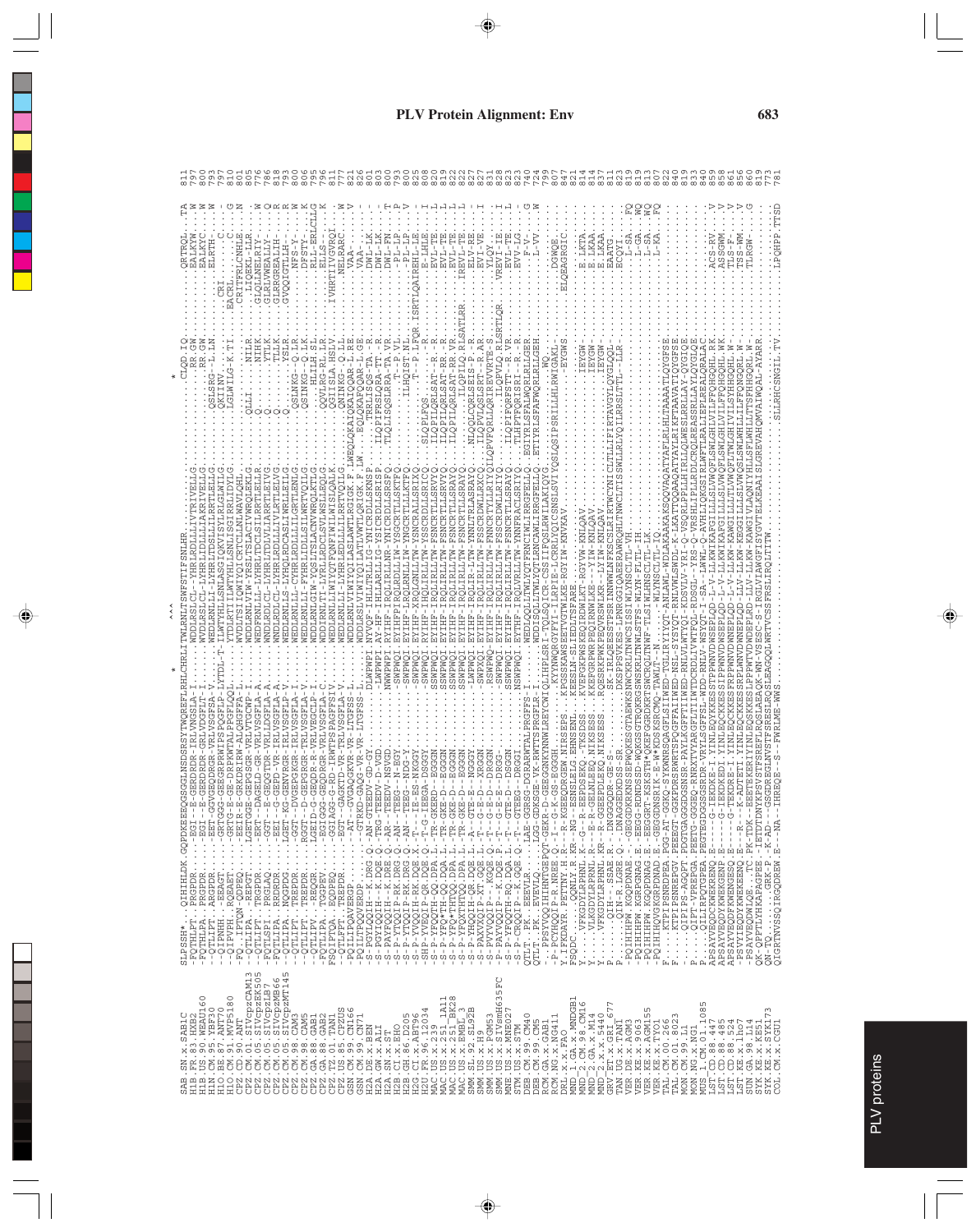```
SAB.SN.x.SAB1C
H1B.FR.83.HXB2
H1B.US.90.WEAU160
H1N.CM.95.YBF30
H1O.BE.87.ANT70
H1O.CM.91.MVP5180
CPZ.CD.90.ANT
CPZ.CM.01.SIVcpzCAM13
CPZ.CM.05.SIVcpzEK505
CPZ.CM.05.SIVcpzLB7
CPZ.CM.05.SIVcpzMB66
CPZ.CM.05.SIVcpzMT145
CPZ.CM.98.CAM3
CPZ.CM.98.CAM5
CPZ.GA.88.GAB1
CPZ.GA.88.GAB2
CPZ.TZ.01.TAN1
CPZ.US.85.CPZUS
GSN.CM.99.CN166
GSN.CM.99.CN71
H2A.DE.x.BEN
H2A.GW.x.ALI
H2A.SN.x.ST
H2B.CI.x.EHO
H2B.GH.86.D205
H2G.CI.x.ABT96
H2U.FR.96.12034
MAC.US.x.239
MAC.US.x.251_1A11
MAC.US.x.251_BK28
MNE.US.x.MNE027
SMM.SL.92.SL92B
SMM.US.x.H9
SMM.US.x.PGM53
SMM.US.x.SIVsmH635FC
STM.US.x.STM
DEB.CM.99.CM40
DEB.CM.99.CM5
RCM.GA.x.GAB1
RCM.NG.x.NG411
DRL.x.x.FAO
MND_1.GA.x.MNDGB1
MND_2.CM.98.CM16
MND_2.GA.x.M14
MND_2.x.x.5440
GRV.ET.x.GRI_677
TAN.UG.x.TAN1
VER.DE.x.AGM3
VER.KE.x.9063
VER.KE.x.AGM155
VER.KE.x.TYO1
TAL.CM.00.266
TAL.CM.01.8023
MON.CM.99.L1
MON.NG.x.NG1
MUS_1.CM.01.1085
LST.CD.88.447
LST.CD.88.485
LST.CD.88.524
LST.KE.x.lho7
SUN.GA.98.L14
SYK.KE.x.KE51
SYK.KE.x.SYK173
COL.CM.x.CGU1
```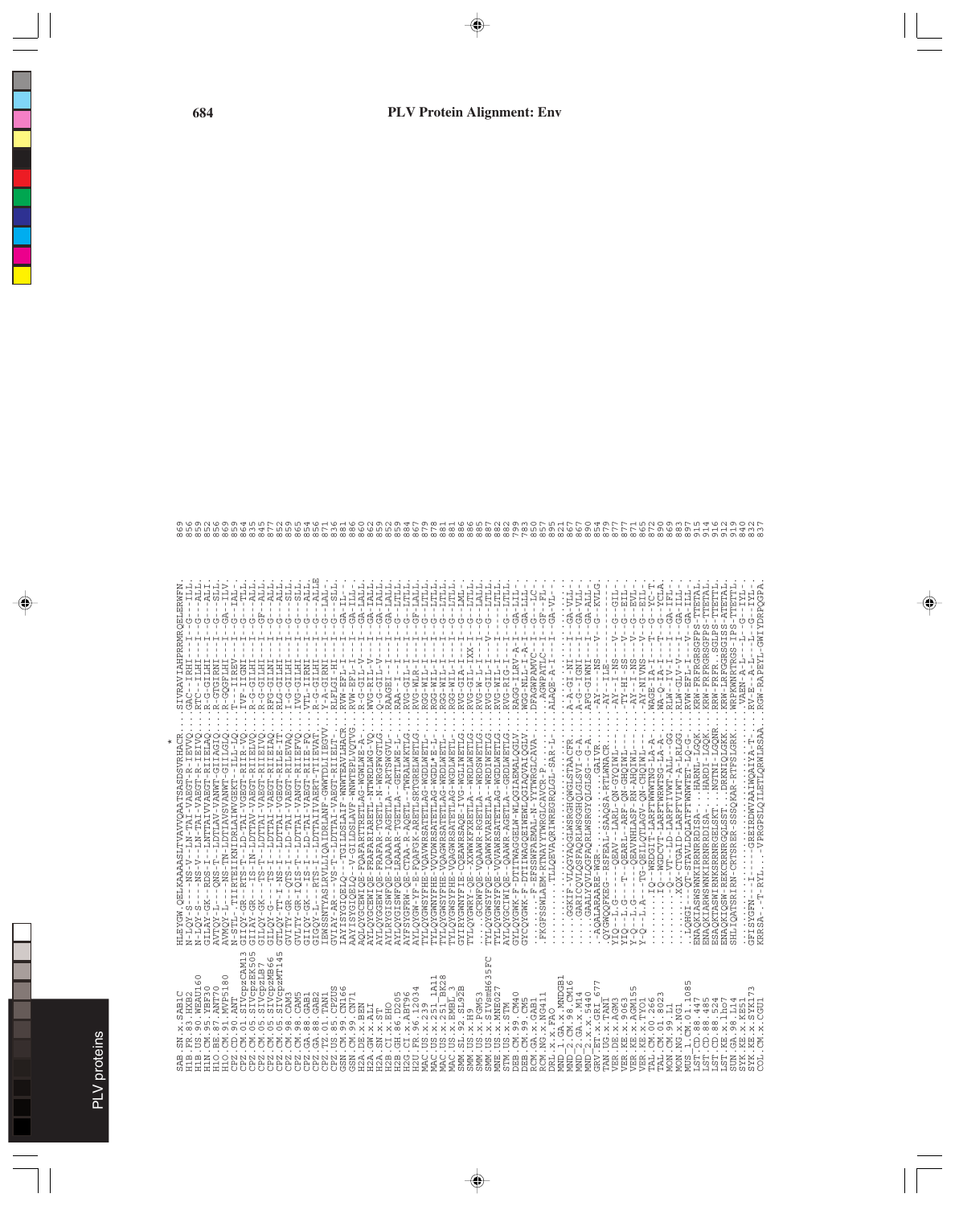# PLV Protein Alignment: Env

```
                          *
SAB.SN.x.SAB1C          HLEYGW.QELKAAAASLTVAVVQAATSASDSVRHACR....SIVRAVIAHPRRMRQELERWFN.  869
H1B.FR.83.HXB2          N-LQY-S----NS-V--LN-TAI-VAEGT-R-IEVVQ....GAC--IRHI---I---G---ILL  856
H1B.US.90.WEAU160       N-LQY-S----NS-V--LN-TAI-VAEGT-R-IEIVQ....RTC--ILHI---I---G---ILL  859
H1N.CM.95.YBF30         GILAY-GK--RDS-I--LNTTAIVVAEGT-RIIELAQ....R-G-GILHI---I---G---ALI  852
H1O.BE.87.ANT70         AVMQY-L----QNS-T--LDTLAV-VANWT-GIIAGIQ...R-GTGIRNI---I---G---SLL  856
H1O.CM.91.MVP5180       AVMQY-L----NS-TN-LDTIAVSVANWT-GIIAGLQ....R-GQGFLHI---I---GA--ILV  859
CPZ.CD.90.ANT           T---STL--TIIRTEIIKNIDRLAIWVGEKT--ILL-LQ...T---ITREV---I---G---IAL  859
CPZ.CM.01.SIVcpzCAM13   GIIQY-GR--RTS-T--LD-TAI-VGEGT-RIIR-VQ....IVF-IIGNI---I---G---TLL  864
CPZ.CM.05.SIVcpzEK505   GIIAY-GR---IS-IN-LDTTAV-VAEGT-RIIELVQ....R-G-GILHI---I---G---ALL  835
CPZ.CM.05.SIVcpzLB7     GILQY-GK---TS-T--LDTTAI-VAEGT-RIIEIVQ....R-G-GILHI---I---GF--ALL  845
CPZ.CM.05.SIVcpzMB66    GILQY-G----TS-I--LDTTAI-VAEGT-RIIELAQ....RPG-GILNI---I---G---ALL  877
CPZ.CM.05.SIVcpzMT145   GTLQY-TT-I-NS-I--LDTTAI-VGEGT-RILE-IT....RLG-GILHI---I---G---ALL  852
CPZ.CM.98.CAM3          GVITY-GR--QTS-I--LD-TAI-VAEGT-RILEVAQ....I-G-GILHI---I---G---SLL  859
CPZ.CM.98.CAM5          GVLTY-GR-IQIS-T--LDTTAI-VANGT-RIIEFVQ....IVG-GILHI---I---G---SLL  865
CPZ.GA.88.GAB1          GIIQY-GK---IS-I--LD-TAI-VAEGT-RIIE-FQ....VTL-IIRNI---I---G---SLL  854
CPZ.GA.88.GAB2          GIIQY-GK--RIS-I--LD-TAI-VAEGT-RIIEVAQ....R-L-GILHI---I---G---ALLE  856
CPZ.TZ.00.TAN1          IEWSSNTYASLRVLLLIQA IDRLANF-GNWTDLIEGVV...Y-A-GIRNI---I---G---LAL  871
CPZ.US.85.CPZUS         GVIAY-AR---VS-T--LDTTAI-VAEGT-RIIELT-....RLFLGI-HI---I---G---SLL  836
GSN.CM.99.CN166         IAYISYGIQELQ--TGILDSLAIF-WNWTEAVLHACR...RVW-EFL-I---I---GA-IL-   881
GSN.CM.99.CN71          AAYISYGIQELQ--V-GILDSLAVF-WNWTEPLVQTVG...RVW-EFL-I---I---GA-ILL  886
H2A.DE.x.BEN            AQLQYGCEWIQE-FQAFARTTRETLAG-WGWLWR-A-....R-G-GIL-V---I---GA-IALL 860
H2A.GH.x.GH1            AYLQYGWIQE-FRAFARIARETLAN-NTWRDLWG-VQ....WG-RIL-A---I---G---ALL  862
H2A.SN.x.ST             AYLQYGGEWIQE-FRAFAR-TGETL-N-WRGFWGTLG....Q-G-GIL-V---I---GA-IALL 859
H2B.CI.x.EHO            AYLRYGISWFQE-IQAAAR-AGETLA--ARTSWGVL-....RAAGEI--I---I---GA-LALL 852
H2B.GH.86.D205          AYLQYGISWFQE-LRAAAR-TGETLA--GETLWE-L-....RAA--I--I---I---G--LTLL 859
H2G.CI.x.ABT96          AYFSYGFRW-QE-CTAA-R-AQETL--TWRALWKTLG....RVG-GIL-I---I---G--LTLL 864
H2U.FR.96.12034         AYLRYGW-WIQE-FQAFGR-AEETLSRTGREIWETLG....RVG-WIL-I---I---GF-LALL 867
MAC.US.x.239            TYLQYGWSYFHE-VQAVWRSATETLAG-WGDLWETL-....RGG-WIL-I---I---G--LTLL 879
MAC.US.x.251_1A11       TYLQYGWNYFHE-VQVDWRSATETLAG-WGDL*E-L-....RGG-WIL-I---I---G--LTLL 878
MAC.US.x.251_BK28       TYLQYGWSYFHE-VQAGWRSATETLAG-WRDLWETL-....RGG-WIL-I---I---G--LTLL 881
MAC.US.x.EMBL_3         TYLQYGWSYFHE-VQAGWRSATETLAG-WGDLWETL-....RGG-WIL-I---I---G--LTLL 881
SMM.SL.92.SL92B         GYLQYGWNYFQE-QGEWSRSA-QE-IAG-WGLIWETLG...RVG-GIL-I---I---G--LALL 881
SMM.US.x.H9             TYLQYGWRY-QE--XXWWKPXRETLA--WRDLWETLG....RVG-GIL-IXX-I---G--LTLL 886
SMM.US.x.PGM53          .....GCRWFQE-VQAAWR-RGETLA--WRDSWETLG....RVG-W-L-I---I---G--LALL 885
SMM.US.x.SIVsmH635FC    TYLQYGWSYFQE--QAWWKVARETLA--WRDIWETLG....RVG-GIL-I---V---G--LTLL 887
MNE.US.x.MNE027         TYLQYGWSYFQE-VQVAWRSATETLAG-WGDLWETLG....RVG-WIL-I---I---G--LTLL 882
STM.US.x.STM            AYLQYGCIWIQE--QAAWR-AGETLA--GEDLWETLG....RVG-RIL-G-I---I---G--LTLL 882
DEB.CM.99.CM40          GYLQYGWK-F-DTITWAGGELW-WLQGIAEMALQGLV....RAGG-ILRV-A-I---GA-LIL- 799
DEB.CM.99.CM5           GYCQYGWK-F-DTIIWAGQEWEWLQGIAQVAIQGLV.....WGG-NLL-I-A-I---GA-LL-  783
RCM.GA.x.GAB1           ..........F-EFSSWFAEMAL-N-YYTWRGLCAVA....DFAGWPAMVC--I---G---LC- 850
RCM.NG.x.NG411          .FKGFSSWLAEM-RTNAYYTWRGLCAVCR-P........ .AGWPATLC--I---GF--FL-  857
DRL.x.x.FAO             ...............TLLQEVAQRIWREGRQLGL-SAR-L-...ALAQE-A-I----GA-VL-  855
MND_1.GA.x.MNDGB1       .......................................................  821
MND_2.CM.98.CM16        .....GGKIF-VLQGYAQGLWSRGHQWGLSTAA CFR....A-A-GI-NI--I---GA-VLL-  867
MND_2.GA.x.M14          .....GARICQVLQSFAQRLWSGGHQLGLSVT-G-A.....A-G--IGNI---I---GA-VLL- 867
MND_2.x.x.5440          ......GAALYQVLQGFAQRLWSRGYQLGLSG--G-A....APG-GIWNI---I---GA-ALL- 890
GRV.ET.x.GRI_677        ...AQLARRARE-WGR-...........GAIVE........AY---NS---V---G---KVLG  854
TAN.UG.x.TAN1           .QYGWQQPKEG-RSFEAL-SAAQSA-RTLWNACR.......AY---ILE-------------. 879
VER.DE.x.AGM3           YIQ--L.G-----QEAV--LARL-QN-GYQIWL-----...AY--I-NS---V---G---GIL- 877
VER.KE.x.9063           YIQ--L.G---T--QEARL--ARF-QN-GHQIWL-----...TY-HI-SS---V---G---EIL- 877
VER.KE.x.AGM155         Y-Q--L.G----QEAVNHLASF-RN-AHQIWL-----....AY--I-NS---V---G---EVL- 871
VER.KE.x.TYO1           Y-Q--L.A----TG-QEILQTLAGV-QN-CHQIWL---...AY-NI-VNS---V---G---ELL- 865
TAL.CM.00.266           ..........IQ--WRDGIT-LARFTWRWTNG-LA-A-....WAGE--IA-I---T---G---YC-T 872
TAL.CM.01.8023          ..........IQ--WSDCYT-LARFTWRWTSG-LA-A-....WA-Q--IA-I---I---G---YCLA 890
MON.CM.99.L1            ..........Q--VT--LD-LARFTIVWT-ALL--GG....RLW--IV-I---I---GA-IFL- 869
MON.NG.x.NG1            ..........XQX-CTGAID-LARFTVIWT-A-LRLGG...RLW-GLV-V---I---GA-ILL- 883
MUS_1.CM.01.1085        ..LQHGI--QT-STAVLDQLATPTWNWTET-LQ-G-.....RVW-EFL-I---V---GA-ILL- 897
LST.CD.88.447           ENAQKIASWSWNKIRRNRDISA-...HARDI-LGQK.....KRW-FRFRGRSGFPS-TTETAL. 915
LST.CD.88.485           ENAQKIARWSWNKIRRNRDISA-...HARDI-LGQK.....KRW-FRFRGRSGFPS-TTETAL. 914
LST.CD.88.524           ESAQKTASWIRNKSRRNRGELSKT...NGTNI-LGQNR...RRW-FRFR..SGLPS-TTETTL 916
LST.KE.x.1ho7           ENAQKIQSW-RKCRRNRGQLSST....DRKNIQLGKK....KRW-LRFGGRSGISS-ATETAL 912
SUN.GA.98.L14           SHLIQATSRIRN-CRTSRER-SSSQKAR-RTFSLGRK....WRPKNRTRGS-IPS-TTETTL. 919
SYK.KE.x.KE51           .....................................................VAEN-L-----L---I-YL-  840
SYK.KE.x.SYK173         GFISYGFN--I-----GREIRDWVAAIWQAIYA-T-.....RV-E--A-L--L----G---IYL- 832
COL.CM.x.CGU1           KRRSA--T-RYL...-VPRGPSLQILETLQEWLRSAA....RGW-RAPEYL-GWIYDRPQGPA  837
```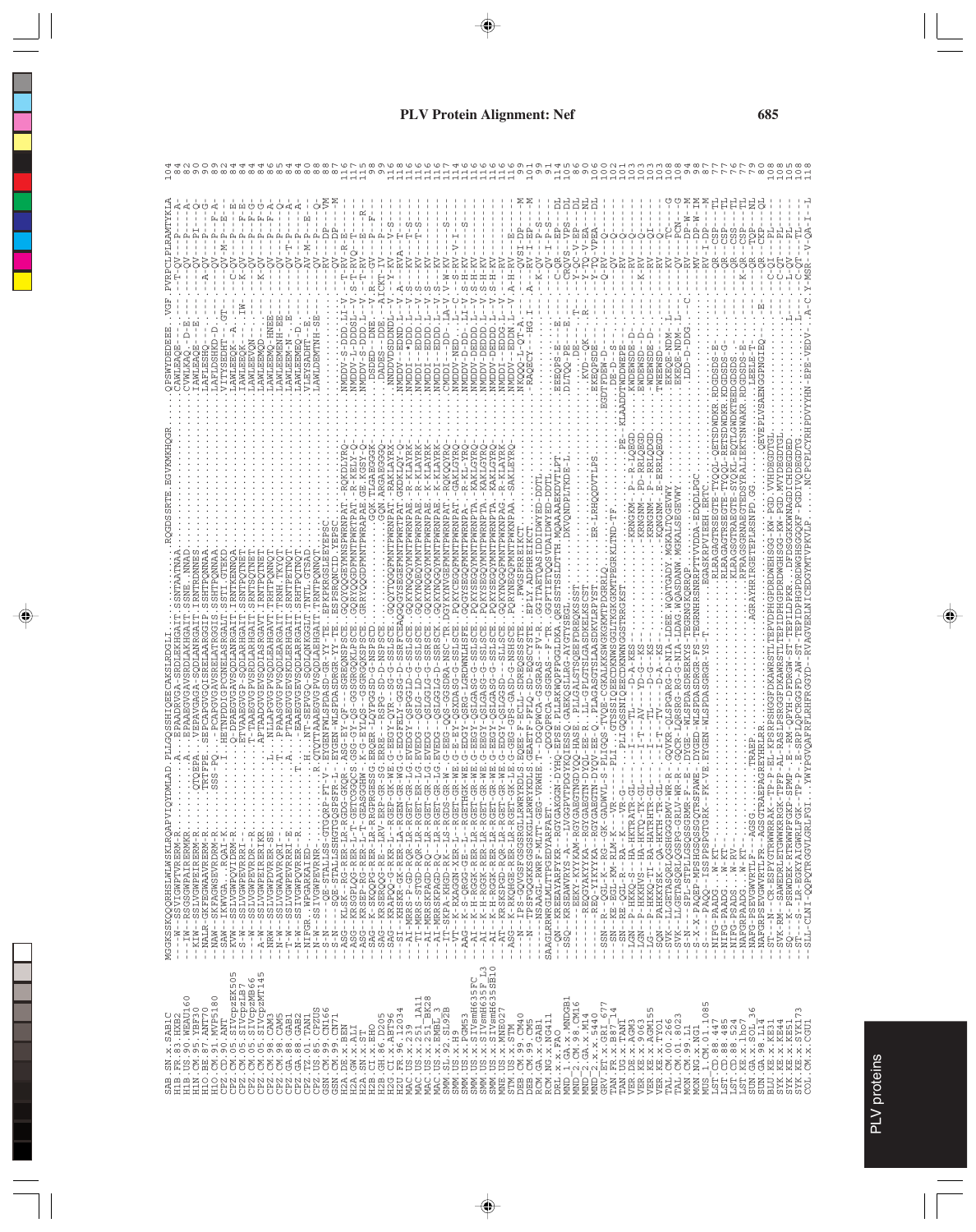```
SAB.SN.x.SAB1C            104
H1B.FR.83.HXB2             84
H1B.US.90.WEAU160          82
H1N.CM.95.YBF30            90
H1O.BE.87.ANT70            90
H1O.CM.91.MVP5180          89
CPZ.CD.90.ANT              82
CPZ.CM.05.SIVcpzEK505      84
CPZ.CM.05.SIVcpzLB7        84
CPZ.CM.05.SIVcpzMB66       84
CPZ.CM.05.SIVcpzMT145      84
CPZ.CM.98.CAM3             86
CPZ.CM.98.CAM5             85
CPZ.GA.88.GAB1             84
CPZ.GA.88.GAB2             80
CPZ.TZ.01.TAN1             80
CPZ.US.85.CPZUS            88
GSN.CM.99.CN166            88
GSN.CM.99.CN71             87
H2A.DE.x.BEN              116
H2A.GW.x.ALI              117
H2A.SN.x.ST               115
H2B.CI.x.EHO               98
H2B.GH.86.D205             99
H2G.CI.x.ABT96            116
H2U.FR.96.12034           118
MAC.US.x.239              116
MAC.US.x.251_1A11         116
MAC.US.x.251_BK28         116
MAC.US.x.MM142            116
SMM.SL.92.SL92B           117
SMM.US.x.H9               114
SMM.US.x.PGM53            116
SMM.US.x.SIVsmH635FC      116
SMM.US.x.SIVsmH635FL3     116
SMM.US.x.SIVsmH635SB10    116
MNE.US.x.MNE027           116
STM.US.x.STM              116
DEB.CM.99.CM40             99
DEB.CM.99.CM5             101
RCM.GA.x.GAB1              99
RCM.NG.x.NG411             91
DRL.x.x.FAO               114
MND_1.GA.x.MNDGB1         105
MND_2.CM.98.CM16           96
MND_2.GA.x.M14             90
MND_2.x.x.5440            106
GRV.ET.x.GRI_677          100
TAN.FR.x.B87_14           102
TAN.UG.x.TAN1             101
VER.DE.x.AGM3             103
VER.KE.x.9063             103
VER.KE.x.AGM155           103
VER.KE.x.TYO1             103
TAL.CM.00.266             108
TAL.CM.01.8023            108
MON.CM.99.L1               94
MON.NG.x.NG1               98
MUS_1.CM.01.1085           87
LST.CD.88.447              77
LST.CD.88.485              77
LST.CD.88.524              76
LST.KE.x.lho7              77
SUN.GA.x.SOL_36            79
SUN.GA.98.L14              80
SYK.KE.x.KE44             108
SYK.KE.x.KE51             108
SYK.KE.x.SYK173           105
COL.CM.x.CGU1             118
```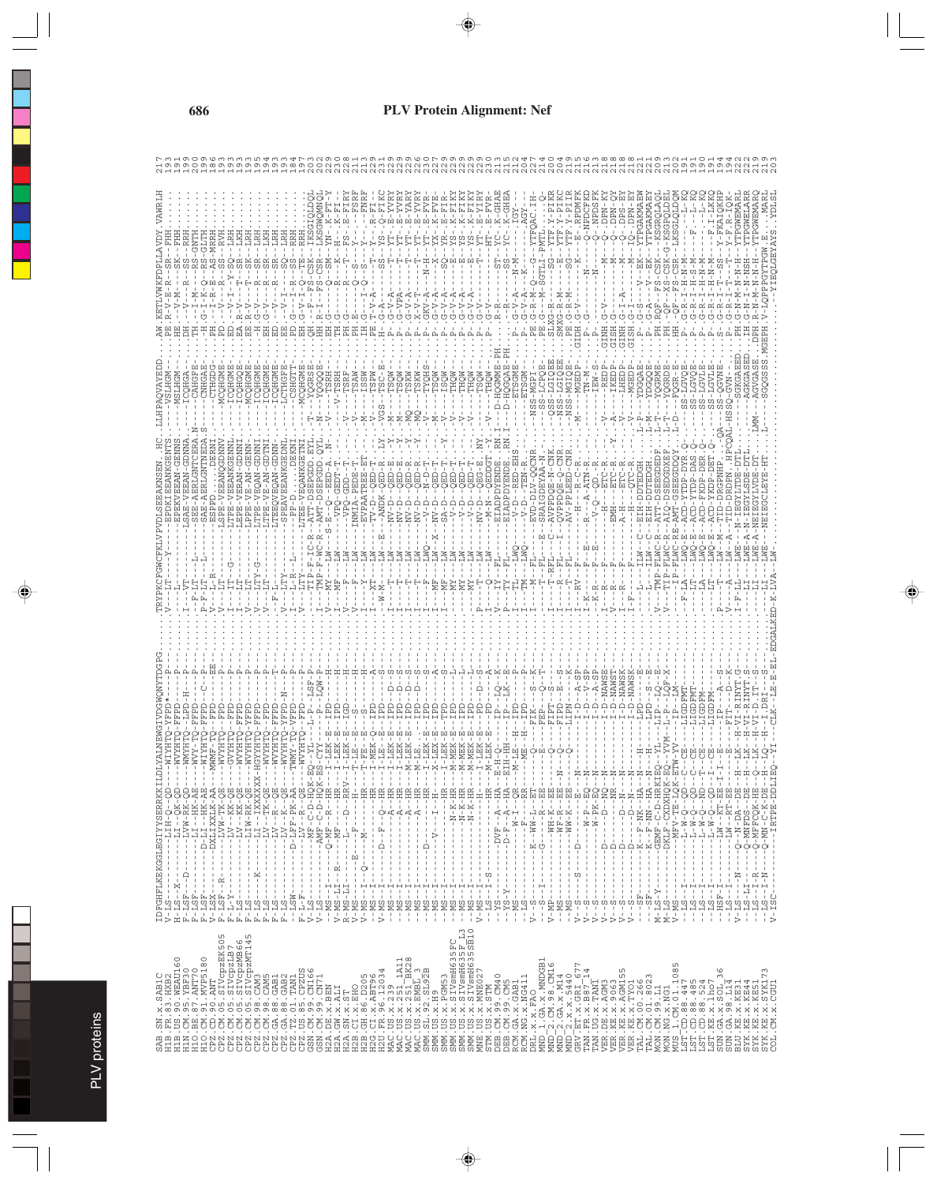# PLV Protein Alignment: Nef

```
SAB.SN.x.SAB1C          IDFGHFLKEKGGLEGIYYSERRKKILDLYALNEWGIVDGWQNYTDGPG.......TRYPKCFGWCFKLVPVDLSEEAKNSEN..HC.LLHPAQVAYEDD....AW.KETLVWKFDPLLAYDY.VAWRLH 217
```

| Sequence | Length |
|---|---|
| SAB.SN.x.SAB1C | 217 |
| H1B.FR.83.HXB2 | 193 |
| H1N.CM.95.YBF30 | 191 |
| H1O.BE.87.ANT70 | 199 |
| H1O.CM.91.MVP5180 | 200 |
| CPZ.CD.90.ANT | 199 |
| CPZ.CM.05.SIVcpzEK505 | 186 |
| CPZ.CM.05.SIVcpzLB7 | 193 |
| CPZ.CM.05.SIVcpzMB66 | 193 |
| CPZ.CM.05.SIVcpzMT145 | 193 |
| CPZ.CM.98.CAM3 | 195 |
| CPZ.CM.98.CAM5 | 195 |
| CPZ.GA.88.GAB1 | 194 |
| CPZ.GA.88.GAB2 | 193 |
| CPZ.TZ.01.TAN1 | 193 |
| CPZ.US.85.CPZUS | 184 |
| GSN.CM.99.CN166 | 197 |
| GSN.CM.99.CN71 | 203 |
| H2A.DE.x.BEN | 202 |
| H2A.GW.x.ALI | 229 |
| H2A.SN.x.ST | 230 |
| H2B.CI.x.EHO | 228 |
| H2B.GH.86.D205 | 211 |
| H2G.CI.x.ABT96 | 213 |
| H2U.FR.96.12034 | 229 |
| MAC.US.x.239 | 231 |
| MAC.US.x.251_1A11 | 229 |
| MAC.US.x.251_BK28 | 229 |
| MAC.US.x.EMBL_3 | 229 |
| SMM.SL.92.SL92B | 226 |
| SMM.US.x.H9 | 230 |
| SMM.US.x.PGM53 | 227 |
| SMM.US.x.SIVsmH635FC | 229 |
| SMM.US.x.SIVsmH635FL3 | 229 |
| SMM.US.x.SIVsmH635SB10 | 229 |
| MNE.US.x.MNE027 | 229 |
| STM.US.x.STM | 229 |
| RCM.GA.x.GAB1 | 230 |
| RCM.NG.x.NG411 | 213 |
| DRL.x.x.FAO | 215 |
| MND_1.GA.x.MNDGB1 | 212 |
| MND_2.CM.98.CM16 | 204 |
| MND_2.GA.x.M14 | 227 |
| MND_2.x.x.5440 | 214 |
| GRV.ET.x.GRI_677 | 200 |
| TAN.UG.x.TAN1 | 204 |
| VER.DE.x.AGM3 | 204 |
| VER.KE.x.9063 | 209 |
| VER.KE.x.AGM155 | 215 |
| VER.KE.x.TYO1 | 216 |
| TAL.CM.00.266 | 213 |
| TAL.CM.01.8023 | 218 |
| MON.CM.99.L1 | 218 |
| MON.NG.x.NG1 | 218 |
| MUS_1.CM.01.1085 | 221 |
| LST.CD.88.447 | 222 |
| LST.CD.88.485 | 209 |
| LST.CD.88.524 | 221 |
| LST.KE.x.lho7 | 202 |
| SUN.GA.98.L14 | 191 |
| BLU.GA.x.SOL_36 | 190 |
| SYK.KE.x.KE44 | 190 |
| SYK.KE.x.KE51 | 191 |
| SYK.KE.x.SYK173 | 194 |
| COL.CM.x.CGU1 | 194 |
|  | 222 |
|  | 222 |
|  | 219 |
|  | 219 |
|  | 203 |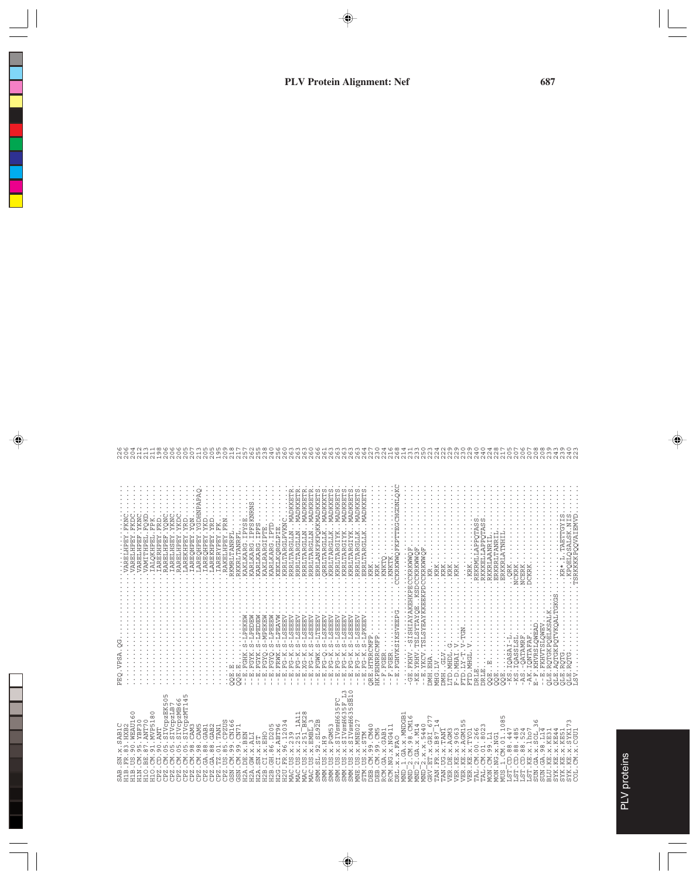# PLV Protein Alignment: Nef

```
SAB.SN.x.SAB1C            PEQ.VPSA.QG.........................VARELHPEY.FKNC.............  226
H1B.FR.83.HXB2            ....................................VARELHPEY.FKDC.............  206
H1B.US.90.WEAU160         ....................................VARELHPEY.YKNC.............  204
H1N.CM.95.YBF30           ....................................VAMITHPEL.FQKD.............  212
H1O.BE.87.ANT70           ....................................IALQKHPEL.FPK..............  213
H1O.CM.91.MVP5180         ....................................IARERHPEY.FRD..............  211
CPZ.CD.90.ANT             ....................................RARELHPEF.YQNC.............  198
CPZ.CM.05.SIVcpzEK505     ....................................IARELHSEY.YKNC.............  206
CPZ.CM.05.SIVcpzLB7       ....................................RARELHPEY.YKDC.............  206
CPZ.CM.05.SIVcpzMB66      ....................................LAREKHPEY.YRD..............  206
CPZ.CM.05.SIVcpzMT145     ....................................IAREQHPEY.YQN..............  205
CPZ.CM.98.CAM3            ....................................LAREQHPEY.YGDHNPAPAQ.......  207
CPZ.CM.98.CAM5            ....................................IAREQHPEY.YKD..............  213
CPZ.GA.88.GAB1            ....................................LAREKHPEY.YRD..............  205
CPZ.GA.88.GAB2            ....................................IARERYPEY.FK...............  205
CPZ.TZ.01.TAN1            ....................................RAKELHPEY.FRN..............  195
CPZ.US.85.CPZUS           ....................................RKMRLTANRFL................  209
GSN.CM.99.CN166           QQE.E...............................RKKRLTANRFL................  218
GSN.CM.99.CN71            QQE.................................KAKLKARG.IPYSE.............  217
H2A.DE.x.BEN              --E.FGHK.S-LPEKEW...................KARLKARG.IPFSKNRNS.........  217
H2A.GW.x.ALI              --E.FGYK.S-LPEDEW...................KARLKARG.IPFS..............  262
H2A.SN.x.ST               --E.FGYK.S-LPEDEW...................KAKLKARG.IPTE..............  255
H2B.CI.x.EHO              --E.FGYQ.S-MPEKEW...................KARLKARG.IPTD..............  238
H2B.GH.86.D205            --E.FGYQ.S-LPEEEW...................KEKLKQRGLIPE...............  240
H2G.CI.x.ABT96            --E.FRWK.S-LPEAVW...................KRRLTARGLPVKNC.............  256
H2U.FR.96.12034           --E.FG-K.S-LSEEEV...................RRRLTARGLLN..MADKKETR......  260
MAC.US.x.239              --E.FG-K.S-LSEEEV...................RRRLTARGLLN..MADKKETR......  263
MAC.US.x.251_1A11         --E.FG-K.S-LSEEEV...................RRRLTARGLLN..MADKKETR......  263
MAC.US.x.251_BK28         --E.XG-K.S-LSEEEV...................RRRLTARGLLN..MADKKETR......  263
MAC.US.x.MM251_3          --E.FG-K.S-LSEEEV...................RRRLTARGLLN..MADKKETR......  263
SMM.SL.92.SL92B           --E.FGWK.S-LTEEEV...................ERRLANKPKQKMADKKETS........  260
SMM.US.x.H9               --E.FG-Q.S-LSKEEV...................QRRLTARGLLK..MADKKKTS......  266
SMM.US.x.PGM53            --E.FG-K.S-LSEEEV...................KRRLTARGLLK..MADKKETS......  261
SMM.US.x.SIVsmH635FC      --E.FG-K.S-LSEEEV...................KRRLTARGIYK..MADKKETS......  263
SMM.US.x.SIVsmH635F_L3    --E.FG-K.S-LSEEEV...................KRRLTARGIYK..MADKKETS......  263
SMM.US.x.SIVsmH635SB10    --E.FG-K.S-LSEEEV...................KRRLTARGIYK..MADKKETS......  263
MNE.US.x.MNE027           --E.FG-K.S-LSEEEV...................RRRLTARGLLK..MADKKETS......  263
STM.US.x.STM              --E.FG-K.S-LPKEEV...................ERRLTARGLLK..MADKKETS......  264
DEB.CM.99.CM40            QRE.HTRRCMFP........................KRK........................  227
DEB.CM.99.CM5             HKE.HNRRCMFP........................KRK........................  230
RCM.GA.x.GAB1             --F.FGER............................KNKTQ......................  224
RCM.NG.x.NG411            --F.FGER............................KNKTK......................  224
DRL.x.x.FAO               --F.FGER............................KNKTK......................  216
MND_1.GA.x.MNDGB1         --E.FGHVKSIKSVEEPG..................CCKRKWWQFKPTTEGCHGDNLQKC...  268
MND_2.CM.98.CM16          -GE.FKHV.-SISHIAYAKEHKPECCKRKWWQF..............................  214
MND_2.GA.x.M14            -KE.YRHV.TSLSYTAYQE.KSDCCKRKWWQF...............................  211
MND_2.x.x.5440            --E.YKCV.TSLSYEAYKKEEKPDCCKRKWWQF..............................  233
GRV.ET.x.GRI_677          DMH.EHA.............................KR.........................  250
TAN.FR.x.B87_14           DMH.LV..............................KRK........................  223
TAN.UG.x.TAN1             DMH.-GLV............................KRK........................  224
VER.DE.x.AGM3             LTD.MHDL.G..........................KRK........................  222
VER.KE.x.9063             F-D.MHAI.V..........................KRK........................  229
VER.KE.x.AGM155           FTD.LY-T.V-TGN......................KRK........................  229
VER.KE.x.TYO1             FTD.MHGL.V..........................KRK........................  230
TAL.CM.00.266             DRLE................................REKRMLLAPPQTASS............  229
TAL.CM.01.8023            DRLE................................RKKELLAPPQTAS..............  240
MON.CM.99.L1              QQE.E...............................RKKRLAANRIL................  240
MON.NG.x.NG1              QQE.................................ERKRRLTANRIL...............  224
MUS_1.CM.01.1085          QQE.................................ERKKRLATNHIL...............  228
LST.CD.88.447             -KS.IQASAI-L........................QRK........................  217
LST.CD.88.485             -KS.IQASSISL........................NCERK......................  205
LST.CD.88.524             -AS.-QATAMRF........................NCERK......................  207
LST.KE.x.lho7             -AK.IQNTAFAF........................DCKRK......................  206
SUN.GA.98.L14             E-F.KHVRSLQWEAD.............................................  207
BLU.KE.x.ESL.36           --E.FKHVTSLQWEV.............................................  208
SYK.KE.x.KE51             QLE.RQTGKPQELKSALK..........................................  208
SYK.KE.x.KE44             QLE.AQTGKPQTVKQALTGKGS......................................  239
SYK.KE.x.SYK173           QLE.RQTG............................KR*.L.TAETTGYIS..........  243
COL.CM.x.CGU1             QLE.RQTG............................KPQELQSALSK.NIS..........  239
                          LSV.................................TSRKKKKPQQVAIEMVD........  240
                                                                                             223
```